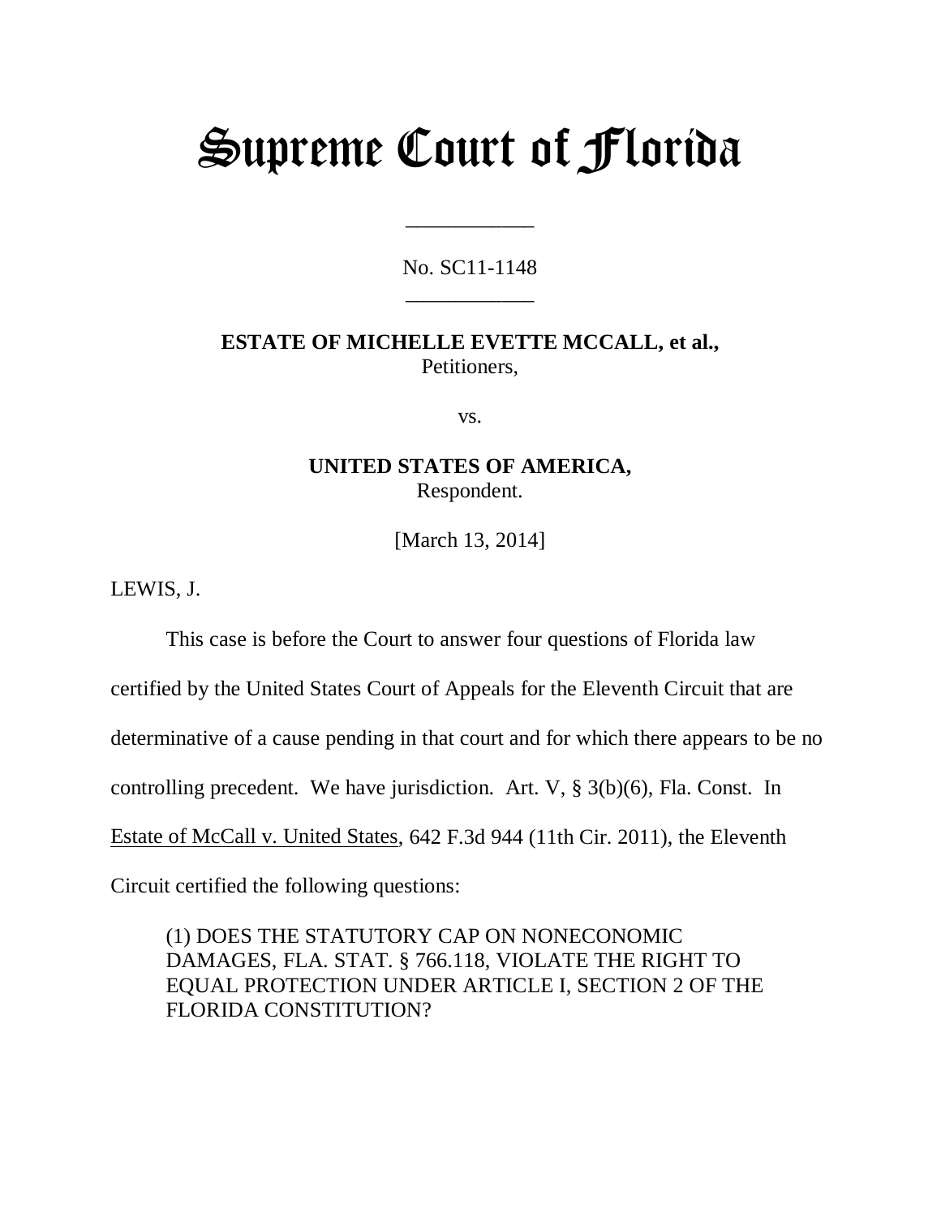# Supreme Court of Florida

\_\_\_\_\_\_\_\_\_\_\_\_

No. SC11-1148

\_\_\_\_\_\_\_\_\_\_\_\_

**ESTATE OF MICHELLE EVETTE MCCALL, et al.,**
Petitioners,

vs.

**UNITED STATES OF AMERICA,**
Respondent.

[March 13, 2014]

LEWIS, J.

This case is before the Court to answer four questions of Florida law certified by the United States Court of Appeals for the Eleventh Circuit that are determinative of a cause pending in that court and for which there appears to be no controlling precedent. We have jurisdiction. Art. V, § 3(b)(6), Fla. Const. In Estate of McCall v. United States, 642 F.3d 944 (11th Cir. 2011), the Eleventh Circuit certified the following questions:

> (1) DOES THE STATUTORY CAP ON NONECONOMIC DAMAGES, FLA. STAT. § 766.118, VIOLATE THE RIGHT TO EQUAL PROTECTION UNDER ARTICLE I, SECTION 2 OF THE FLORIDA CONSTITUTION?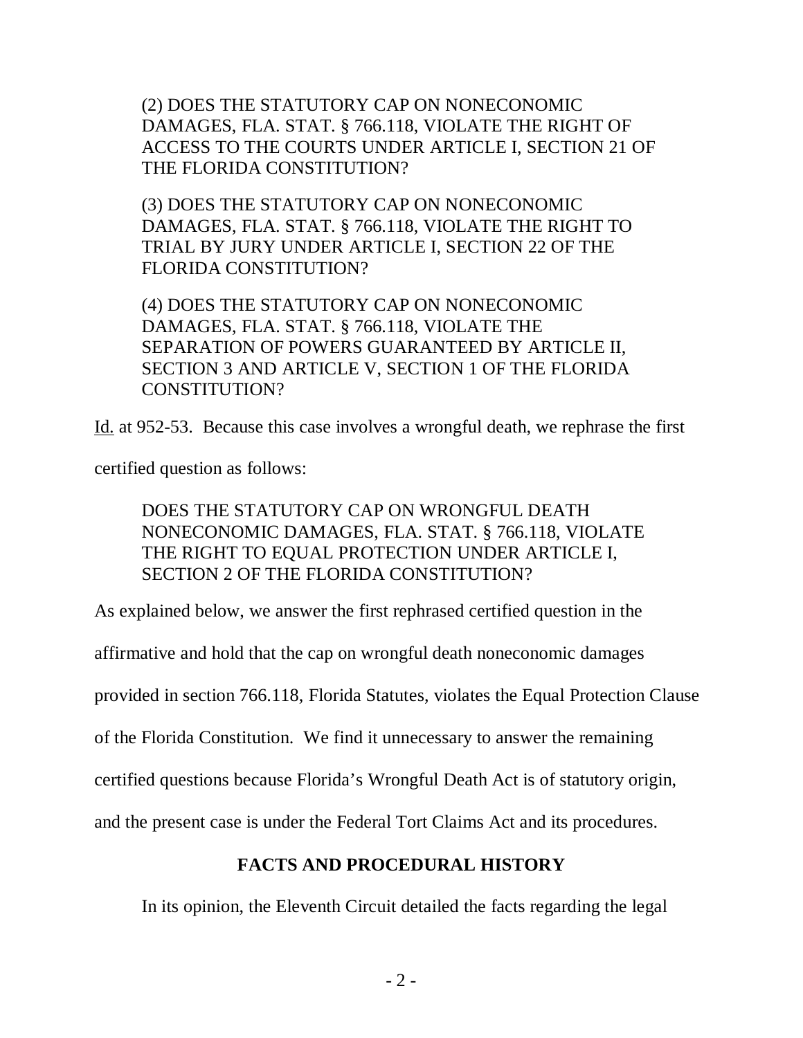> (2) DOES THE STATUTORY CAP ON NONECONOMIC DAMAGES, FLA. STAT. § 766.118, VIOLATE THE RIGHT OF ACCESS TO THE COURTS UNDER ARTICLE I, SECTION 21 OF THE FLORIDA CONSTITUTION?
>
> (3) DOES THE STATUTORY CAP ON NONECONOMIC DAMAGES, FLA. STAT. § 766.118, VIOLATE THE RIGHT TO TRIAL BY JURY UNDER ARTICLE I, SECTION 22 OF THE FLORIDA CONSTITUTION?
>
> (4) DOES THE STATUTORY CAP ON NONECONOMIC DAMAGES, FLA. STAT. § 766.118, VIOLATE THE SEPARATION OF POWERS GUARANTEED BY ARTICLE II, SECTION 3 AND ARTICLE V, SECTION 1 OF THE FLORIDA CONSTITUTION?

Id. at 952-53. Because this case involves a wrongful death, we rephrase the first certified question as follows:

> DOES THE STATUTORY CAP ON WRONGFUL DEATH NONECONOMIC DAMAGES, FLA. STAT. § 766.118, VIOLATE THE RIGHT TO EQUAL PROTECTION UNDER ARTICLE I, SECTION 2 OF THE FLORIDA CONSTITUTION?

As explained below, we answer the first rephrased certified question in the affirmative and hold that the cap on wrongful death noneconomic damages provided in section 766.118, Florida Statutes, violates the Equal Protection Clause of the Florida Constitution. We find it unnecessary to answer the remaining certified questions because Florida's Wrongful Death Act is of statutory origin, and the present case is under the Federal Tort Claims Act and its procedures.

## FACTS AND PROCEDURAL HISTORY

In its opinion, the Eleventh Circuit detailed the facts regarding the legal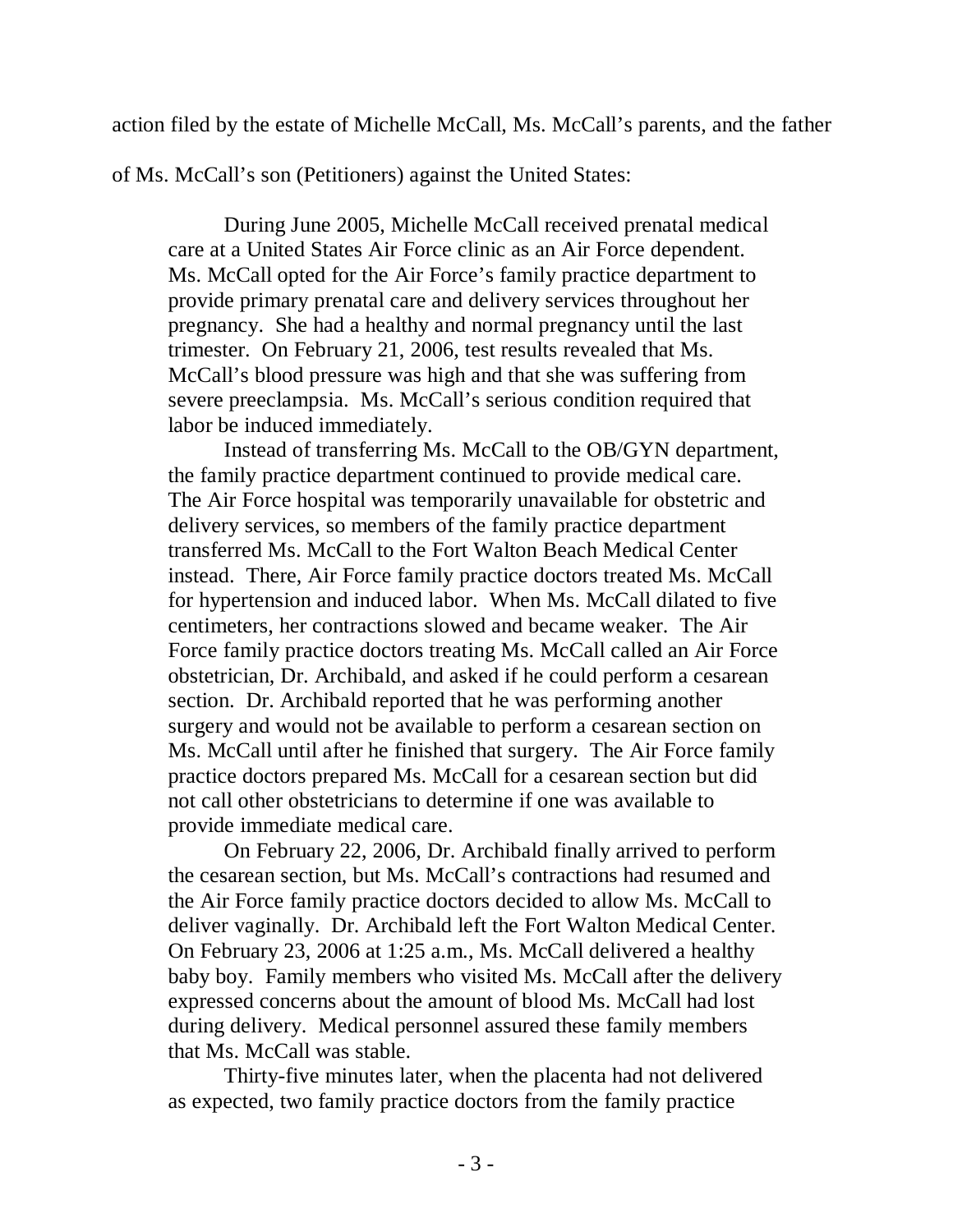action filed by the estate of Michelle McCall, Ms. McCall's parents, and the father of Ms. McCall's son (Petitioners) against the United States:

> During June 2005, Michelle McCall received prenatal medical care at a United States Air Force clinic as an Air Force dependent. Ms. McCall opted for the Air Force's family practice department to provide primary prenatal care and delivery services throughout her pregnancy. She had a healthy and normal pregnancy until the last trimester. On February 21, 2006, test results revealed that Ms. McCall's blood pressure was high and that she was suffering from severe preeclampsia. Ms. McCall's serious condition required that labor be induced immediately.
>
> Instead of transferring Ms. McCall to the OB/GYN department, the family practice department continued to provide medical care. The Air Force hospital was temporarily unavailable for obstetric and delivery services, so members of the family practice department transferred Ms. McCall to the Fort Walton Beach Medical Center instead. There, Air Force family practice doctors treated Ms. McCall for hypertension and induced labor. When Ms. McCall dilated to five centimeters, her contractions slowed and became weaker. The Air Force family practice doctors treating Ms. McCall called an Air Force obstetrician, Dr. Archibald, and asked if he could perform a cesarean section. Dr. Archibald reported that he was performing another surgery and would not be available to perform a cesarean section on Ms. McCall until after he finished that surgery. The Air Force family practice doctors prepared Ms. McCall for a cesarean section but did not call other obstetricians to determine if one was available to provide immediate medical care.
>
> On February 22, 2006, Dr. Archibald finally arrived to perform the cesarean section, but Ms. McCall's contractions had resumed and the Air Force family practice doctors decided to allow Ms. McCall to deliver vaginally. Dr. Archibald left the Fort Walton Medical Center. On February 23, 2006 at 1:25 a.m., Ms. McCall delivered a healthy baby boy. Family members who visited Ms. McCall after the delivery expressed concerns about the amount of blood Ms. McCall had lost during delivery. Medical personnel assured these family members that Ms. McCall was stable.
>
> Thirty-five minutes later, when the placenta had not delivered as expected, two family practice doctors from the family practice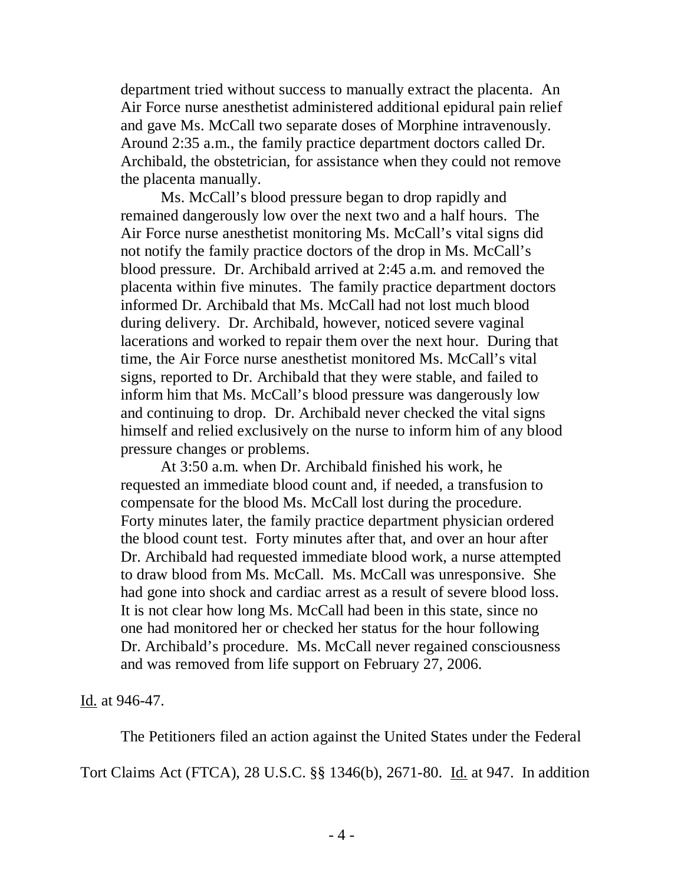department tried without success to manually extract the placenta. An Air Force nurse anesthetist administered additional epidural pain relief and gave Ms. McCall two separate doses of Morphine intravenously. Around 2:35 a.m., the family practice department doctors called Dr. Archibald, the obstetrician, for assistance when they could not remove the placenta manually.

Ms. McCall's blood pressure began to drop rapidly and remained dangerously low over the next two and a half hours. The Air Force nurse anesthetist monitoring Ms. McCall's vital signs did not notify the family practice doctors of the drop in Ms. McCall's blood pressure. Dr. Archibald arrived at 2:45 a.m. and removed the placenta within five minutes. The family practice department doctors informed Dr. Archibald that Ms. McCall had not lost much blood during delivery. Dr. Archibald, however, noticed severe vaginal lacerations and worked to repair them over the next hour. During that time, the Air Force nurse anesthetist monitored Ms. McCall's vital signs, reported to Dr. Archibald that they were stable, and failed to inform him that Ms. McCall's blood pressure was dangerously low and continuing to drop. Dr. Archibald never checked the vital signs himself and relied exclusively on the nurse to inform him of any blood pressure changes or problems.

At 3:50 a.m. when Dr. Archibald finished his work, he requested an immediate blood count and, if needed, a transfusion to compensate for the blood Ms. McCall lost during the procedure. Forty minutes later, the family practice department physician ordered the blood count test. Forty minutes after that, and over an hour after Dr. Archibald had requested immediate blood work, a nurse attempted to draw blood from Ms. McCall. Ms. McCall was unresponsive. She had gone into shock and cardiac arrest as a result of severe blood loss. It is not clear how long Ms. McCall had been in this state, since no one had monitored her or checked her status for the hour following Dr. Archibald's procedure. Ms. McCall never regained consciousness and was removed from life support on February 27, 2006.

Id. at 946-47.

The Petitioners filed an action against the United States under the Federal Tort Claims Act (FTCA), 28 U.S.C. §§ 1346(b), 2671-80. Id. at 947. In addition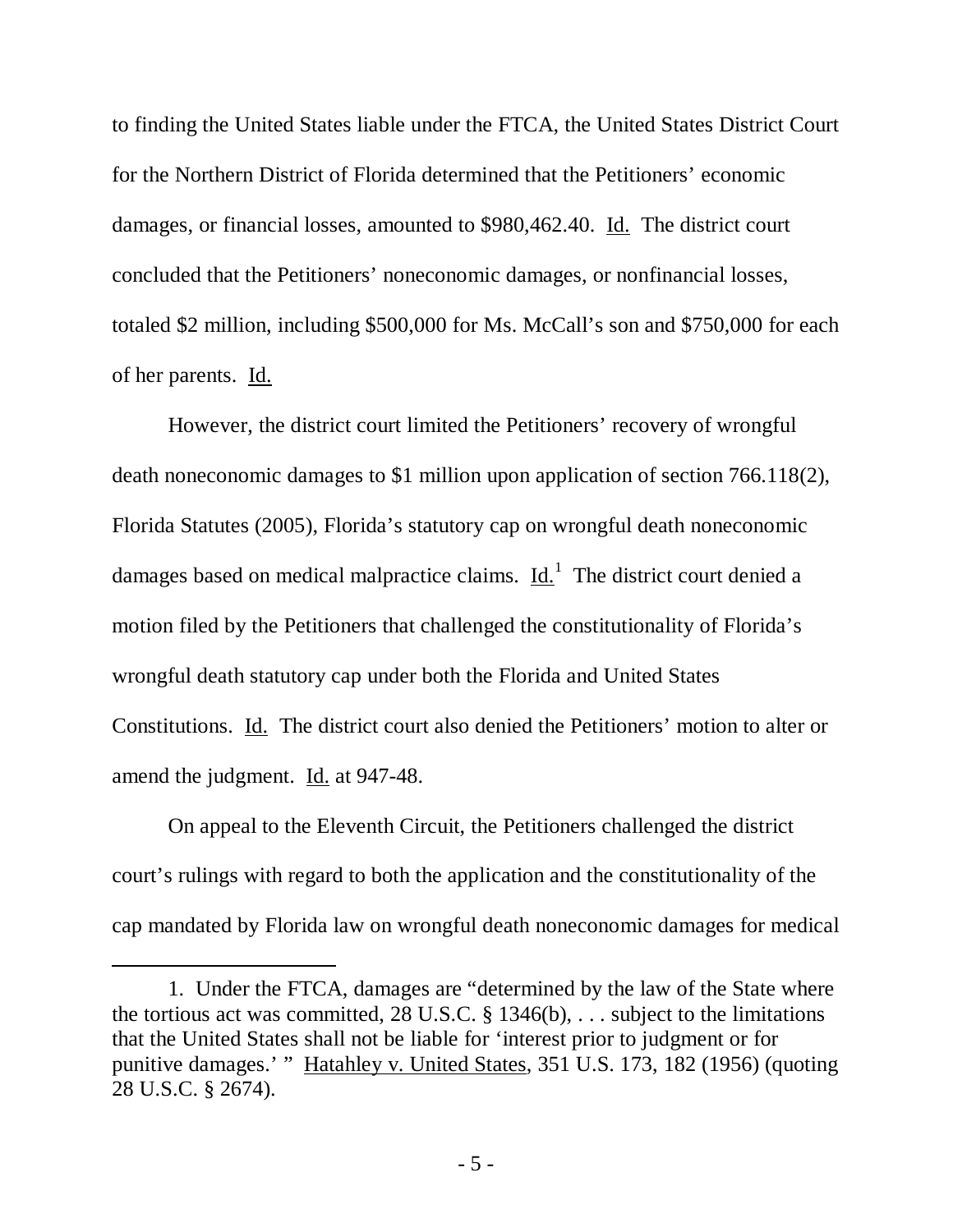to finding the United States liable under the FTCA, the United States District Court for the Northern District of Florida determined that the Petitioners' economic damages, or financial losses, amounted to $980,462.40. Id. The district court concluded that the Petitioners' noneconomic damages, or nonfinancial losses, totaled $2 million, including $500,000 for Ms. McCall's son and $750,000 for each of her parents. Id.

However, the district court limited the Petitioners' recovery of wrongful death noneconomic damages to $1 million upon application of section 766.118(2), Florida Statutes (2005), Florida's statutory cap on wrongful death noneconomic damages based on medical malpractice claims. Id.[1] The district court denied a motion filed by the Petitioners that challenged the constitutionality of Florida's wrongful death statutory cap under both the Florida and United States Constitutions. Id. The district court also denied the Petitioners' motion to alter or amend the judgment. Id. at 947-48.

On appeal to the Eleventh Circuit, the Petitioners challenged the district court's rulings with regard to both the application and the constitutionality of the cap mandated by Florida law on wrongful death noneconomic damages for medical

---

1. Under the FTCA, damages are "determined by the law of the State where the tortious act was committed, 28 U.S.C. § 1346(b), . . . subject to the limitations that the United States shall not be liable for 'interest prior to judgment or for punitive damages.' " Hatahley v. United States, 351 U.S. 173, 182 (1956) (quoting 28 U.S.C. § 2674).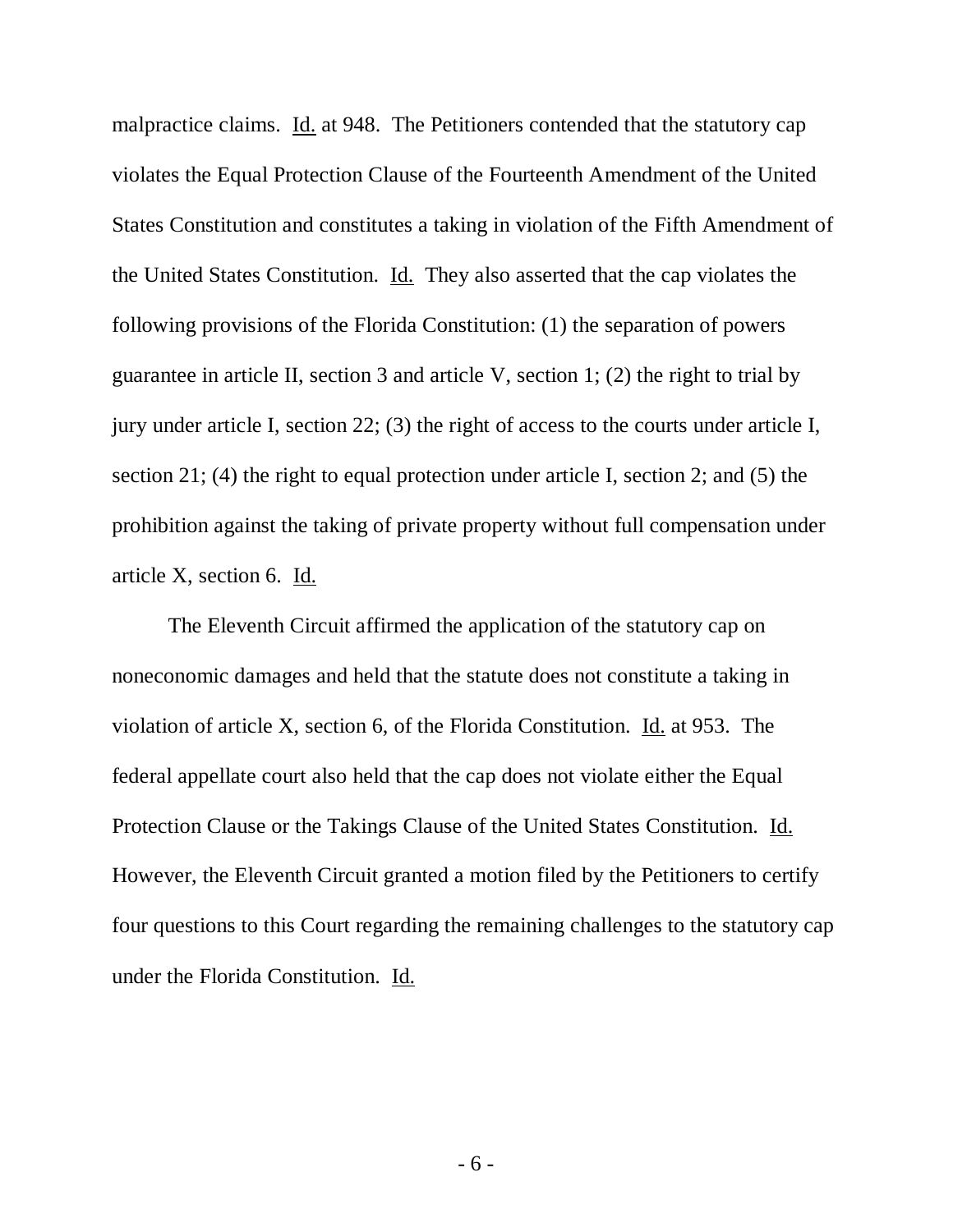malpractice claims. Id. at 948. The Petitioners contended that the statutory cap violates the Equal Protection Clause of the Fourteenth Amendment of the United States Constitution and constitutes a taking in violation of the Fifth Amendment of the United States Constitution. Id. They also asserted that the cap violates the following provisions of the Florida Constitution: (1) the separation of powers guarantee in article II, section 3 and article V, section 1; (2) the right to trial by jury under article I, section 22; (3) the right of access to the courts under article I, section 21; (4) the right to equal protection under article I, section 2; and (5) the prohibition against the taking of private property without full compensation under article X, section 6. Id.

The Eleventh Circuit affirmed the application of the statutory cap on noneconomic damages and held that the statute does not constitute a taking in violation of article X, section 6, of the Florida Constitution. Id. at 953. The federal appellate court also held that the cap does not violate either the Equal Protection Clause or the Takings Clause of the United States Constitution. Id. However, the Eleventh Circuit granted a motion filed by the Petitioners to certify four questions to this Court regarding the remaining challenges to the statutory cap under the Florida Constitution. Id.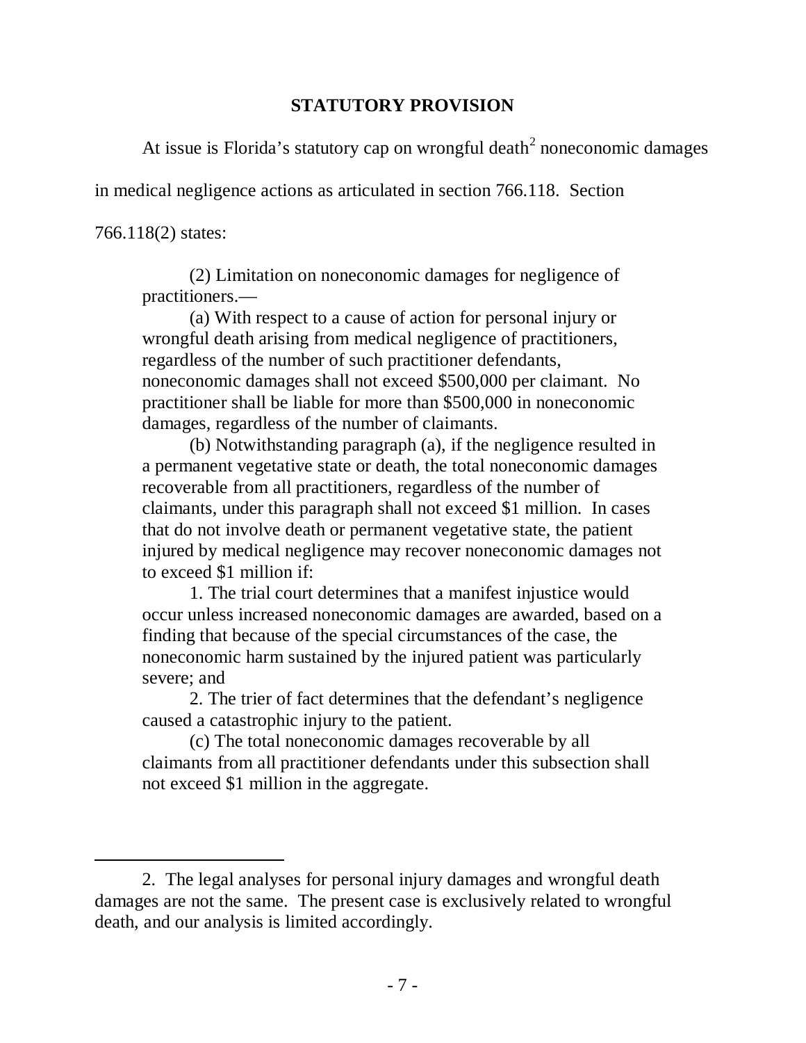## STATUTORY PROVISION

At issue is Florida's statutory cap on wrongful death[2] noneconomic damages in medical negligence actions as articulated in section 766.118. Section 766.118(2) states:

> (2) Limitation on noneconomic damages for negligence of practitioners.—
>
> (a) With respect to a cause of action for personal injury or wrongful death arising from medical negligence of practitioners, regardless of the number of such practitioner defendants, noneconomic damages shall not exceed $500,000 per claimant. No practitioner shall be liable for more than $500,000 in noneconomic damages, regardless of the number of claimants.
>
> (b) Notwithstanding paragraph (a), if the negligence resulted in a permanent vegetative state or death, the total noneconomic damages recoverable from all practitioners, regardless of the number of claimants, under this paragraph shall not exceed $1 million. In cases that do not involve death or permanent vegetative state, the patient injured by medical negligence may recover noneconomic damages not to exceed $1 million if:
>
> 1. The trial court determines that a manifest injustice would occur unless increased noneconomic damages are awarded, based on a finding that because of the special circumstances of the case, the noneconomic harm sustained by the injured patient was particularly severe; and
>
> 2. The trier of fact determines that the defendant's negligence caused a catastrophic injury to the patient.
>
> (c) The total noneconomic damages recoverable by all claimants from all practitioner defendants under this subsection shall not exceed $1 million in the aggregate.

---

2. The legal analyses for personal injury damages and wrongful death damages are not the same. The present case is exclusively related to wrongful death, and our analysis is limited accordingly.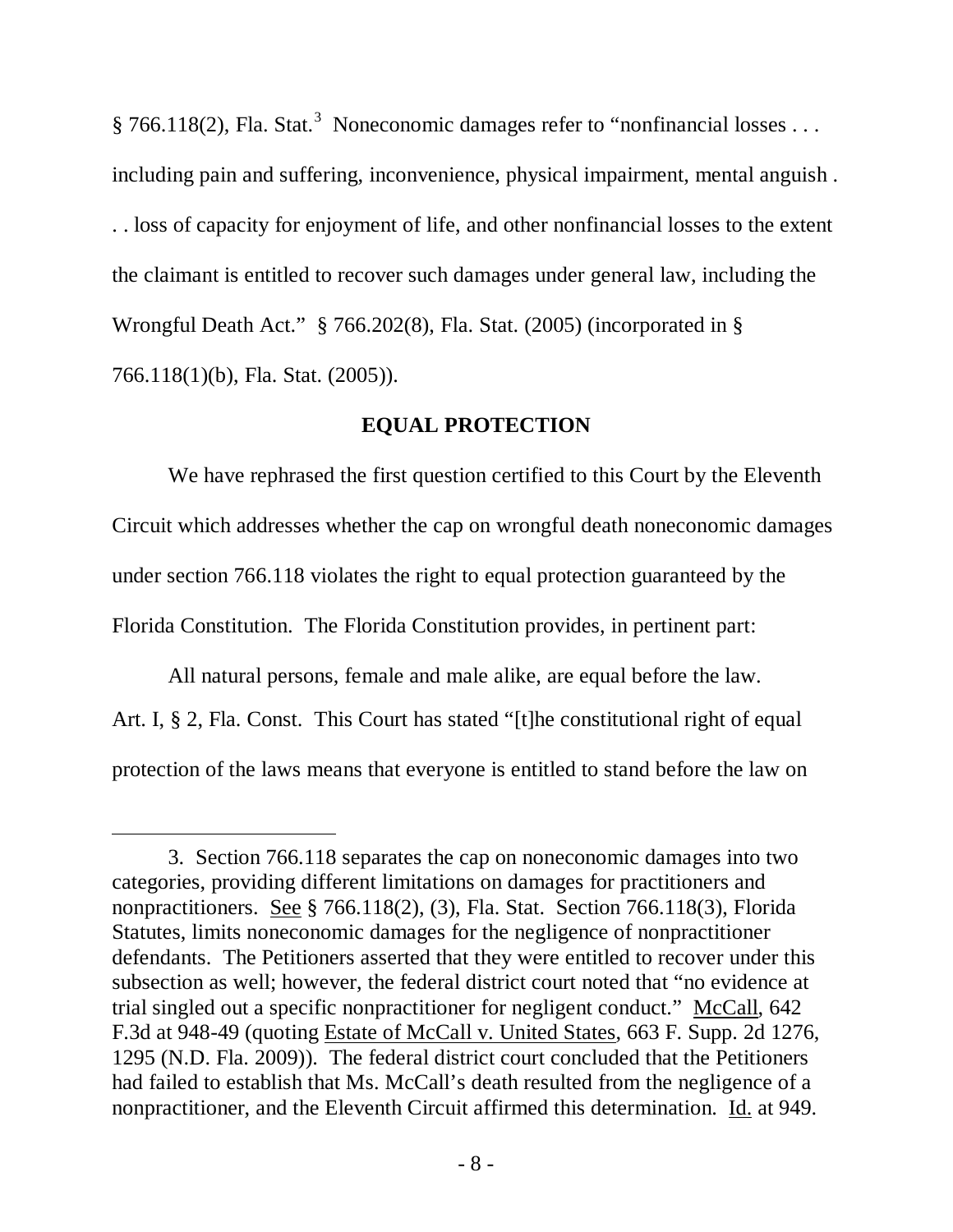§ 766.118(2), Fla. Stat.[3] Noneconomic damages refer to "nonfinancial losses . . . including pain and suffering, inconvenience, physical impairment, mental anguish . . . loss of capacity for enjoyment of life, and other nonfinancial losses to the extent the claimant is entitled to recover such damages under general law, including the Wrongful Death Act." § 766.202(8), Fla. Stat. (2005) (incorporated in § 766.118(1)(b), Fla. Stat. (2005)).

## EQUAL PROTECTION

We have rephrased the first question certified to this Court by the Eleventh Circuit which addresses whether the cap on wrongful death noneconomic damages under section 766.118 violates the right to equal protection guaranteed by the Florida Constitution. The Florida Constitution provides, in pertinent part:

> All natural persons, female and male alike, are equal before the law.

Art. I, § 2, Fla. Const. This Court has stated "[t]he constitutional right of equal protection of the laws means that everyone is entitled to stand before the law on

---

3. Section 766.118 separates the cap on noneconomic damages into two categories, providing different limitations on damages for practitioners and nonpractitioners. See § 766.118(2), (3), Fla. Stat. Section 766.118(3), Florida Statutes, limits noneconomic damages for the negligence of nonpractitioner defendants. The Petitioners asserted that they were entitled to recover under this subsection as well; however, the federal district court noted that "no evidence at trial singled out a specific nonpractitioner for negligent conduct." McCall, 642 F.3d at 948-49 (quoting Estate of McCall v. United States, 663 F. Supp. 2d 1276, 1295 (N.D. Fla. 2009)). The federal district court concluded that the Petitioners had failed to establish that Ms. McCall's death resulted from the negligence of a nonpractitioner, and the Eleventh Circuit affirmed this determination. Id. at 949.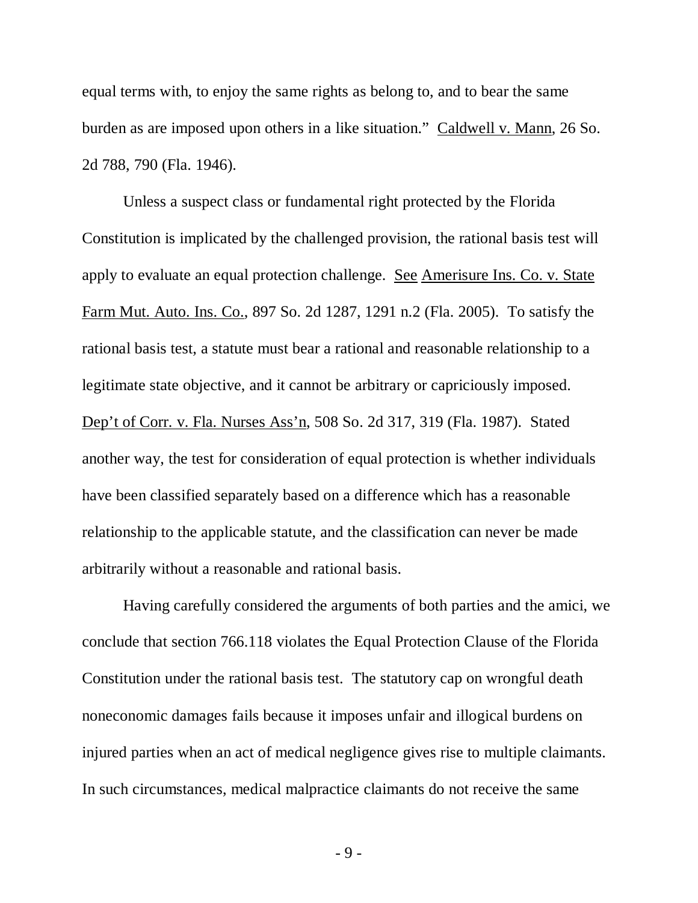equal terms with, to enjoy the same rights as belong to, and to bear the same burden as are imposed upon others in a like situation." Caldwell v. Mann, 26 So. 2d 788, 790 (Fla. 1946).

Unless a suspect class or fundamental right protected by the Florida Constitution is implicated by the challenged provision, the rational basis test will apply to evaluate an equal protection challenge. See Amerisure Ins. Co. v. State Farm Mut. Auto. Ins. Co., 897 So. 2d 1287, 1291 n.2 (Fla. 2005). To satisfy the rational basis test, a statute must bear a rational and reasonable relationship to a legitimate state objective, and it cannot be arbitrary or capriciously imposed. Dep't of Corr. v. Fla. Nurses Ass'n, 508 So. 2d 317, 319 (Fla. 1987). Stated another way, the test for consideration of equal protection is whether individuals have been classified separately based on a difference which has a reasonable relationship to the applicable statute, and the classification can never be made arbitrarily without a reasonable and rational basis.

Having carefully considered the arguments of both parties and the amici, we conclude that section 766.118 violates the Equal Protection Clause of the Florida Constitution under the rational basis test. The statutory cap on wrongful death noneconomic damages fails because it imposes unfair and illogical burdens on injured parties when an act of medical negligence gives rise to multiple claimants. In such circumstances, medical malpractice claimants do not receive the same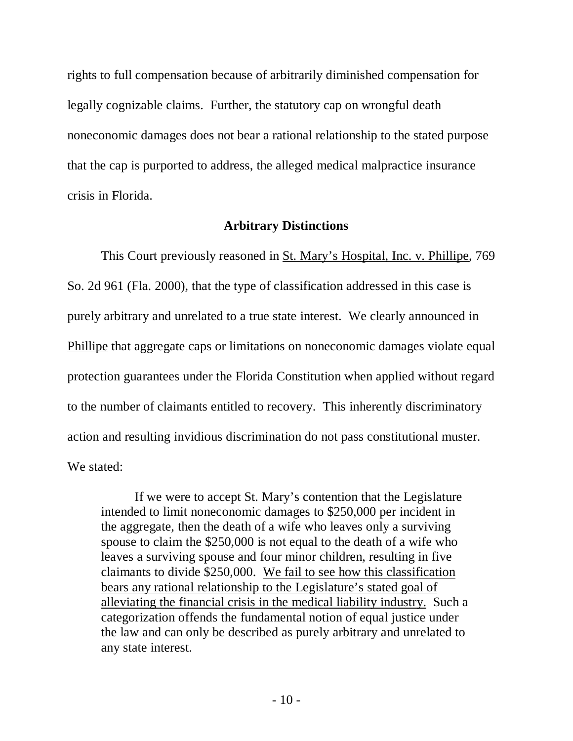rights to full compensation because of arbitrarily diminished compensation for legally cognizable claims. Further, the statutory cap on wrongful death noneconomic damages does not bear a rational relationship to the stated purpose that the cap is purported to address, the alleged medical malpractice insurance crisis in Florida.

**Arbitrary Distinctions**

This Court previously reasoned in St. Mary's Hospital, Inc. v. Phillipe, 769 So. 2d 961 (Fla. 2000), that the type of classification addressed in this case is purely arbitrary and unrelated to a true state interest. We clearly announced in Phillipe that aggregate caps or limitations on noneconomic damages violate equal protection guarantees under the Florida Constitution when applied without regard to the number of claimants entitled to recovery. This inherently discriminatory action and resulting invidious discrimination do not pass constitutional muster. We stated:

> If we were to accept St. Mary's contention that the Legislature intended to limit noneconomic damages to $250,000 per incident in the aggregate, then the death of a wife who leaves only a surviving spouse to claim the $250,000 is not equal to the death of a wife who leaves a surviving spouse and four minor children, resulting in five claimants to divide $250,000. We fail to see how this classification bears any rational relationship to the Legislature's stated goal of alleviating the financial crisis in the medical liability industry. Such a categorization offends the fundamental notion of equal justice under the law and can only be described as purely arbitrary and unrelated to any state interest.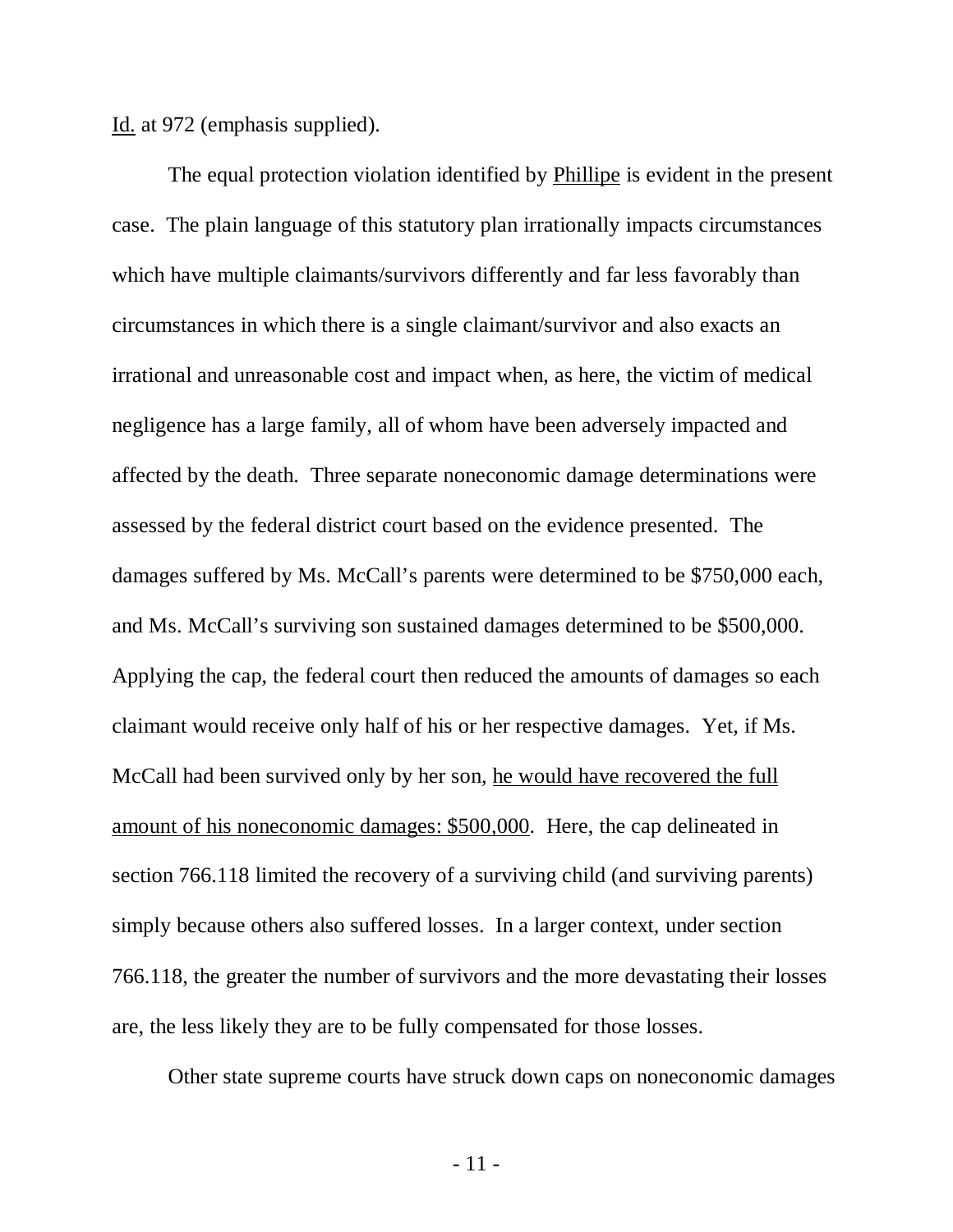Id. at 972 (emphasis supplied).

The equal protection violation identified by Phillipe is evident in the present case. The plain language of this statutory plan irrationally impacts circumstances which have multiple claimants/survivors differently and far less favorably than circumstances in which there is a single claimant/survivor and also exacts an irrational and unreasonable cost and impact when, as here, the victim of medical negligence has a large family, all of whom have been adversely impacted and affected by the death. Three separate noneconomic damage determinations were assessed by the federal district court based on the evidence presented. The damages suffered by Ms. McCall's parents were determined to be $750,000 each, and Ms. McCall's surviving son sustained damages determined to be $500,000. Applying the cap, the federal court then reduced the amounts of damages so each claimant would receive only half of his or her respective damages. Yet, if Ms. McCall had been survived only by her son, he would have recovered the full amount of his noneconomic damages: $500,000. Here, the cap delineated in section 766.118 limited the recovery of a surviving child (and surviving parents) simply because others also suffered losses. In a larger context, under section 766.118, the greater the number of survivors and the more devastating their losses are, the less likely they are to be fully compensated for those losses.

Other state supreme courts have struck down caps on noneconomic damages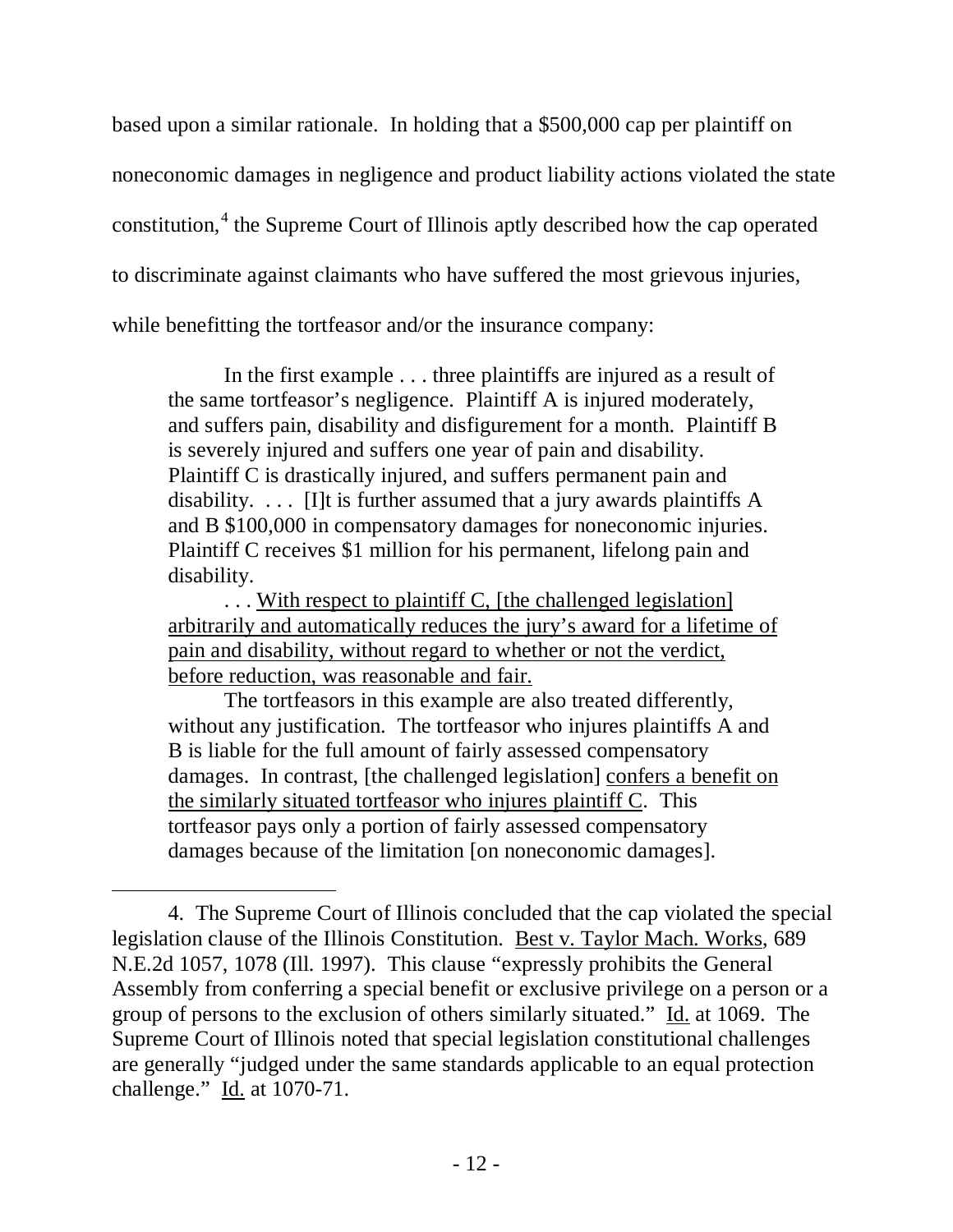based upon a similar rationale. In holding that a $500,000 cap per plaintiff on noneconomic damages in negligence and product liability actions violated the state constitution,[4] the Supreme Court of Illinois aptly described how the cap operated to discriminate against claimants who have suffered the most grievous injuries, while benefitting the tortfeasor and/or the insurance company:

> In the first example . . . three plaintiffs are injured as a result of the same tortfeasor's negligence. Plaintiff A is injured moderately, and suffers pain, disability and disfigurement for a month. Plaintiff B is severely injured and suffers one year of pain and disability. Plaintiff C is drastically injured, and suffers permanent pain and disability. . . . [I]t is further assumed that a jury awards plaintiffs A and B $100,000 in compensatory damages for noneconomic injuries. Plaintiff C receives $1 million for his permanent, lifelong pain and disability.
>
> . . . <u>With respect to plaintiff C, [the challenged legislation] arbitrarily and automatically reduces the jury's award for a lifetime of pain and disability, without regard to whether or not the verdict, before reduction, was reasonable and fair.</u>
>
> The tortfeasors in this example are also treated differently, without any justification. The tortfeasor who injures plaintiffs A and B is liable for the full amount of fairly assessed compensatory damages. In contrast, [the challenged legislation] <u>confers a benefit on the similarly situated tortfeasor who injures plaintiff C</u>. This tortfeasor pays only a portion of fairly assessed compensatory damages because of the limitation [on noneconomic damages].

---

4. The Supreme Court of Illinois concluded that the cap violated the special legislation clause of the Illinois Constitution. <u>Best v. Taylor Mach. Works</u>, 689 N.E.2d 1057, 1078 (Ill. 1997). This clause "expressly prohibits the General Assembly from conferring a special benefit or exclusive privilege on a person or a group of persons to the exclusion of others similarly situated." <u>Id.</u> at 1069. The Supreme Court of Illinois noted that special legislation constitutional challenges are generally "judged under the same standards applicable to an equal protection challenge." <u>Id.</u> at 1070-71.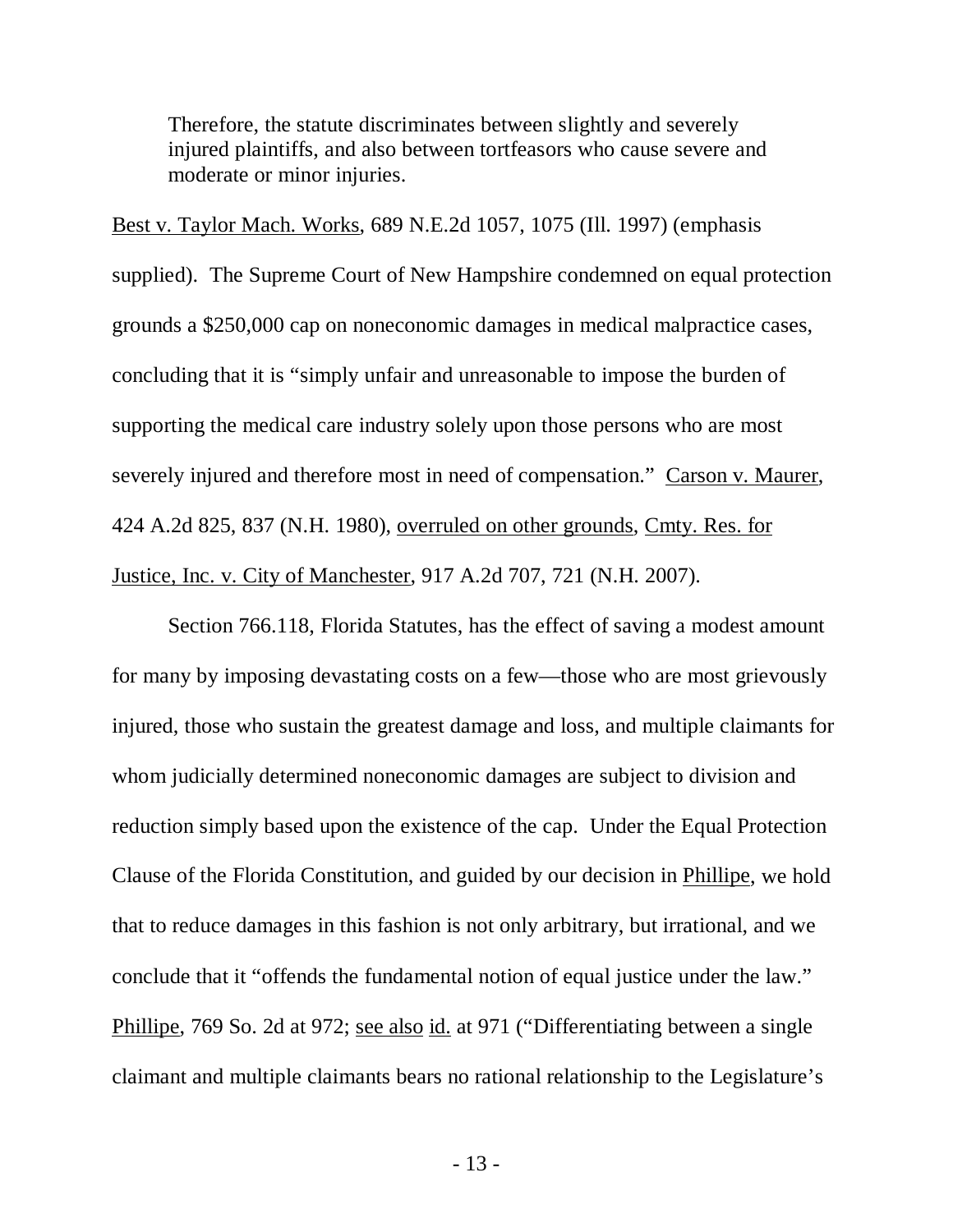> Therefore, the statute discriminates between slightly and severely injured plaintiffs, and also between tortfeasors who cause severe and moderate or minor injuries.

Best v. Taylor Mach. Works, 689 N.E.2d 1057, 1075 (Ill. 1997) (emphasis supplied). The Supreme Court of New Hampshire condemned on equal protection grounds a $250,000 cap on noneconomic damages in medical malpractice cases, concluding that it is "simply unfair and unreasonable to impose the burden of supporting the medical care industry solely upon those persons who are most severely injured and therefore most in need of compensation." Carson v. Maurer, 424 A.2d 825, 837 (N.H. 1980), overruled on other grounds, Cmty. Res. for Justice, Inc. v. City of Manchester, 917 A.2d 707, 721 (N.H. 2007).

Section 766.118, Florida Statutes, has the effect of saving a modest amount for many by imposing devastating costs on a few—those who are most grievously injured, those who sustain the greatest damage and loss, and multiple claimants for whom judicially determined noneconomic damages are subject to division and reduction simply based upon the existence of the cap. Under the Equal Protection Clause of the Florida Constitution, and guided by our decision in Phillipe, we hold that to reduce damages in this fashion is not only arbitrary, but irrational, and we conclude that it "offends the fundamental notion of equal justice under the law." Phillipe, 769 So. 2d at 972; see also id. at 971 ("Differentiating between a single claimant and multiple claimants bears no rational relationship to the Legislature's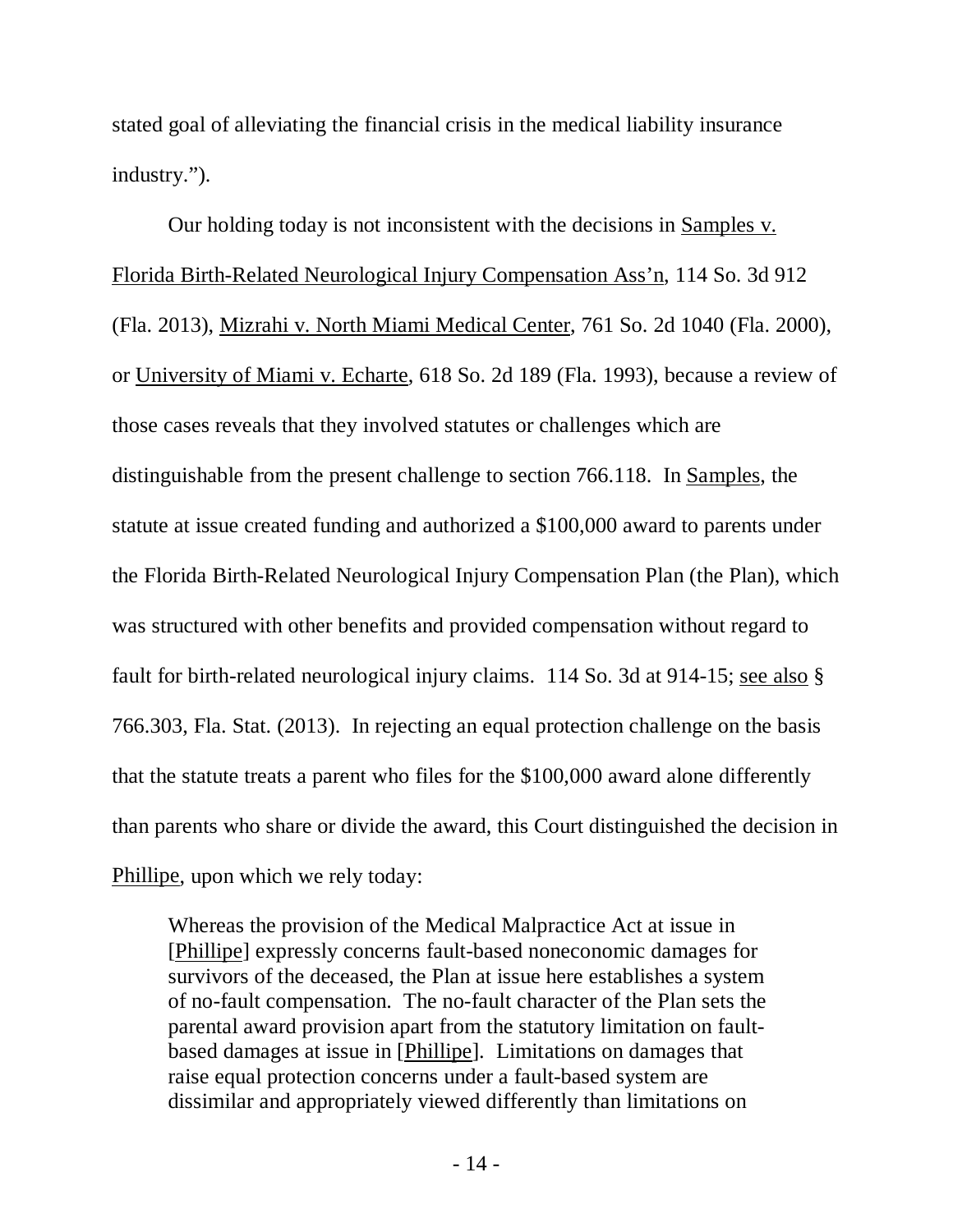stated goal of alleviating the financial crisis in the medical liability insurance industry.").

Our holding today is not inconsistent with the decisions in Samples v. Florida Birth-Related Neurological Injury Compensation Ass'n, 114 So. 3d 912 (Fla. 2013), Mizrahi v. North Miami Medical Center, 761 So. 2d 1040 (Fla. 2000), or University of Miami v. Echarte, 618 So. 2d 189 (Fla. 1993), because a review of those cases reveals that they involved statutes or challenges which are distinguishable from the present challenge to section 766.118. In Samples, the statute at issue created funding and authorized a $100,000 award to parents under the Florida Birth-Related Neurological Injury Compensation Plan (the Plan), which was structured with other benefits and provided compensation without regard to fault for birth-related neurological injury claims. 114 So. 3d at 914-15; see also § 766.303, Fla. Stat. (2013). In rejecting an equal protection challenge on the basis that the statute treats a parent who files for the $100,000 award alone differently than parents who share or divide the award, this Court distinguished the decision in Phillipe, upon which we rely today:

> Whereas the provision of the Medical Malpractice Act at issue in [Phillipe] expressly concerns fault-based noneconomic damages for survivors of the deceased, the Plan at issue here establishes a system of no-fault compensation. The no-fault character of the Plan sets the parental award provision apart from the statutory limitation on fault-based damages at issue in [Phillipe]. Limitations on damages that raise equal protection concerns under a fault-based system are dissimilar and appropriately viewed differently than limitations on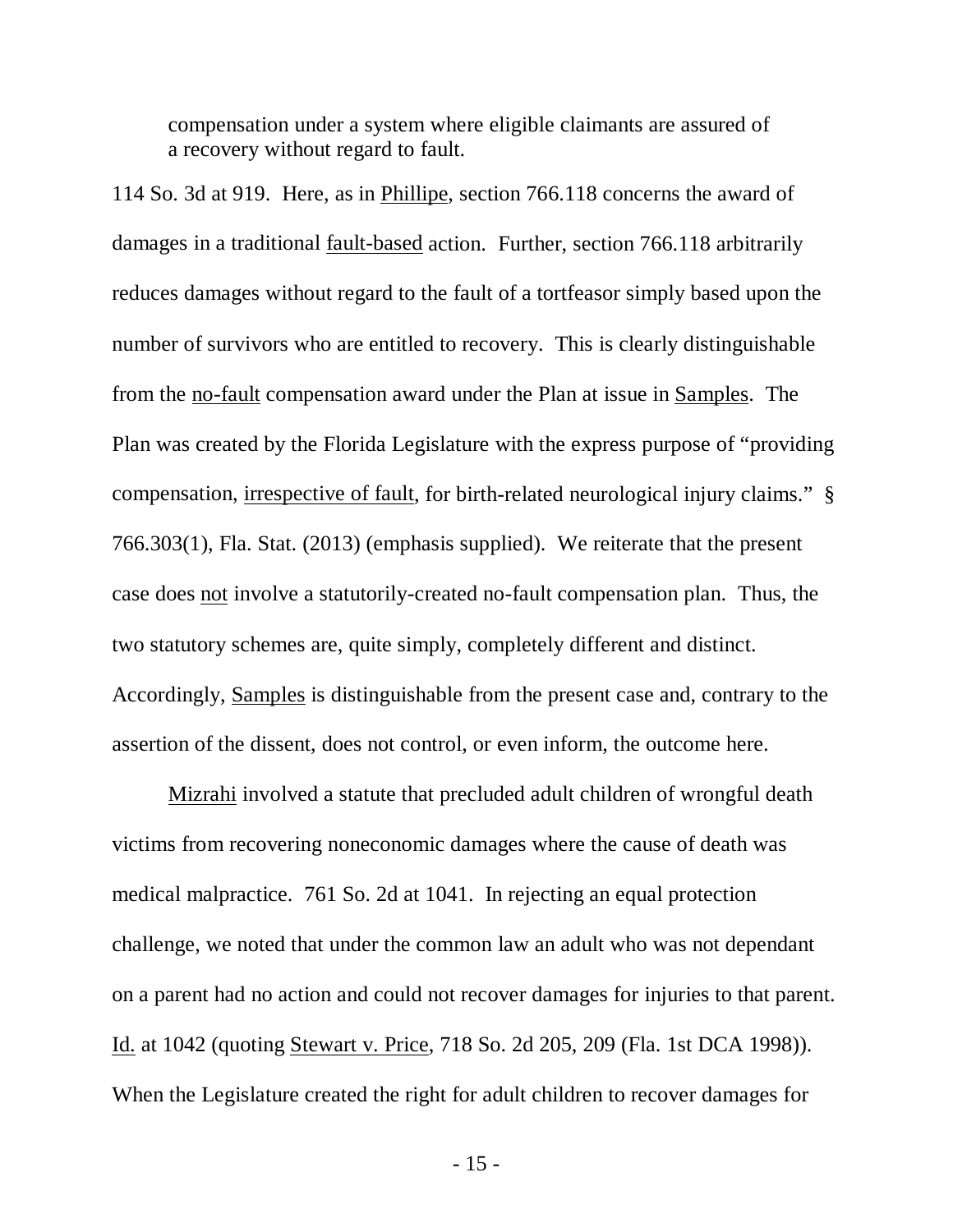> compensation under a system where eligible claimants are assured of a recovery without regard to fault.

114 So. 3d at 919. Here, as in Phillipe, section 766.118 concerns the award of damages in a traditional fault-based action. Further, section 766.118 arbitrarily reduces damages without regard to the fault of a tortfeasor simply based upon the number of survivors who are entitled to recovery. This is clearly distinguishable from the no-fault compensation award under the Plan at issue in Samples. The Plan was created by the Florida Legislature with the express purpose of "providing compensation, irrespective of fault, for birth-related neurological injury claims." § 766.303(1), Fla. Stat. (2013) (emphasis supplied). We reiterate that the present case does not involve a statutorily-created no-fault compensation plan. Thus, the two statutory schemes are, quite simply, completely different and distinct. Accordingly, Samples is distinguishable from the present case and, contrary to the assertion of the dissent, does not control, or even inform, the outcome here.

Mizrahi involved a statute that precluded adult children of wrongful death victims from recovering noneconomic damages where the cause of death was medical malpractice. 761 So. 2d at 1041. In rejecting an equal protection challenge, we noted that under the common law an adult who was not dependant on a parent had no action and could not recover damages for injuries to that parent. Id. at 1042 (quoting Stewart v. Price, 718 So. 2d 205, 209 (Fla. 1st DCA 1998)). When the Legislature created the right for adult children to recover damages for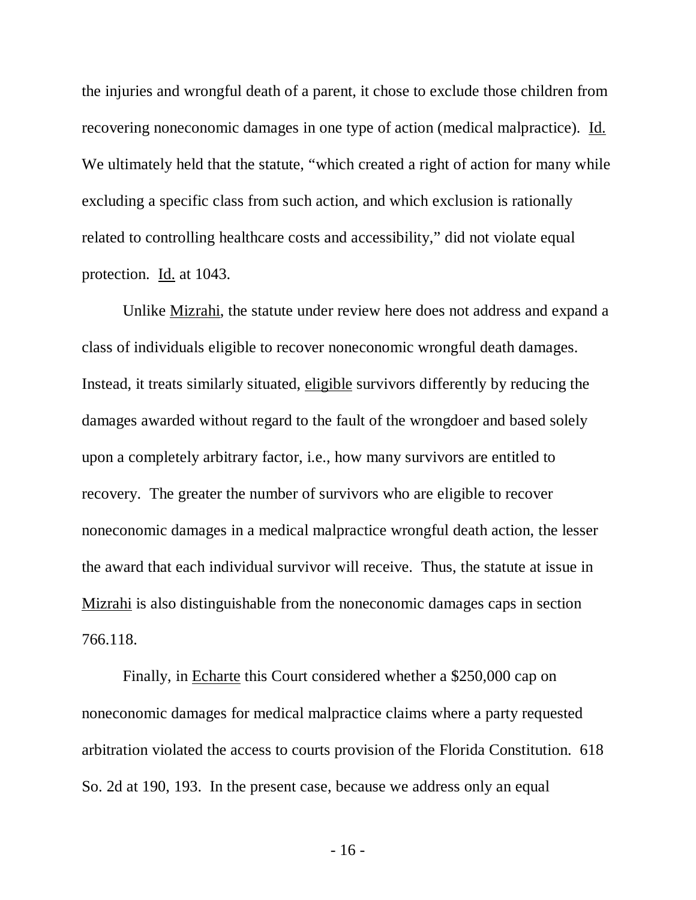the injuries and wrongful death of a parent, it chose to exclude those children from recovering noneconomic damages in one type of action (medical malpractice). Id. We ultimately held that the statute, "which created a right of action for many while excluding a specific class from such action, and which exclusion is rationally related to controlling healthcare costs and accessibility," did not violate equal protection. Id. at 1043.

Unlike Mizrahi, the statute under review here does not address and expand a class of individuals eligible to recover noneconomic wrongful death damages. Instead, it treats similarly situated, eligible survivors differently by reducing the damages awarded without regard to the fault of the wrongdoer and based solely upon a completely arbitrary factor, i.e., how many survivors are entitled to recovery. The greater the number of survivors who are eligible to recover noneconomic damages in a medical malpractice wrongful death action, the lesser the award that each individual survivor will receive. Thus, the statute at issue in Mizrahi is also distinguishable from the noneconomic damages caps in section 766.118.

Finally, in Echarte this Court considered whether a $250,000 cap on noneconomic damages for medical malpractice claims where a party requested arbitration violated the access to courts provision of the Florida Constitution. 618 So. 2d at 190, 193. In the present case, because we address only an equal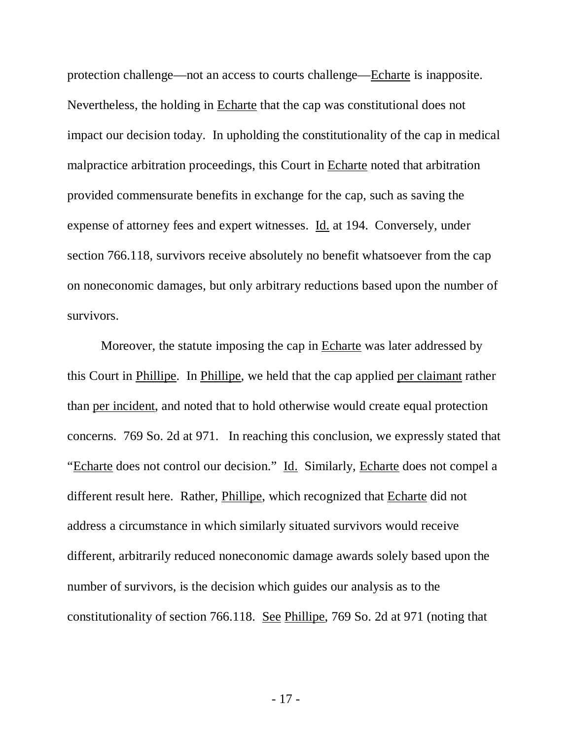protection challenge—not an access to courts challenge—Echarte is inapposite. Nevertheless, the holding in Echarte that the cap was constitutional does not impact our decision today. In upholding the constitutionality of the cap in medical malpractice arbitration proceedings, this Court in Echarte noted that arbitration provided commensurate benefits in exchange for the cap, such as saving the expense of attorney fees and expert witnesses. Id. at 194. Conversely, under section 766.118, survivors receive absolutely no benefit whatsoever from the cap on noneconomic damages, but only arbitrary reductions based upon the number of survivors.

Moreover, the statute imposing the cap in Echarte was later addressed by this Court in Phillipe. In Phillipe, we held that the cap applied per claimant rather than per incident, and noted that to hold otherwise would create equal protection concerns. 769 So. 2d at 971. In reaching this conclusion, we expressly stated that "Echarte does not control our decision." Id. Similarly, Echarte does not compel a different result here. Rather, Phillipe, which recognized that Echarte did not address a circumstance in which similarly situated survivors would receive different, arbitrarily reduced noneconomic damage awards solely based upon the number of survivors, is the decision which guides our analysis as to the constitutionality of section 766.118. See Phillipe, 769 So. 2d at 971 (noting that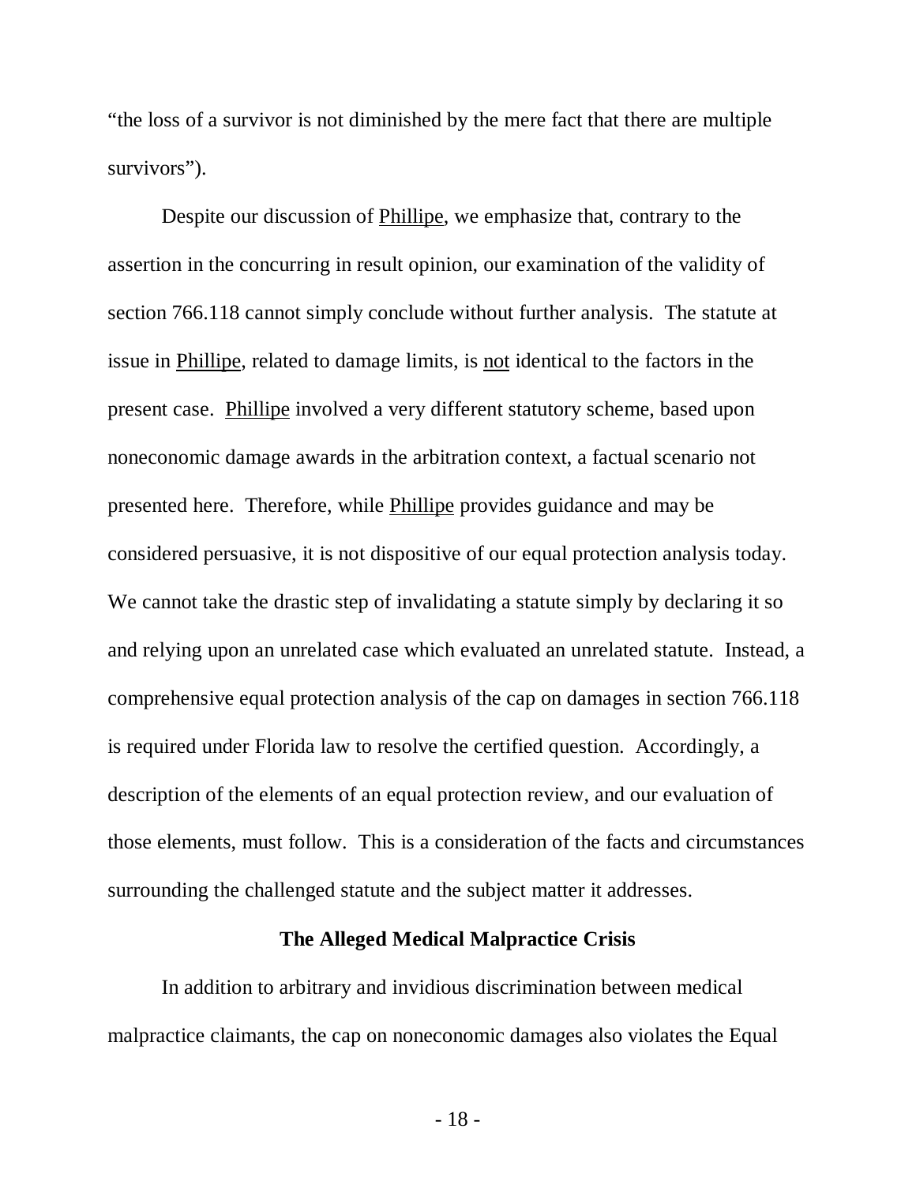"the loss of a survivor is not diminished by the mere fact that there are multiple survivors").

Despite our discussion of Phillipe, we emphasize that, contrary to the assertion in the concurring in result opinion, our examination of the validity of section 766.118 cannot simply conclude without further analysis. The statute at issue in Phillipe, related to damage limits, is not identical to the factors in the present case. Phillipe involved a very different statutory scheme, based upon noneconomic damage awards in the arbitration context, a factual scenario not presented here. Therefore, while Phillipe provides guidance and may be considered persuasive, it is not dispositive of our equal protection analysis today. We cannot take the drastic step of invalidating a statute simply by declaring it so and relying upon an unrelated case which evaluated an unrelated statute. Instead, a comprehensive equal protection analysis of the cap on damages in section 766.118 is required under Florida law to resolve the certified question. Accordingly, a description of the elements of an equal protection review, and our evaluation of those elements, must follow. This is a consideration of the facts and circumstances surrounding the challenged statute and the subject matter it addresses.

**The Alleged Medical Malpractice Crisis**

In addition to arbitrary and invidious discrimination between medical malpractice claimants, the cap on noneconomic damages also violates the Equal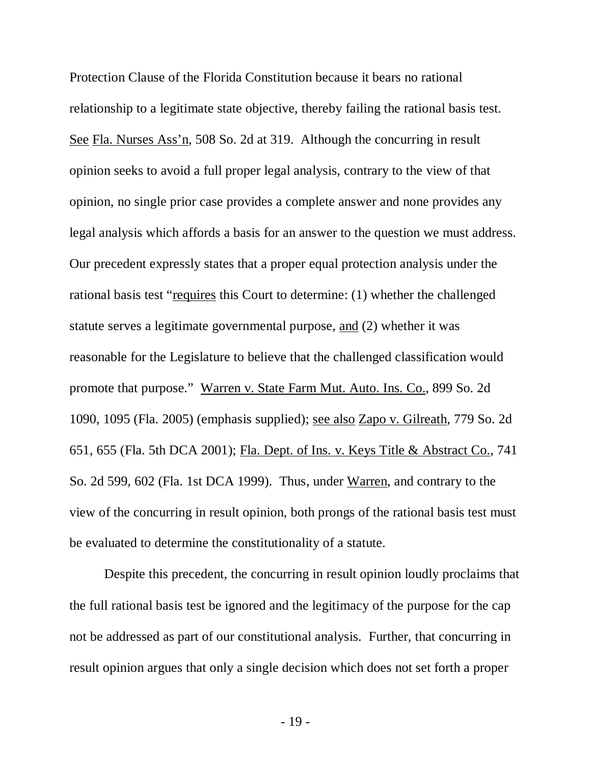Protection Clause of the Florida Constitution because it bears no rational relationship to a legitimate state objective, thereby failing the rational basis test. See Fla. Nurses Ass'n, 508 So. 2d at 319. Although the concurring in result opinion seeks to avoid a full proper legal analysis, contrary to the view of that opinion, no single prior case provides a complete answer and none provides any legal analysis which affords a basis for an answer to the question we must address. Our precedent expressly states that a proper equal protection analysis under the rational basis test "requires this Court to determine: (1) whether the challenged statute serves a legitimate governmental purpose, and (2) whether it was reasonable for the Legislature to believe that the challenged classification would promote that purpose." Warren v. State Farm Mut. Auto. Ins. Co., 899 So. 2d 1090, 1095 (Fla. 2005) (emphasis supplied); see also Zapo v. Gilreath, 779 So. 2d 651, 655 (Fla. 5th DCA 2001); Fla. Dept. of Ins. v. Keys Title & Abstract Co., 741 So. 2d 599, 602 (Fla. 1st DCA 1999). Thus, under Warren, and contrary to the view of the concurring in result opinion, both prongs of the rational basis test must be evaluated to determine the constitutionality of a statute.

Despite this precedent, the concurring in result opinion loudly proclaims that the full rational basis test be ignored and the legitimacy of the purpose for the cap not be addressed as part of our constitutional analysis. Further, that concurring in result opinion argues that only a single decision which does not set forth a proper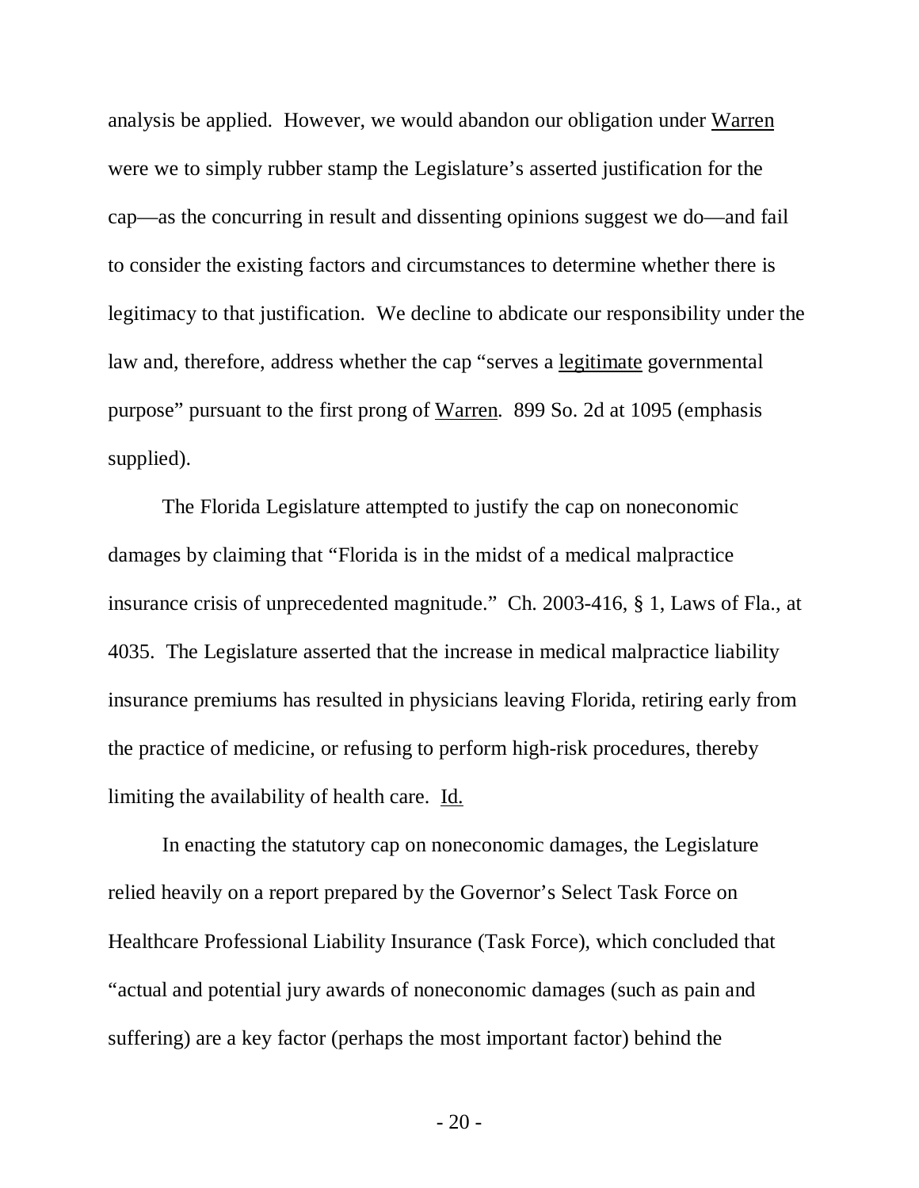analysis be applied. However, we would abandon our obligation under Warren were we to simply rubber stamp the Legislature's asserted justification for the cap—as the concurring in result and dissenting opinions suggest we do—and fail to consider the existing factors and circumstances to determine whether there is legitimacy to that justification. We decline to abdicate our responsibility under the law and, therefore, address whether the cap "serves a legitimate governmental purpose" pursuant to the first prong of Warren. 899 So. 2d at 1095 (emphasis supplied).

The Florida Legislature attempted to justify the cap on noneconomic damages by claiming that "Florida is in the midst of a medical malpractice insurance crisis of unprecedented magnitude." Ch. 2003-416, § 1, Laws of Fla., at 4035. The Legislature asserted that the increase in medical malpractice liability insurance premiums has resulted in physicians leaving Florida, retiring early from the practice of medicine, or refusing to perform high-risk procedures, thereby limiting the availability of health care. Id.

In enacting the statutory cap on noneconomic damages, the Legislature relied heavily on a report prepared by the Governor's Select Task Force on Healthcare Professional Liability Insurance (Task Force), which concluded that "actual and potential jury awards of noneconomic damages (such as pain and suffering) are a key factor (perhaps the most important factor) behind the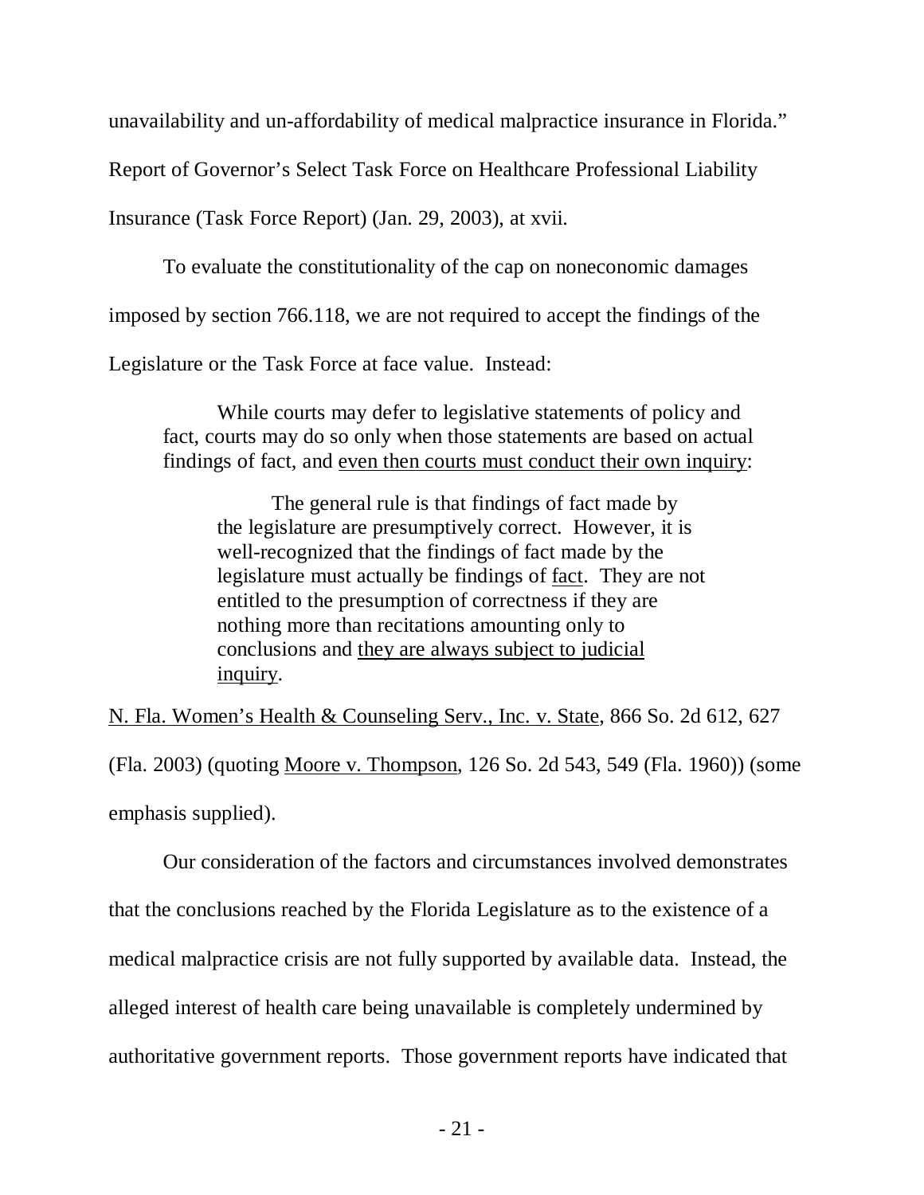unavailability and un-affordability of medical malpractice insurance in Florida." Report of Governor's Select Task Force on Healthcare Professional Liability Insurance (Task Force Report) (Jan. 29, 2003), at xvii.

To evaluate the constitutionality of the cap on noneconomic damages imposed by section 766.118, we are not required to accept the findings of the Legislature or the Task Force at face value. Instead:

> While courts may defer to legislative statements of policy and fact, courts may do so only when those statements are based on actual findings of fact, and <u>even then courts must conduct their own inquiry</u>:
>
> > The general rule is that findings of fact made by the legislature are presumptively correct. However, it is well-recognized that the findings of fact made by the legislature must actually be findings of <u>fact</u>. They are not entitled to the presumption of correctness if they are nothing more than recitations amounting only to conclusions and <u>they are always subject to judicial inquiry</u>.

<u>N. Fla. Women's Health & Counseling Serv., Inc. v. State</u>, 866 So. 2d 612, 627 (Fla. 2003) (quoting <u>Moore v. Thompson</u>, 126 So. 2d 543, 549 (Fla. 1960)) (some emphasis supplied).

Our consideration of the factors and circumstances involved demonstrates that the conclusions reached by the Florida Legislature as to the existence of a medical malpractice crisis are not fully supported by available data. Instead, the alleged interest of health care being unavailable is completely undermined by authoritative government reports. Those government reports have indicated that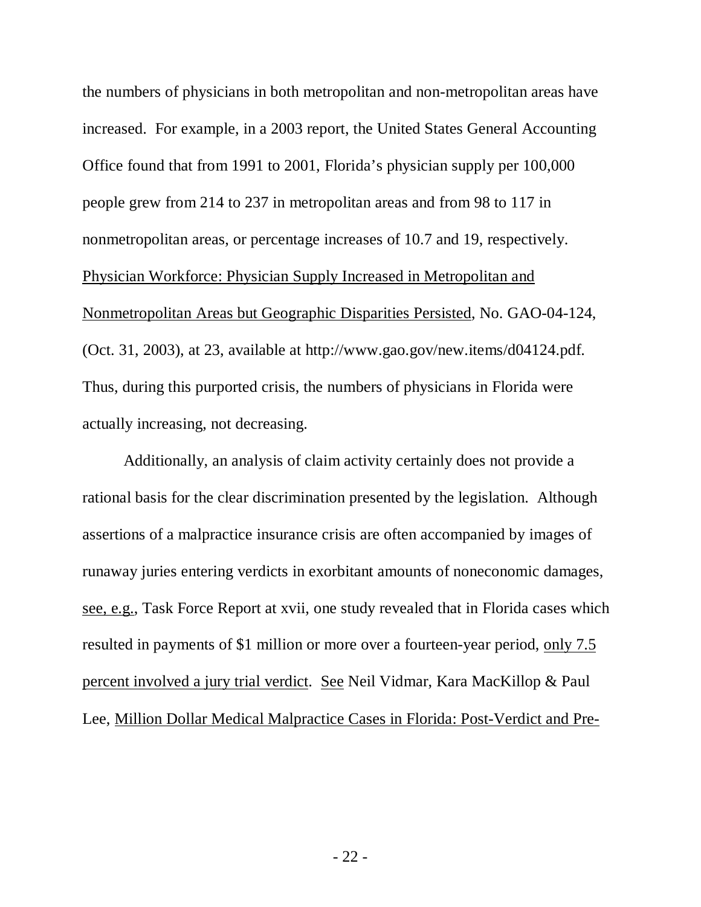the numbers of physicians in both metropolitan and non-metropolitan areas have increased. For example, in a 2003 report, the United States General Accounting Office found that from 1991 to 2001, Florida's physician supply per 100,000 people grew from 214 to 237 in metropolitan areas and from 98 to 117 in nonmetropolitan areas, or percentage increases of 10.7 and 19, respectively. Physician Workforce: Physician Supply Increased in Metropolitan and Nonmetropolitan Areas but Geographic Disparities Persisted, No. GAO-04-124, (Oct. 31, 2003), at 23, available at http://www.gao.gov/new.items/d04124.pdf. Thus, during this purported crisis, the numbers of physicians in Florida were actually increasing, not decreasing.

Additionally, an analysis of claim activity certainly does not provide a rational basis for the clear discrimination presented by the legislation. Although assertions of a malpractice insurance crisis are often accompanied by images of runaway juries entering verdicts in exorbitant amounts of noneconomic damages, see, e.g., Task Force Report at xvii, one study revealed that in Florida cases which resulted in payments of $1 million or more over a fourteen-year period, only 7.5 percent involved a jury trial verdict. See Neil Vidmar, Kara MacKillop & Paul Lee, Million Dollar Medical Malpractice Cases in Florida: Post-Verdict and Pre-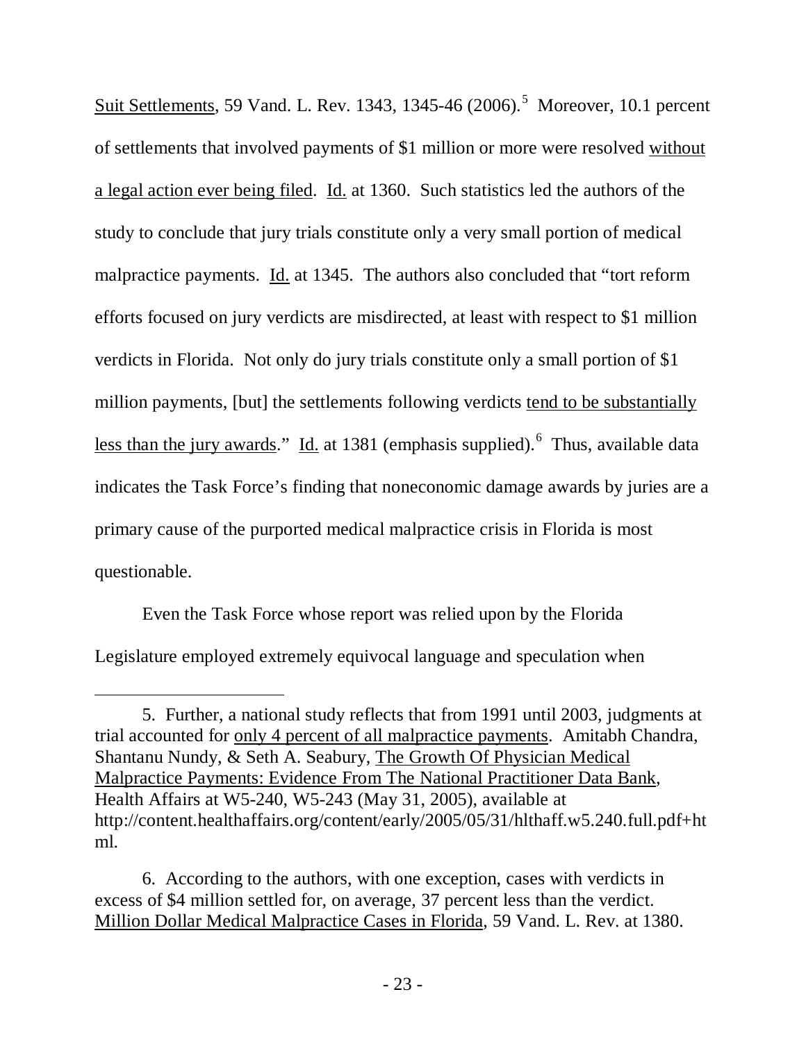Suit Settlements, 59 Vand. L. Rev. 1343, 1345-46 (2006).[5] Moreover, 10.1 percent of settlements that involved payments of $1 million or more were resolved without a legal action ever being filed. Id. at 1360. Such statistics led the authors of the study to conclude that jury trials constitute only a very small portion of medical malpractice payments. Id. at 1345. The authors also concluded that "tort reform efforts focused on jury verdicts are misdirected, at least with respect to $1 million verdicts in Florida. Not only do jury trials constitute only a small portion of $1 million payments, [but] the settlements following verdicts tend to be substantially less than the jury awards." Id. at 1381 (emphasis supplied).[6] Thus, available data indicates the Task Force's finding that noneconomic damage awards by juries are a primary cause of the purported medical malpractice crisis in Florida is most questionable.

Even the Task Force whose report was relied upon by the Florida Legislature employed extremely equivocal language and speculation when

---

5. Further, a national study reflects that from 1991 until 2003, judgments at trial accounted for only 4 percent of all malpractice payments. Amitabh Chandra, Shantanu Nundy, & Seth A. Seabury, The Growth Of Physician Medical Malpractice Payments: Evidence From The National Practitioner Data Bank, Health Affairs at W5-240, W5-243 (May 31, 2005), available at http://content.healthaffairs.org/content/early/2005/05/31/hlthaff.w5.240.full.pdf+html.

6. According to the authors, with one exception, cases with verdicts in excess of $4 million settled for, on average, 37 percent less than the verdict. Million Dollar Medical Malpractice Cases in Florida, 59 Vand. L. Rev. at 1380.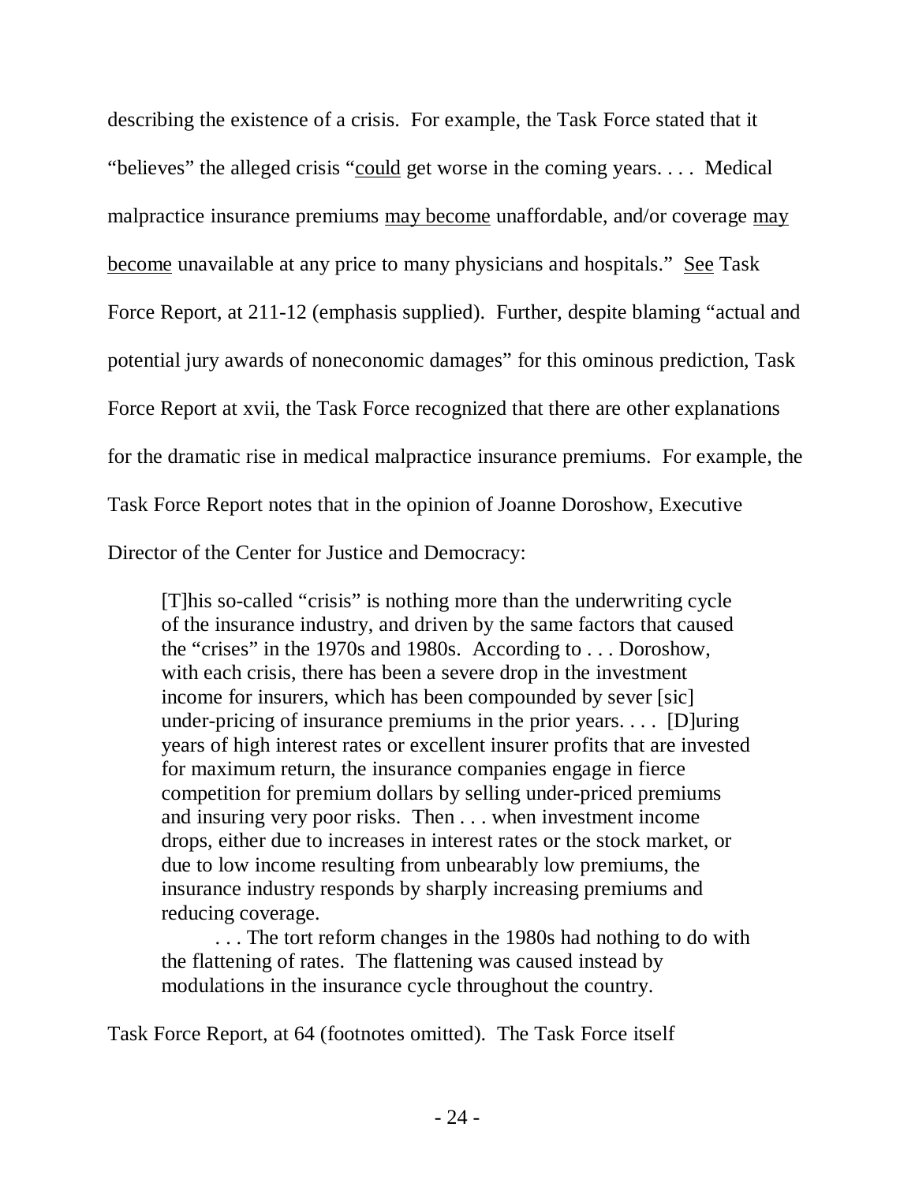describing the existence of a crisis. For example, the Task Force stated that it "believes" the alleged crisis "<u>could</u> get worse in the coming years. . . . Medical malpractice insurance premiums <u>may become</u> unaffordable, and/or coverage <u>may become</u> unavailable at any price to many physicians and hospitals." <u>See</u> Task Force Report, at 211-12 (emphasis supplied). Further, despite blaming "actual and potential jury awards of noneconomic damages" for this ominous prediction, Task Force Report at xvii, the Task Force recognized that there are other explanations for the dramatic rise in medical malpractice insurance premiums. For example, the Task Force Report notes that in the opinion of Joanne Doroshow, Executive Director of the Center for Justice and Democracy:

> [T]his so-called "crisis" is nothing more than the underwriting cycle of the insurance industry, and driven by the same factors that caused the "crises" in the 1970s and 1980s. According to . . . Doroshow, with each crisis, there has been a severe drop in the investment income for insurers, which has been compounded by sever [sic] under-pricing of insurance premiums in the prior years. . . . [D]uring years of high interest rates or excellent insurer profits that are invested for maximum return, the insurance companies engage in fierce competition for premium dollars by selling under-priced premiums and insuring very poor risks. Then . . . when investment income drops, either due to increases in interest rates or the stock market, or due to low income resulting from unbearably low premiums, the insurance industry responds by sharply increasing premiums and reducing coverage.
>
> . . . The tort reform changes in the 1980s had nothing to do with the flattening of rates. The flattening was caused instead by modulations in the insurance cycle throughout the country.

Task Force Report, at 64 (footnotes omitted). The Task Force itself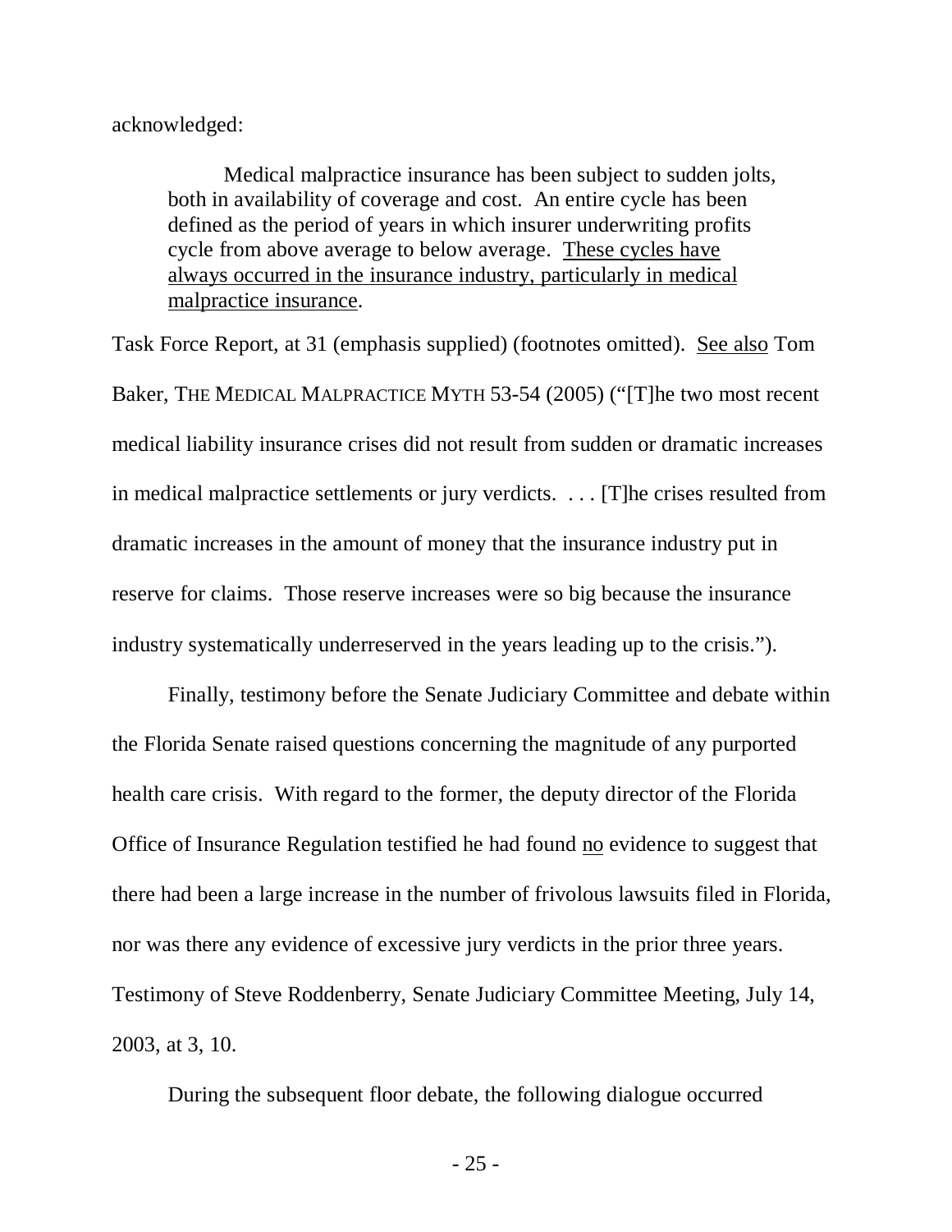acknowledged:

> Medical malpractice insurance has been subject to sudden jolts, both in availability of coverage and cost. An entire cycle has been defined as the period of years in which insurer underwriting profits cycle from above average to below average. <u>These cycles have always occurred in the insurance industry, particularly in medical malpractice insurance</u>.

Task Force Report, at 31 (emphasis supplied) (footnotes omitted). <u>See also</u> Tom Baker, THE MEDICAL MALPRACTICE MYTH 53-54 (2005) ("[T]he two most recent medical liability insurance crises did not result from sudden or dramatic increases in medical malpractice settlements or jury verdicts. . . . [T]he crises resulted from dramatic increases in the amount of money that the insurance industry put in reserve for claims. Those reserve increases were so big because the insurance industry systematically underreserved in the years leading up to the crisis.").

Finally, testimony before the Senate Judiciary Committee and debate within the Florida Senate raised questions concerning the magnitude of any purported health care crisis. With regard to the former, the deputy director of the Florida Office of Insurance Regulation testified he had found <u>no</u> evidence to suggest that there had been a large increase in the number of frivolous lawsuits filed in Florida, nor was there any evidence of excessive jury verdicts in the prior three years. Testimony of Steve Roddenberry, Senate Judiciary Committee Meeting, July 14, 2003, at 3, 10.

During the subsequent floor debate, the following dialogue occurred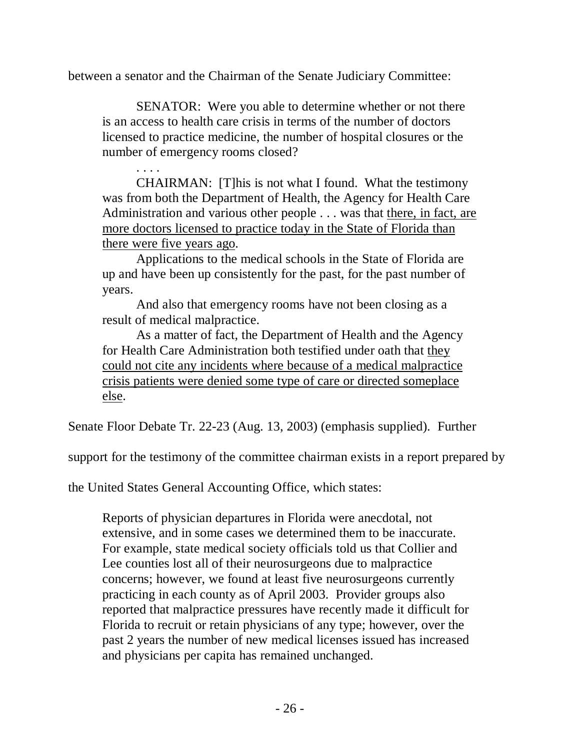between a senator and the Chairman of the Senate Judiciary Committee:

> SENATOR: Were you able to determine whether or not there is an access to health care crisis in terms of the number of doctors licensed to practice medicine, the number of hospital closures or the number of emergency rooms closed?
>
> . . . .
>
> CHAIRMAN: [T]his is not what I found. What the testimony was from both the Department of Health, the Agency for Health Care Administration and various other people . . . was that <u>there, in fact, are more doctors licensed to practice today in the State of Florida than there were five years ago</u>.
>
> Applications to the medical schools in the State of Florida are up and have been up consistently for the past, for the past number of years.
>
> And also that emergency rooms have not been closing as a result of medical malpractice.
>
> As a matter of fact, the Department of Health and the Agency for Health Care Administration both testified under oath that <u>they could not cite any incidents where because of a medical malpractice crisis patients were denied some type of care or directed someplace else</u>.

Senate Floor Debate Tr. 22-23 (Aug. 13, 2003) (emphasis supplied). Further support for the testimony of the committee chairman exists in a report prepared by the United States General Accounting Office, which states:

> Reports of physician departures in Florida were anecdotal, not extensive, and in some cases we determined them to be inaccurate. For example, state medical society officials told us that Collier and Lee counties lost all of their neurosurgeons due to malpractice concerns; however, we found at least five neurosurgeons currently practicing in each county as of April 2003. Provider groups also reported that malpractice pressures have recently made it difficult for Florida to recruit or retain physicians of any type; however, over the past 2 years the number of new medical licenses issued has increased and physicians per capita has remained unchanged.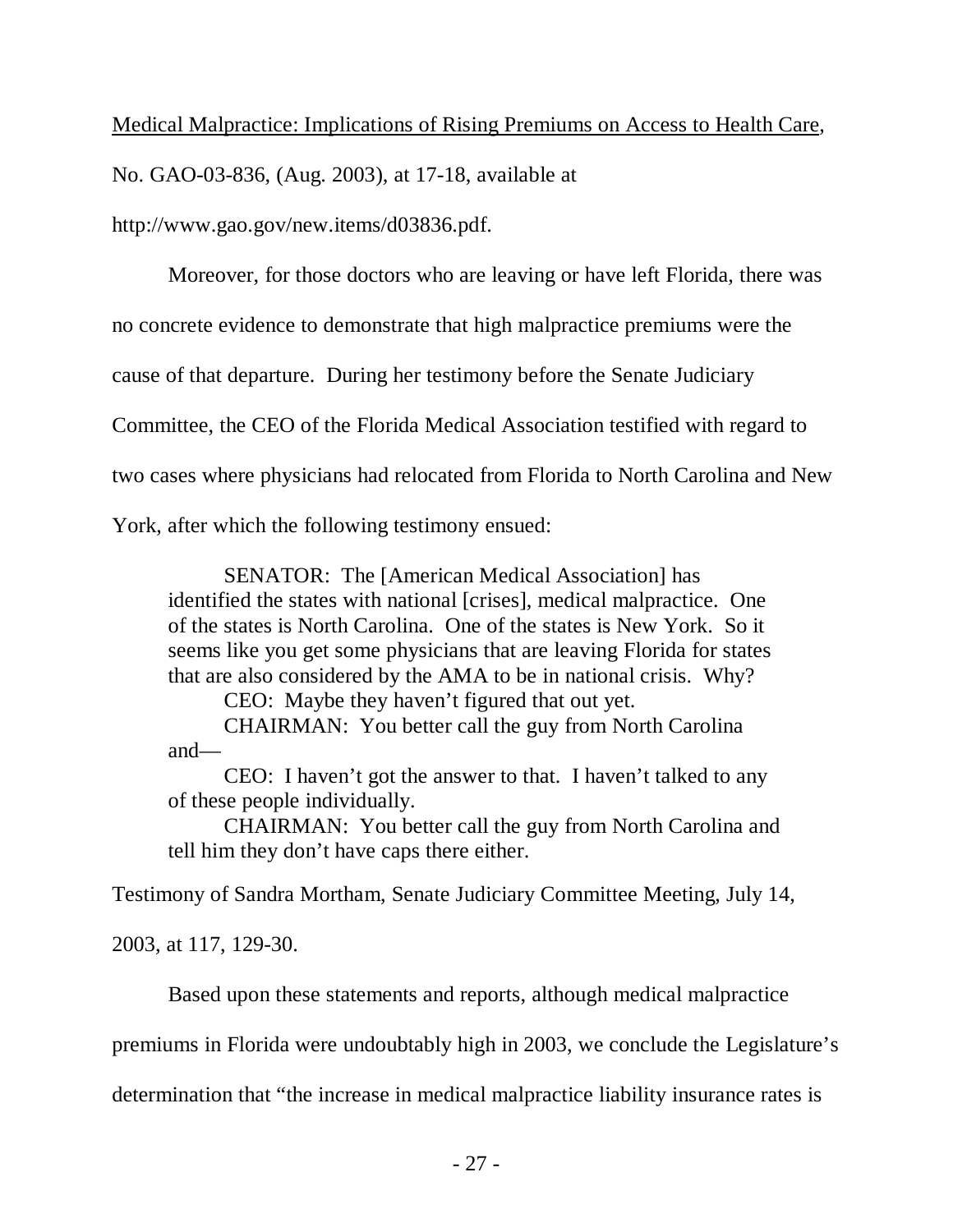<u>Medical Malpractice: Implications of Rising Premiums on Access to Health Care</u>, No. GAO-03-836, (Aug. 2003), at 17-18, available at http://www.gao.gov/new.items/d03836.pdf.

Moreover, for those doctors who are leaving or have left Florida, there was no concrete evidence to demonstrate that high malpractice premiums were the cause of that departure. During her testimony before the Senate Judiciary Committee, the CEO of the Florida Medical Association testified with regard to two cases where physicians had relocated from Florida to North Carolina and New York, after which the following testimony ensued:

> SENATOR: The [American Medical Association] has identified the states with national [crises], medical malpractice. One of the states is North Carolina. One of the states is New York. So it seems like you get some physicians that are leaving Florida for states that are also considered by the AMA to be in national crisis. Why?
>
> CEO: Maybe they haven't figured that out yet.
>
> CHAIRMAN: You better call the guy from North Carolina and—
>
> CEO: I haven't got the answer to that. I haven't talked to any of these people individually.
>
> CHAIRMAN: You better call the guy from North Carolina and tell him they don't have caps there either.

Testimony of Sandra Mortham, Senate Judiciary Committee Meeting, July 14, 2003, at 117, 129-30.

Based upon these statements and reports, although medical malpractice premiums in Florida were undoubtably high in 2003, we conclude the Legislature's determination that "the increase in medical malpractice liability insurance rates is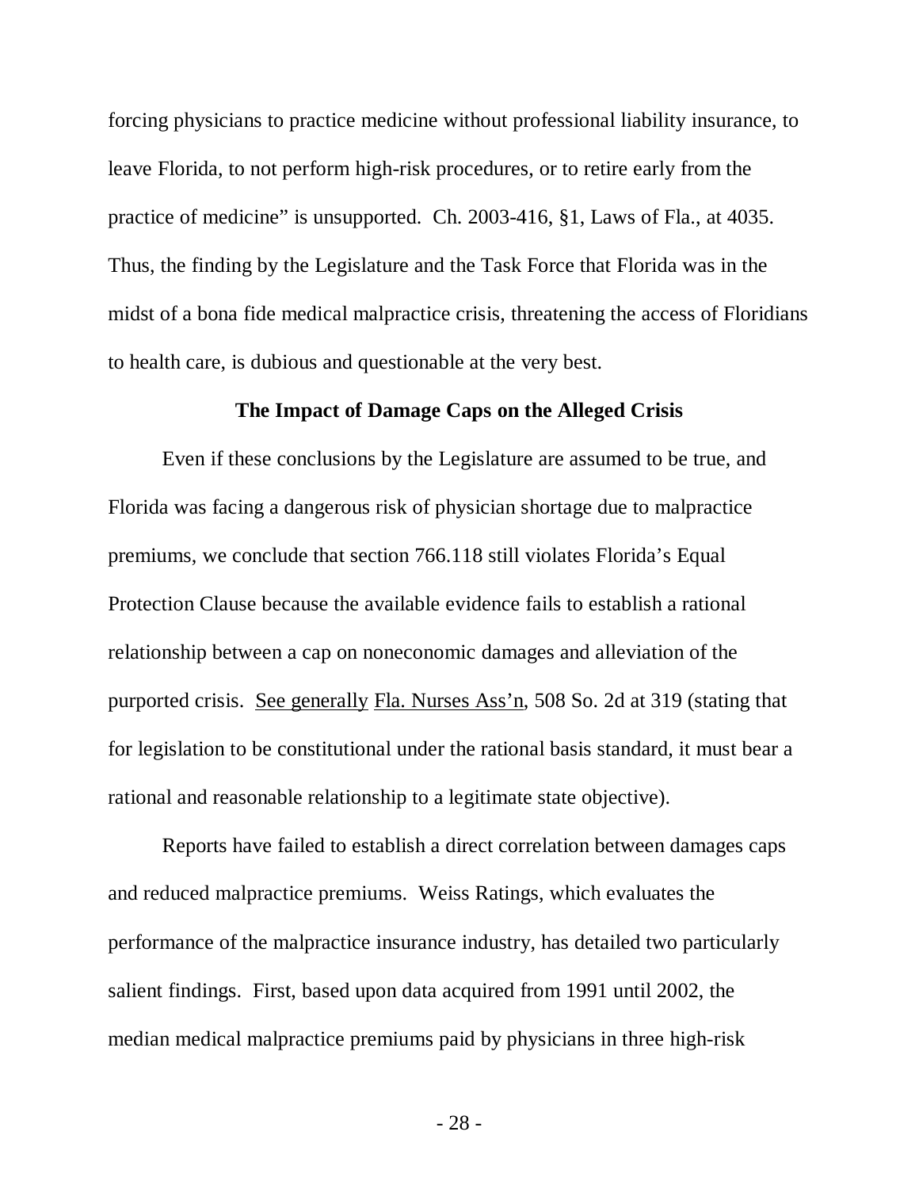forcing physicians to practice medicine without professional liability insurance, to leave Florida, to not perform high-risk procedures, or to retire early from the practice of medicine" is unsupported. Ch. 2003-416, §1, Laws of Fla., at 4035. Thus, the finding by the Legislature and the Task Force that Florida was in the midst of a bona fide medical malpractice crisis, threatening the access of Floridians to health care, is dubious and questionable at the very best.

**The Impact of Damage Caps on the Alleged Crisis**

Even if these conclusions by the Legislature are assumed to be true, and Florida was facing a dangerous risk of physician shortage due to malpractice premiums, we conclude that section 766.118 still violates Florida's Equal Protection Clause because the available evidence fails to establish a rational relationship between a cap on noneconomic damages and alleviation of the purported crisis. See generally Fla. Nurses Ass'n, 508 So. 2d at 319 (stating that for legislation to be constitutional under the rational basis standard, it must bear a rational and reasonable relationship to a legitimate state objective).

Reports have failed to establish a direct correlation between damages caps and reduced malpractice premiums. Weiss Ratings, which evaluates the performance of the malpractice insurance industry, has detailed two particularly salient findings. First, based upon data acquired from 1991 until 2002, the median medical malpractice premiums paid by physicians in three high-risk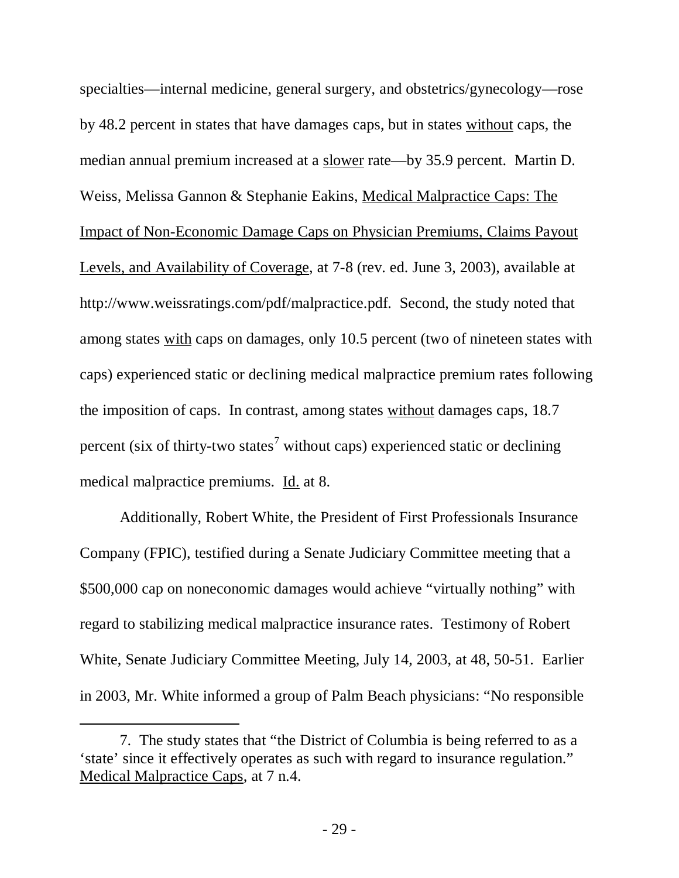specialties—internal medicine, general surgery, and obstetrics/gynecology—rose by 48.2 percent in states that have damages caps, but in states <u>without</u> caps, the median annual premium increased at a <u>slower</u> rate—by 35.9 percent. Martin D. Weiss, Melissa Gannon & Stephanie Eakins, <u>Medical Malpractice Caps: The Impact of Non-Economic Damage Caps on Physician Premiums, Claims Payout Levels, and Availability of Coverage</u>, at 7-8 (rev. ed. June 3, 2003), available at http://www.weissratings.com/pdf/malpractice.pdf. Second, the study noted that among states <u>with</u> caps on damages, only 10.5 percent (two of nineteen states with caps) experienced static or declining medical malpractice premium rates following the imposition of caps. In contrast, among states <u>without</u> damages caps, 18.7 percent (six of thirty-two states[7] without caps) experienced static or declining medical malpractice premiums. <u>Id.</u> at 8.

Additionally, Robert White, the President of First Professionals Insurance Company (FPIC), testified during a Senate Judiciary Committee meeting that a \$500,000 cap on noneconomic damages would achieve "virtually nothing" with regard to stabilizing medical malpractice insurance rates. Testimony of Robert White, Senate Judiciary Committee Meeting, July 14, 2003, at 48, 50-51. Earlier in 2003, Mr. White informed a group of Palm Beach physicians: "No responsible

---

7. The study states that "the District of Columbia is being referred to as a 'state' since it effectively operates as such with regard to insurance regulation." <u>Medical Malpractice Caps</u>, at 7 n.4.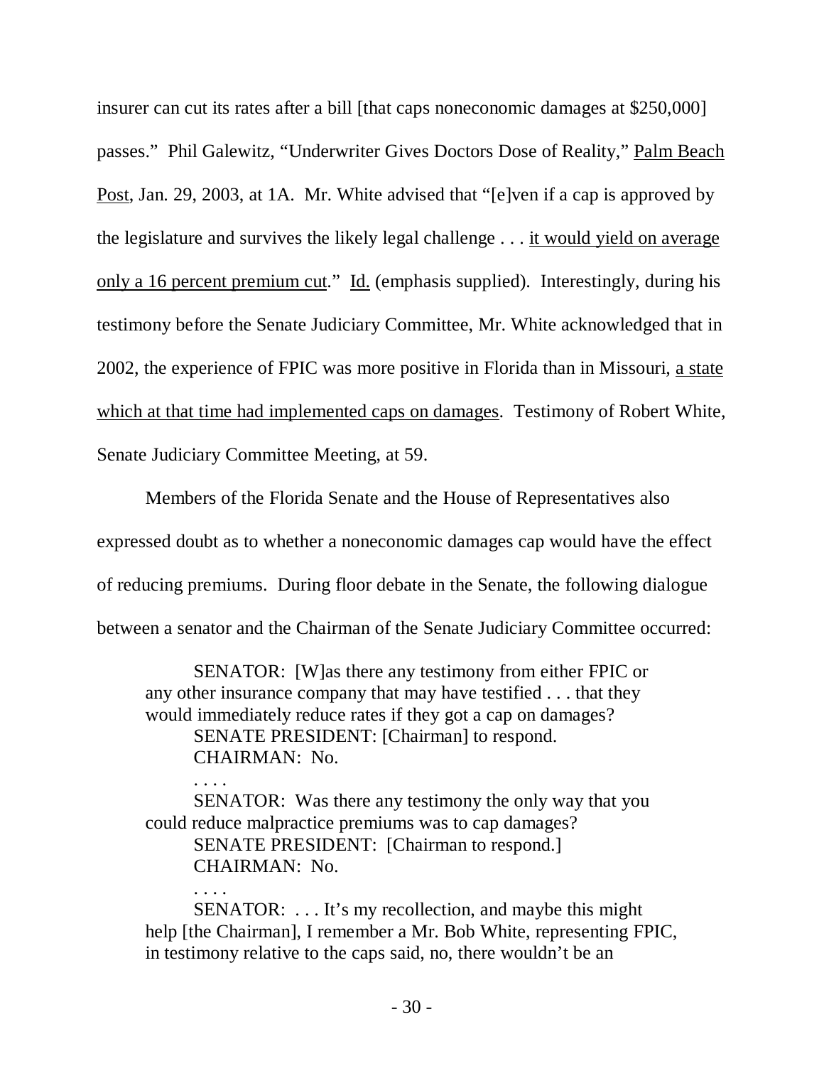insurer can cut its rates after a bill [that caps noneconomic damages at $250,000] passes." Phil Galewitz, "Underwriter Gives Doctors Dose of Reality," Palm Beach Post, Jan. 29, 2003, at 1A. Mr. White advised that "[e]ven if a cap is approved by the legislature and survives the likely legal challenge . . . it would yield on average only a 16 percent premium cut." Id. (emphasis supplied). Interestingly, during his testimony before the Senate Judiciary Committee, Mr. White acknowledged that in 2002, the experience of FPIC was more positive in Florida than in Missouri, a state which at that time had implemented caps on damages. Testimony of Robert White, Senate Judiciary Committee Meeting, at 59.

Members of the Florida Senate and the House of Representatives also expressed doubt as to whether a noneconomic damages cap would have the effect of reducing premiums. During floor debate in the Senate, the following dialogue between a senator and the Chairman of the Senate Judiciary Committee occurred:

> SENATOR: [W]as there any testimony from either FPIC or any other insurance company that may have testified . . . that they would immediately reduce rates if they got a cap on damages?
>
> SENATE PRESIDENT: [Chairman] to respond.
>
> CHAIRMAN: No.
>
> . . . .
>
> SENATOR: Was there any testimony the only way that you could reduce malpractice premiums was to cap damages?
>
> SENATE PRESIDENT: [Chairman to respond.]
>
> CHAIRMAN: No.
>
> . . . .
>
> SENATOR: . . . It's my recollection, and maybe this might help [the Chairman], I remember a Mr. Bob White, representing FPIC, in testimony relative to the caps said, no, there wouldn't be an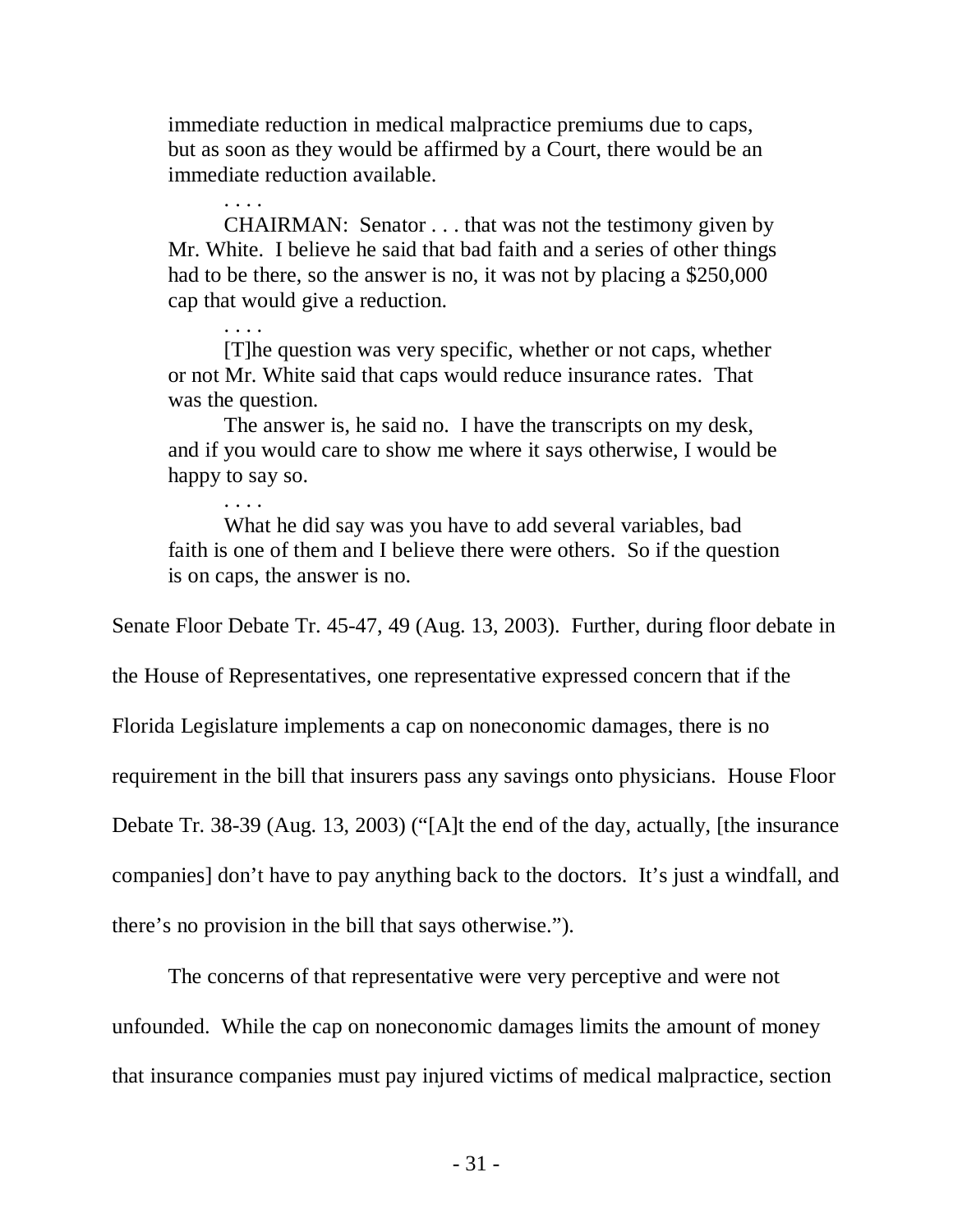> immediate reduction in medical malpractice premiums due to caps, but as soon as they would be affirmed by a Court, there would be an immediate reduction available.
>
> . . . .
>
> CHAIRMAN: Senator . . . that was not the testimony given by Mr. White. I believe he said that bad faith and a series of other things had to be there, so the answer is no, it was not by placing a $250,000 cap that would give a reduction.
>
> . . . .
>
> [T]he question was very specific, whether or not caps, whether or not Mr. White said that caps would reduce insurance rates. That was the question.
>
> The answer is, he said no. I have the transcripts on my desk, and if you would care to show me where it says otherwise, I would be happy to say so.
>
> . . . .
>
> What he did say was you have to add several variables, bad faith is one of them and I believe there were others. So if the question is on caps, the answer is no.

Senate Floor Debate Tr. 45-47, 49 (Aug. 13, 2003). Further, during floor debate in the House of Representatives, one representative expressed concern that if the Florida Legislature implements a cap on noneconomic damages, there is no requirement in the bill that insurers pass any savings onto physicians. House Floor Debate Tr. 38-39 (Aug. 13, 2003) ("[A]t the end of the day, actually, [the insurance companies] don't have to pay anything back to the doctors. It's just a windfall, and there's no provision in the bill that says otherwise.").

The concerns of that representative were very perceptive and were not unfounded. While the cap on noneconomic damages limits the amount of money that insurance companies must pay injured victims of medical malpractice, section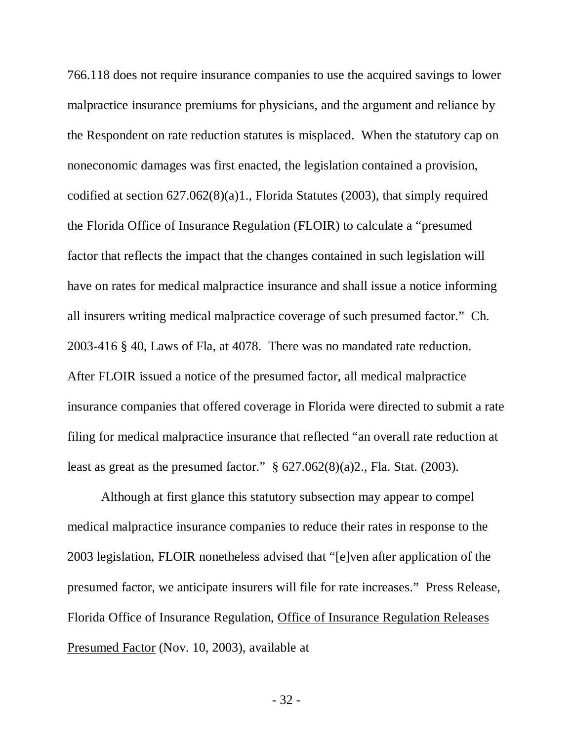766.118 does not require insurance companies to use the acquired savings to lower malpractice insurance premiums for physicians, and the argument and reliance by the Respondent on rate reduction statutes is misplaced. When the statutory cap on noneconomic damages was first enacted, the legislation contained a provision, codified at section 627.062(8)(a)1., Florida Statutes (2003), that simply required the Florida Office of Insurance Regulation (FLOIR) to calculate a "presumed factor that reflects the impact that the changes contained in such legislation will have on rates for medical malpractice insurance and shall issue a notice informing all insurers writing medical malpractice coverage of such presumed factor." Ch. 2003-416 § 40, Laws of Fla, at 4078. There was no mandated rate reduction. After FLOIR issued a notice of the presumed factor, all medical malpractice insurance companies that offered coverage in Florida were directed to submit a rate filing for medical malpractice insurance that reflected "an overall rate reduction at least as great as the presumed factor." § 627.062(8)(a)2., Fla. Stat. (2003).

Although at first glance this statutory subsection may appear to compel medical malpractice insurance companies to reduce their rates in response to the 2003 legislation, FLOIR nonetheless advised that "[e]ven after application of the presumed factor, we anticipate insurers will file for rate increases." Press Release, Florida Office of Insurance Regulation, Office of Insurance Regulation Releases Presumed Factor (Nov. 10, 2003), available at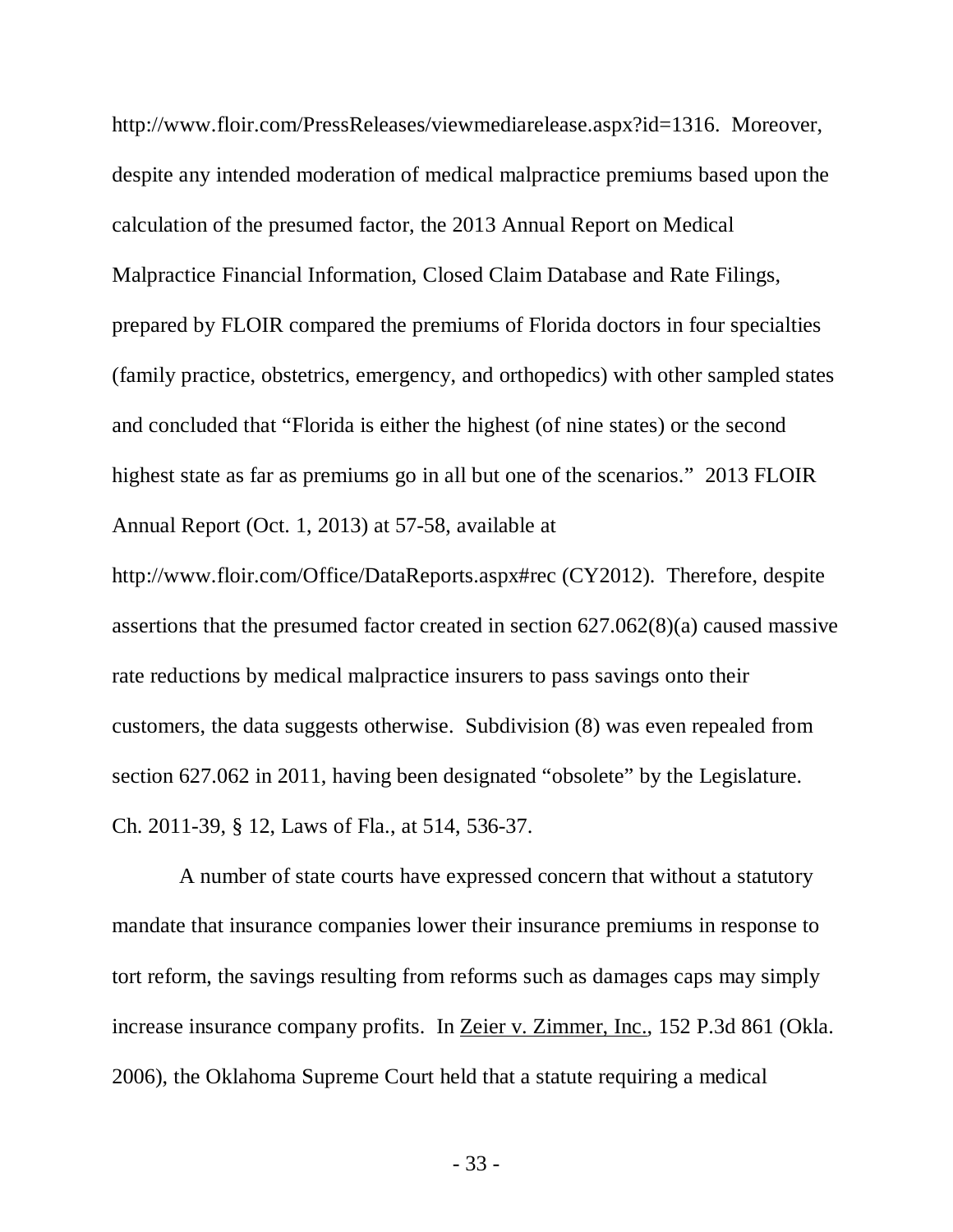http://www.floir.com/PressReleases/viewmediarelease.aspx?id=1316. Moreover, despite any intended moderation of medical malpractice premiums based upon the calculation of the presumed factor, the 2013 Annual Report on Medical Malpractice Financial Information, Closed Claim Database and Rate Filings, prepared by FLOIR compared the premiums of Florida doctors in four specialties (family practice, obstetrics, emergency, and orthopedics) with other sampled states and concluded that "Florida is either the highest (of nine states) or the second highest state as far as premiums go in all but one of the scenarios." 2013 FLOIR Annual Report (Oct. 1, 2013) at 57-58, available at http://www.floir.com/Office/DataReports.aspx#rec (CY2012). Therefore, despite assertions that the presumed factor created in section 627.062(8)(a) caused massive rate reductions by medical malpractice insurers to pass savings onto their customers, the data suggests otherwise. Subdivision (8) was even repealed from section 627.062 in 2011, having been designated "obsolete" by the Legislature. Ch. 2011-39, § 12, Laws of Fla., at 514, 536-37.

A number of state courts have expressed concern that without a statutory mandate that insurance companies lower their insurance premiums in response to tort reform, the savings resulting from reforms such as damages caps may simply increase insurance company profits. In Zeier v. Zimmer, Inc., 152 P.3d 861 (Okla. 2006), the Oklahoma Supreme Court held that a statute requiring a medical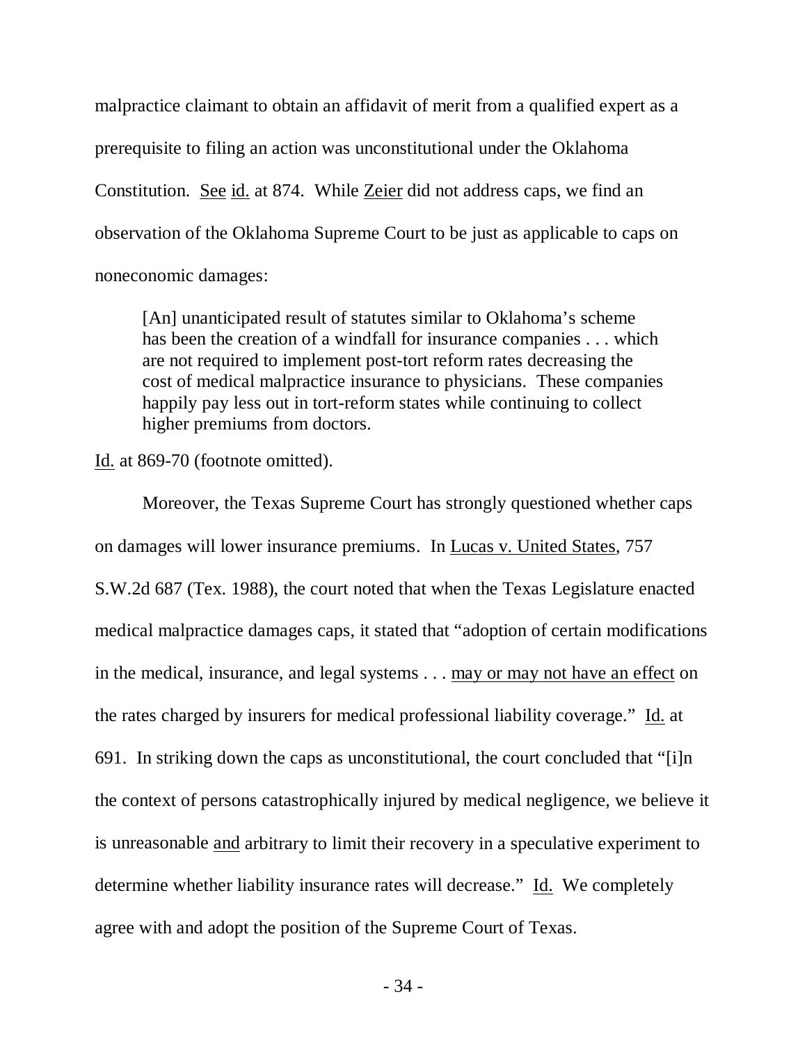malpractice claimant to obtain an affidavit of merit from a qualified expert as a prerequisite to filing an action was unconstitutional under the Oklahoma Constitution. See id. at 874. While Zeier did not address caps, we find an observation of the Oklahoma Supreme Court to be just as applicable to caps on noneconomic damages:

> [An] unanticipated result of statutes similar to Oklahoma's scheme has been the creation of a windfall for insurance companies . . . which are not required to implement post-tort reform rates decreasing the cost of medical malpractice insurance to physicians. These companies happily pay less out in tort-reform states while continuing to collect higher premiums from doctors.

Id. at 869-70 (footnote omitted).

Moreover, the Texas Supreme Court has strongly questioned whether caps on damages will lower insurance premiums. In Lucas v. United States, 757 S.W.2d 687 (Tex. 1988), the court noted that when the Texas Legislature enacted medical malpractice damages caps, it stated that "adoption of certain modifications in the medical, insurance, and legal systems . . . may or may not have an effect on the rates charged by insurers for medical professional liability coverage." Id. at 691. In striking down the caps as unconstitutional, the court concluded that "[i]n the context of persons catastrophically injured by medical negligence, we believe it is unreasonable and arbitrary to limit their recovery in a speculative experiment to determine whether liability insurance rates will decrease." Id. We completely agree with and adopt the position of the Supreme Court of Texas.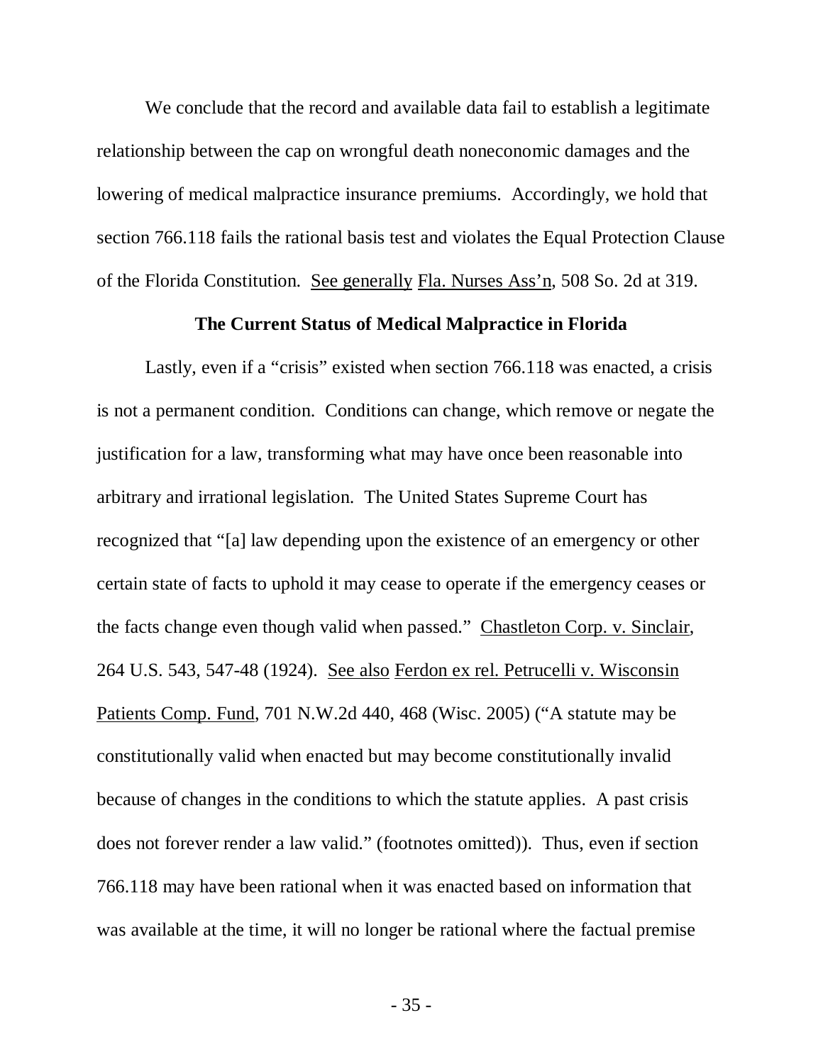We conclude that the record and available data fail to establish a legitimate relationship between the cap on wrongful death noneconomic damages and the lowering of medical malpractice insurance premiums. Accordingly, we hold that section 766.118 fails the rational basis test and violates the Equal Protection Clause of the Florida Constitution. See generally Fla. Nurses Ass'n, 508 So. 2d at 319.

### The Current Status of Medical Malpractice in Florida

Lastly, even if a "crisis" existed when section 766.118 was enacted, a crisis is not a permanent condition. Conditions can change, which remove or negate the justification for a law, transforming what may have once been reasonable into arbitrary and irrational legislation. The United States Supreme Court has recognized that "[a] law depending upon the existence of an emergency or other certain state of facts to uphold it may cease to operate if the emergency ceases or the facts change even though valid when passed." Chastleton Corp. v. Sinclair, 264 U.S. 543, 547-48 (1924). See also Ferdon ex rel. Petrucelli v. Wisconsin Patients Comp. Fund, 701 N.W.2d 440, 468 (Wisc. 2005) ("A statute may be constitutionally valid when enacted but may become constitutionally invalid because of changes in the conditions to which the statute applies. A past crisis does not forever render a law valid." (footnotes omitted)). Thus, even if section 766.118 may have been rational when it was enacted based on information that was available at the time, it will no longer be rational where the factual premise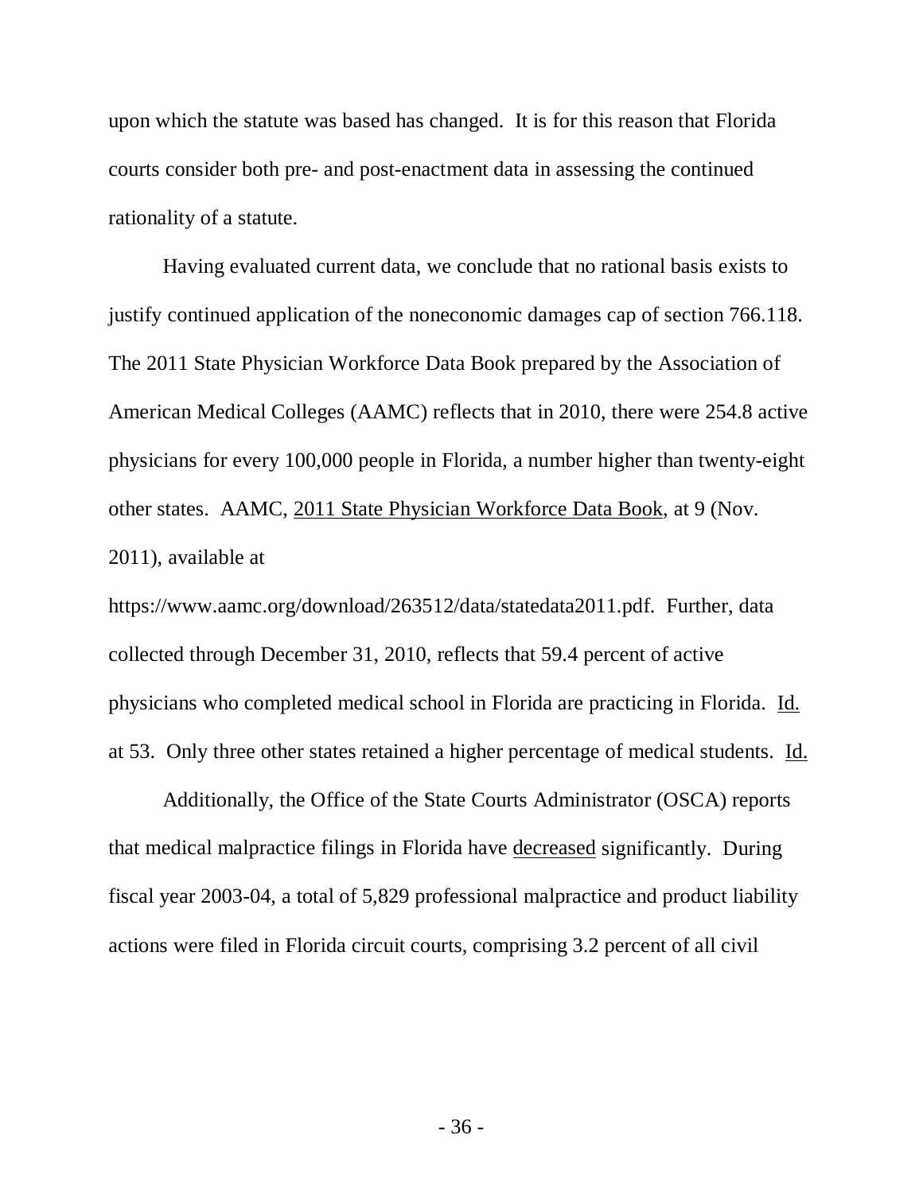upon which the statute was based has changed. It is for this reason that Florida courts consider both pre- and post-enactment data in assessing the continued rationality of a statute.

Having evaluated current data, we conclude that no rational basis exists to justify continued application of the noneconomic damages cap of section 766.118. The 2011 State Physician Workforce Data Book prepared by the Association of American Medical Colleges (AAMC) reflects that in 2010, there were 254.8 active physicians for every 100,000 people in Florida, a number higher than twenty-eight other states. AAMC, 2011 State Physician Workforce Data Book, at 9 (Nov. 2011), available at https://www.aamc.org/download/263512/data/statedata2011.pdf. Further, data collected through December 31, 2010, reflects that 59.4 percent of active physicians who completed medical school in Florida are practicing in Florida. Id. at 53. Only three other states retained a higher percentage of medical students. Id.

Additionally, the Office of the State Courts Administrator (OSCA) reports that medical malpractice filings in Florida have decreased significantly. During fiscal year 2003-04, a total of 5,829 professional malpractice and product liability actions were filed in Florida circuit courts, comprising 3.2 percent of all civil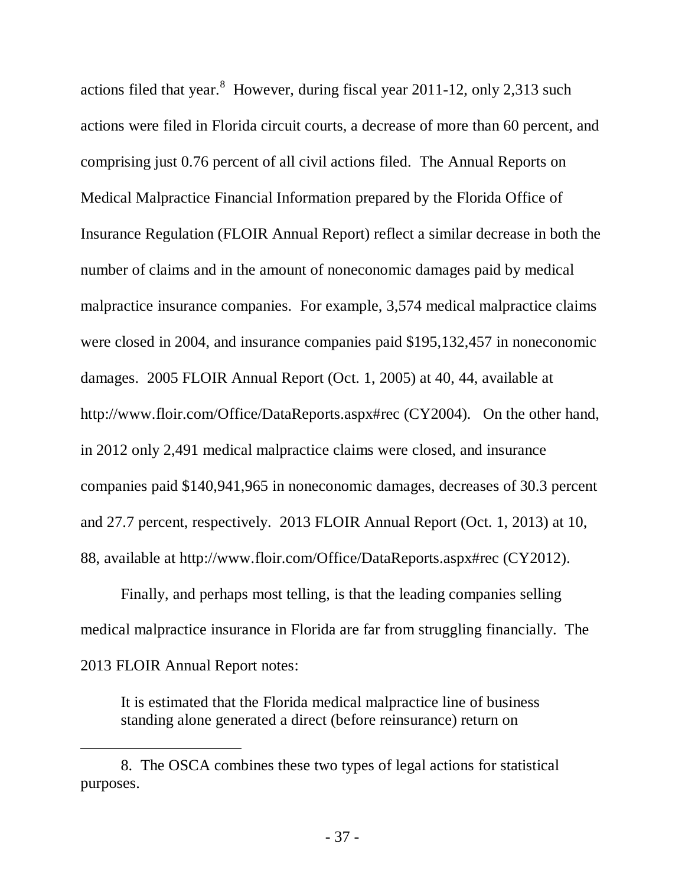actions filed that year.[8] However, during fiscal year 2011-12, only 2,313 such actions were filed in Florida circuit courts, a decrease of more than 60 percent, and comprising just 0.76 percent of all civil actions filed. The Annual Reports on Medical Malpractice Financial Information prepared by the Florida Office of Insurance Regulation (FLOIR Annual Report) reflect a similar decrease in both the number of claims and in the amount of noneconomic damages paid by medical malpractice insurance companies. For example, 3,574 medical malpractice claims were closed in 2004, and insurance companies paid $195,132,457 in noneconomic damages. 2005 FLOIR Annual Report (Oct. 1, 2005) at 40, 44, available at http://www.floir.com/Office/DataReports.aspx#rec (CY2004). On the other hand, in 2012 only 2,491 medical malpractice claims were closed, and insurance companies paid $140,941,965 in noneconomic damages, decreases of 30.3 percent and 27.7 percent, respectively. 2013 FLOIR Annual Report (Oct. 1, 2013) at 10, 88, available at http://www.floir.com/Office/DataReports.aspx#rec (CY2012).

Finally, and perhaps most telling, is that the leading companies selling medical malpractice insurance in Florida are far from struggling financially. The 2013 FLOIR Annual Report notes:

> It is estimated that the Florida medical malpractice line of business standing alone generated a direct (before reinsurance) return on

---

8. The OSCA combines these two types of legal actions for statistical purposes.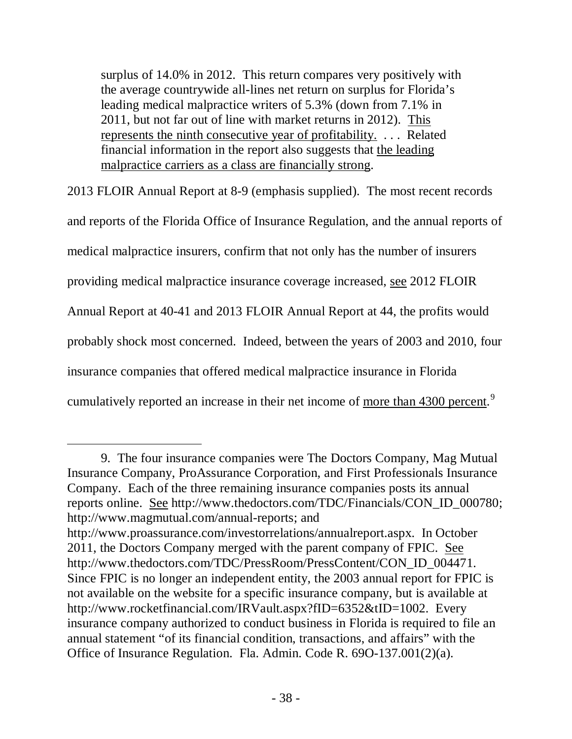> surplus of 14.0% in 2012. This return compares very positively with the average countrywide all-lines net return on surplus for Florida's leading medical malpractice writers of 5.3% (down from 7.1% in 2011, but not far out of line with market returns in 2012). This represents the ninth consecutive year of profitability. . . . Related financial information in the report also suggests that the leading malpractice carriers as a class are financially strong.

2013 FLOIR Annual Report at 8-9 (emphasis supplied). The most recent records and reports of the Florida Office of Insurance Regulation, and the annual reports of medical malpractice insurers, confirm that not only has the number of insurers providing medical malpractice insurance coverage increased, see 2012 FLOIR Annual Report at 40-41 and 2013 FLOIR Annual Report at 44, the profits would probably shock most concerned. Indeed, between the years of 2003 and 2010, four insurance companies that offered medical malpractice insurance in Florida cumulatively reported an increase in their net income of more than 4300 percent.[9]

---

9. The four insurance companies were The Doctors Company, Mag Mutual Insurance Company, ProAssurance Corporation, and First Professionals Insurance Company. Each of the three remaining insurance companies posts its annual reports online. See http://www.thedoctors.com/TDC/Financials/CON_ID_000780; http://www.magmutual.com/annual-reports; and http://www.proassurance.com/investorrelations/annualreport.aspx. In October 2011, the Doctors Company merged with the parent company of FPIC. See http://www.thedoctors.com/TDC/PressRoom/PressContent/CON_ID_004471. Since FPIC is no longer an independent entity, the 2003 annual report for FPIC is not available on the website for a specific insurance company, but is available at http://www.rocketfinancial.com/IRVault.aspx?fID=6352&tID=1002. Every insurance company authorized to conduct business in Florida is required to file an annual statement "of its financial condition, transactions, and affairs" with the Office of Insurance Regulation. Fla. Admin. Code R. 69O-137.001(2)(a).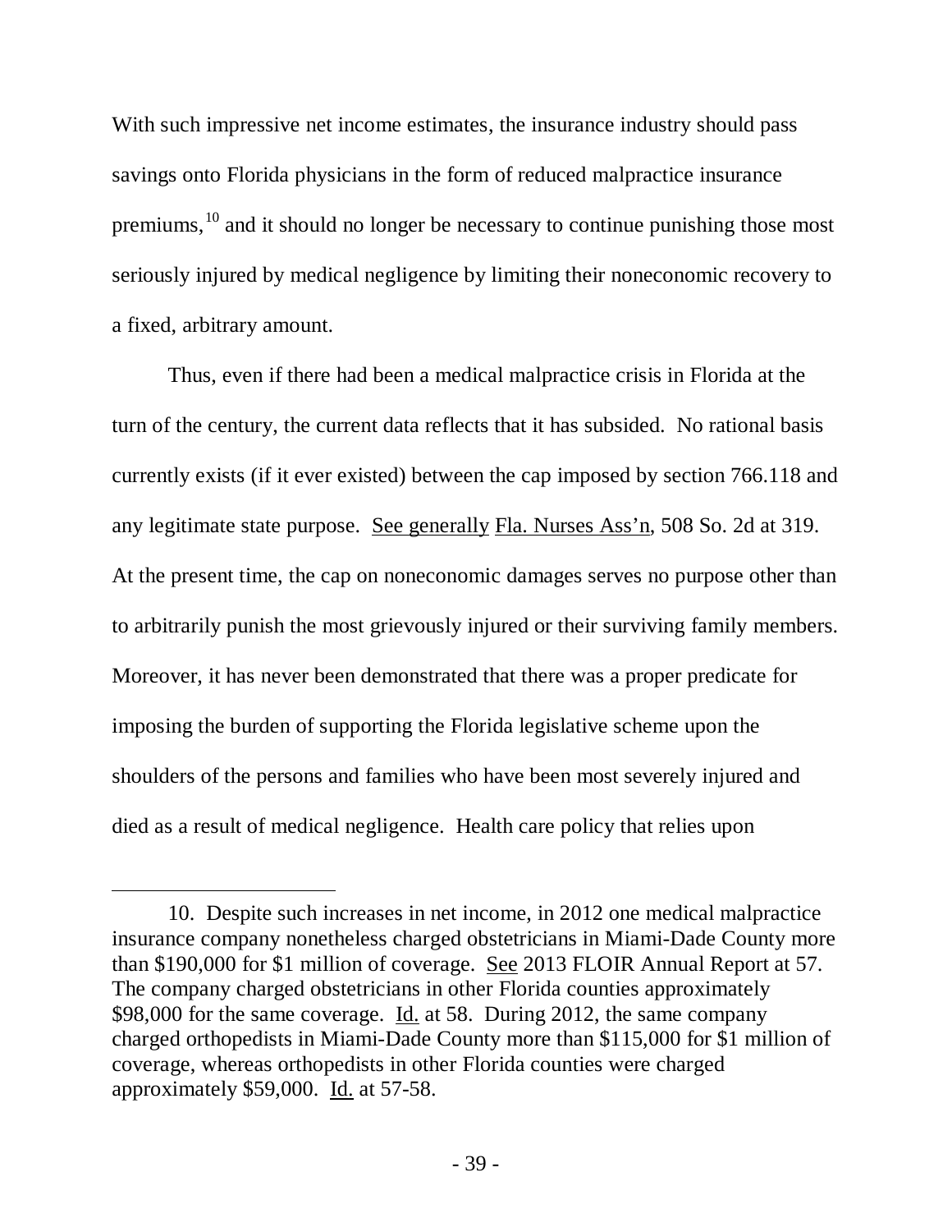With such impressive net income estimates, the insurance industry should pass savings onto Florida physicians in the form of reduced malpractice insurance premiums,[10] and it should no longer be necessary to continue punishing those most seriously injured by medical negligence by limiting their noneconomic recovery to a fixed, arbitrary amount.

Thus, even if there had been a medical malpractice crisis in Florida at the turn of the century, the current data reflects that it has subsided. No rational basis currently exists (if it ever existed) between the cap imposed by section 766.118 and any legitimate state purpose. See generally Fla. Nurses Ass'n, 508 So. 2d at 319. At the present time, the cap on noneconomic damages serves no purpose other than to arbitrarily punish the most grievously injured or their surviving family members. Moreover, it has never been demonstrated that there was a proper predicate for imposing the burden of supporting the Florida legislative scheme upon the shoulders of the persons and families who have been most severely injured and died as a result of medical negligence. Health care policy that relies upon

---

10. Despite such increases in net income, in 2012 one medical malpractice insurance company nonetheless charged obstetricians in Miami-Dade County more than $190,000 for $1 million of coverage. See 2013 FLOIR Annual Report at 57. The company charged obstetricians in other Florida counties approximately $98,000 for the same coverage. Id. at 58. During 2012, the same company charged orthopedists in Miami-Dade County more than $115,000 for $1 million of coverage, whereas orthopedists in other Florida counties were charged approximately $59,000. Id. at 57-58.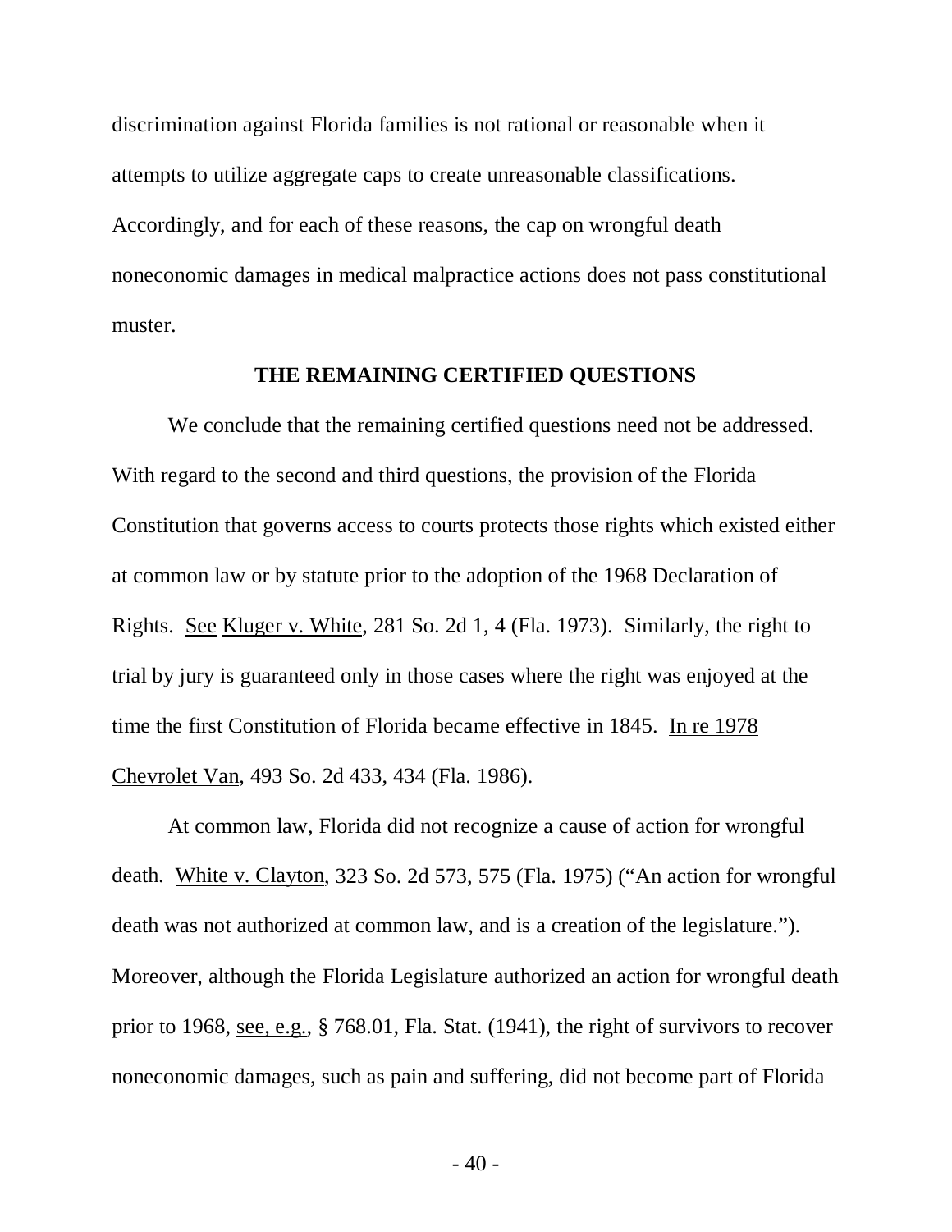discrimination against Florida families is not rational or reasonable when it attempts to utilize aggregate caps to create unreasonable classifications. Accordingly, and for each of these reasons, the cap on wrongful death noneconomic damages in medical malpractice actions does not pass constitutional muster.

**THE REMAINING CERTIFIED QUESTIONS**

We conclude that the remaining certified questions need not be addressed. With regard to the second and third questions, the provision of the Florida Constitution that governs access to courts protects those rights which existed either at common law or by statute prior to the adoption of the 1968 Declaration of Rights. See Kluger v. White, 281 So. 2d 1, 4 (Fla. 1973). Similarly, the right to trial by jury is guaranteed only in those cases where the right was enjoyed at the time the first Constitution of Florida became effective in 1845. In re 1978 Chevrolet Van, 493 So. 2d 433, 434 (Fla. 1986).

At common law, Florida did not recognize a cause of action for wrongful death. White v. Clayton, 323 So. 2d 573, 575 (Fla. 1975) ("An action for wrongful death was not authorized at common law, and is a creation of the legislature."). Moreover, although the Florida Legislature authorized an action for wrongful death prior to 1968, see, e.g., § 768.01, Fla. Stat. (1941), the right of survivors to recover noneconomic damages, such as pain and suffering, did not become part of Florida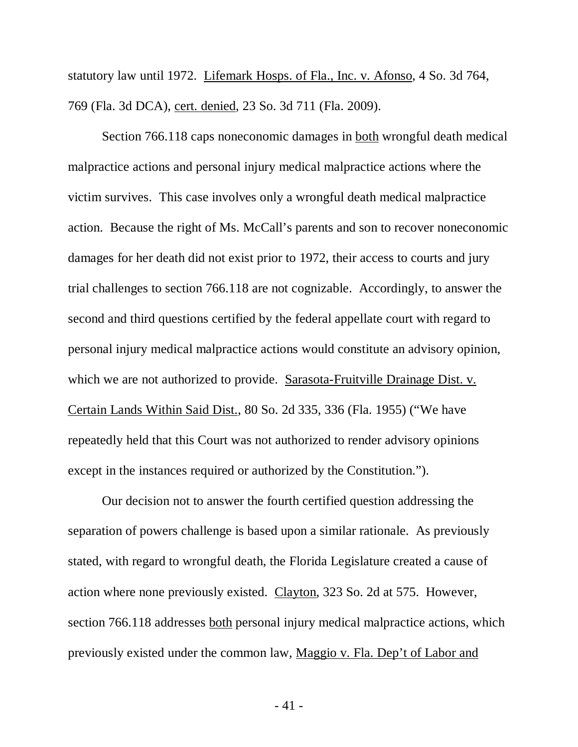statutory law until 1972. Lifemark Hosps. of Fla., Inc. v. Afonso, 4 So. 3d 764, 769 (Fla. 3d DCA), cert. denied, 23 So. 3d 711 (Fla. 2009).

Section 766.118 caps noneconomic damages in both wrongful death medical malpractice actions and personal injury medical malpractice actions where the victim survives. This case involves only a wrongful death medical malpractice action. Because the right of Ms. McCall's parents and son to recover noneconomic damages for her death did not exist prior to 1972, their access to courts and jury trial challenges to section 766.118 are not cognizable. Accordingly, to answer the second and third questions certified by the federal appellate court with regard to personal injury medical malpractice actions would constitute an advisory opinion, which we are not authorized to provide. Sarasota-Fruitville Drainage Dist. v. Certain Lands Within Said Dist., 80 So. 2d 335, 336 (Fla. 1955) ("We have repeatedly held that this Court was not authorized to render advisory opinions except in the instances required or authorized by the Constitution.").

Our decision not to answer the fourth certified question addressing the separation of powers challenge is based upon a similar rationale. As previously stated, with regard to wrongful death, the Florida Legislature created a cause of action where none previously existed. Clayton, 323 So. 2d at 575. However, section 766.118 addresses both personal injury medical malpractice actions, which previously existed under the common law, Maggio v. Fla. Dep't of Labor and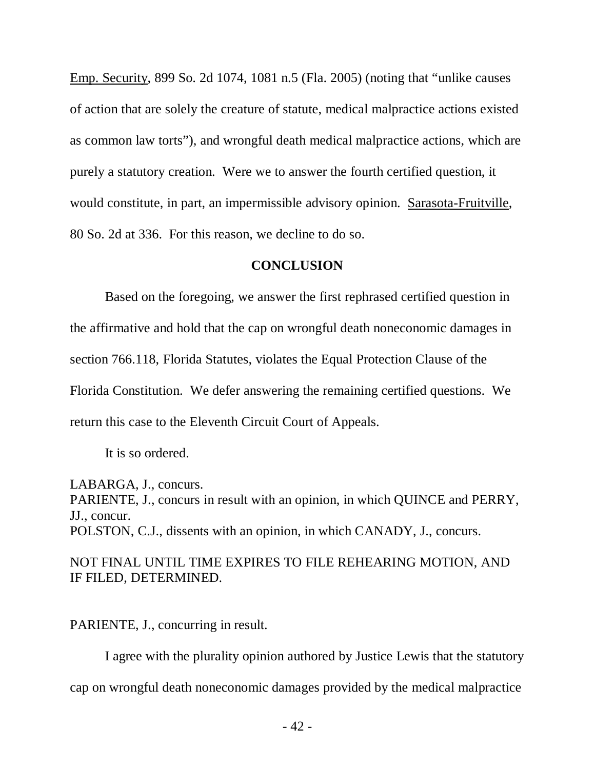Emp. Security, 899 So. 2d 1074, 1081 n.5 (Fla. 2005) (noting that "unlike causes of action that are solely the creature of statute, medical malpractice actions existed as common law torts"), and wrongful death medical malpractice actions, which are purely a statutory creation. Were we to answer the fourth certified question, it would constitute, in part, an impermissible advisory opinion. Sarasota-Fruitville, 80 So. 2d at 336. For this reason, we decline to do so.

## CONCLUSION

Based on the foregoing, we answer the first rephrased certified question in the affirmative and hold that the cap on wrongful death noneconomic damages in section 766.118, Florida Statutes, violates the Equal Protection Clause of the Florida Constitution. We defer answering the remaining certified questions. We return this case to the Eleventh Circuit Court of Appeals.

It is so ordered.

LABARGA, J., concurs.
PARIENTE, J., concurs in result with an opinion, in which QUINCE and PERRY, JJ., concur.
POLSTON, C.J., dissents with an opinion, in which CANADY, J., concurs.

NOT FINAL UNTIL TIME EXPIRES TO FILE REHEARING MOTION, AND IF FILED, DETERMINED.

PARIENTE, J., concurring in result.

I agree with the plurality opinion authored by Justice Lewis that the statutory cap on wrongful death noneconomic damages provided by the medical malpractice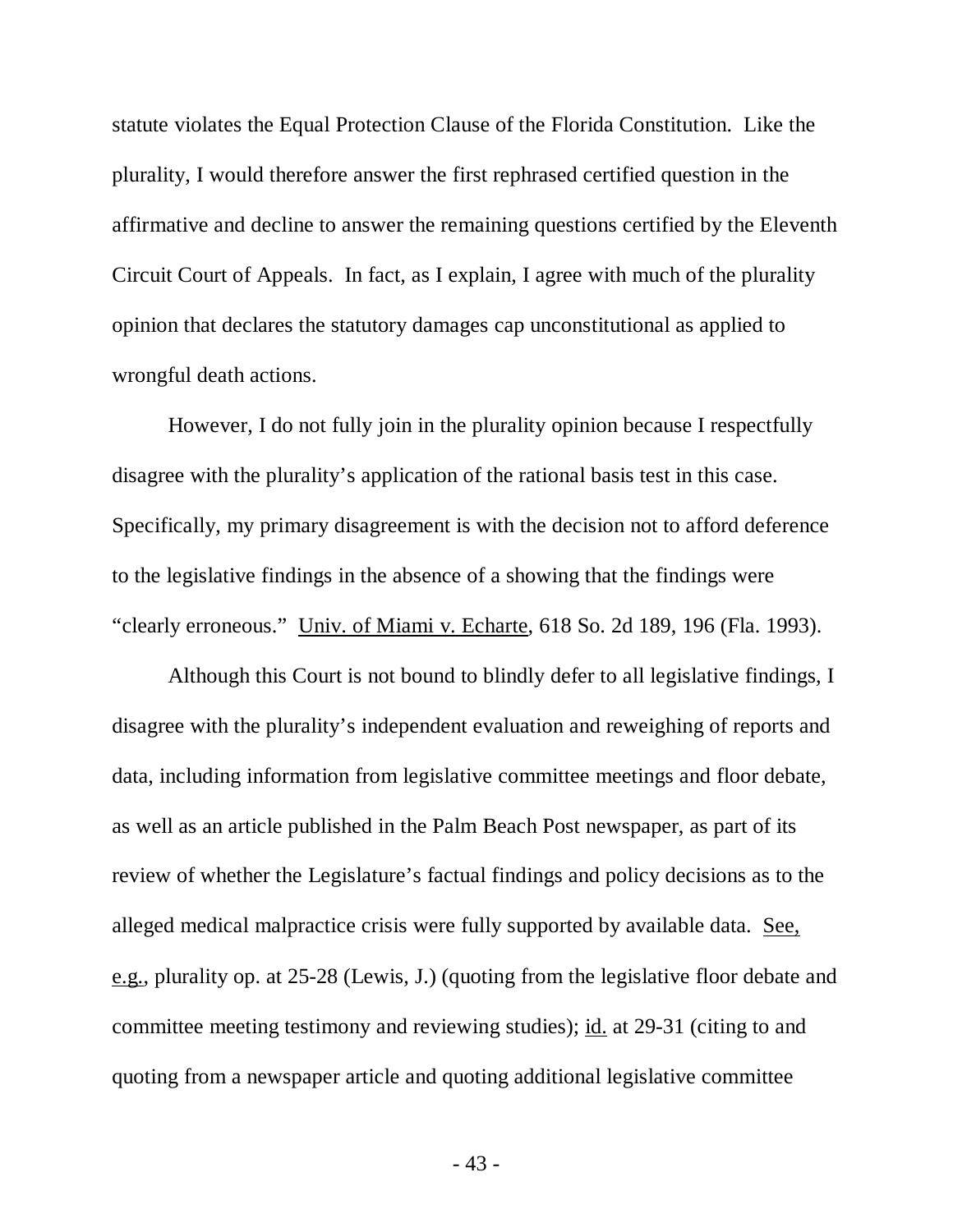statute violates the Equal Protection Clause of the Florida Constitution. Like the plurality, I would therefore answer the first rephrased certified question in the affirmative and decline to answer the remaining questions certified by the Eleventh Circuit Court of Appeals. In fact, as I explain, I agree with much of the plurality opinion that declares the statutory damages cap unconstitutional as applied to wrongful death actions.

However, I do not fully join in the plurality opinion because I respectfully disagree with the plurality's application of the rational basis test in this case. Specifically, my primary disagreement is with the decision not to afford deference to the legislative findings in the absence of a showing that the findings were "clearly erroneous." Univ. of Miami v. Echarte, 618 So. 2d 189, 196 (Fla. 1993).

Although this Court is not bound to blindly defer to all legislative findings, I disagree with the plurality's independent evaluation and reweighing of reports and data, including information from legislative committee meetings and floor debate, as well as an article published in the Palm Beach Post newspaper, as part of its review of whether the Legislature's factual findings and policy decisions as to the alleged medical malpractice crisis were fully supported by available data. See, e.g., plurality op. at 25-28 (Lewis, J.) (quoting from the legislative floor debate and committee meeting testimony and reviewing studies); id. at 29-31 (citing to and quoting from a newspaper article and quoting additional legislative committee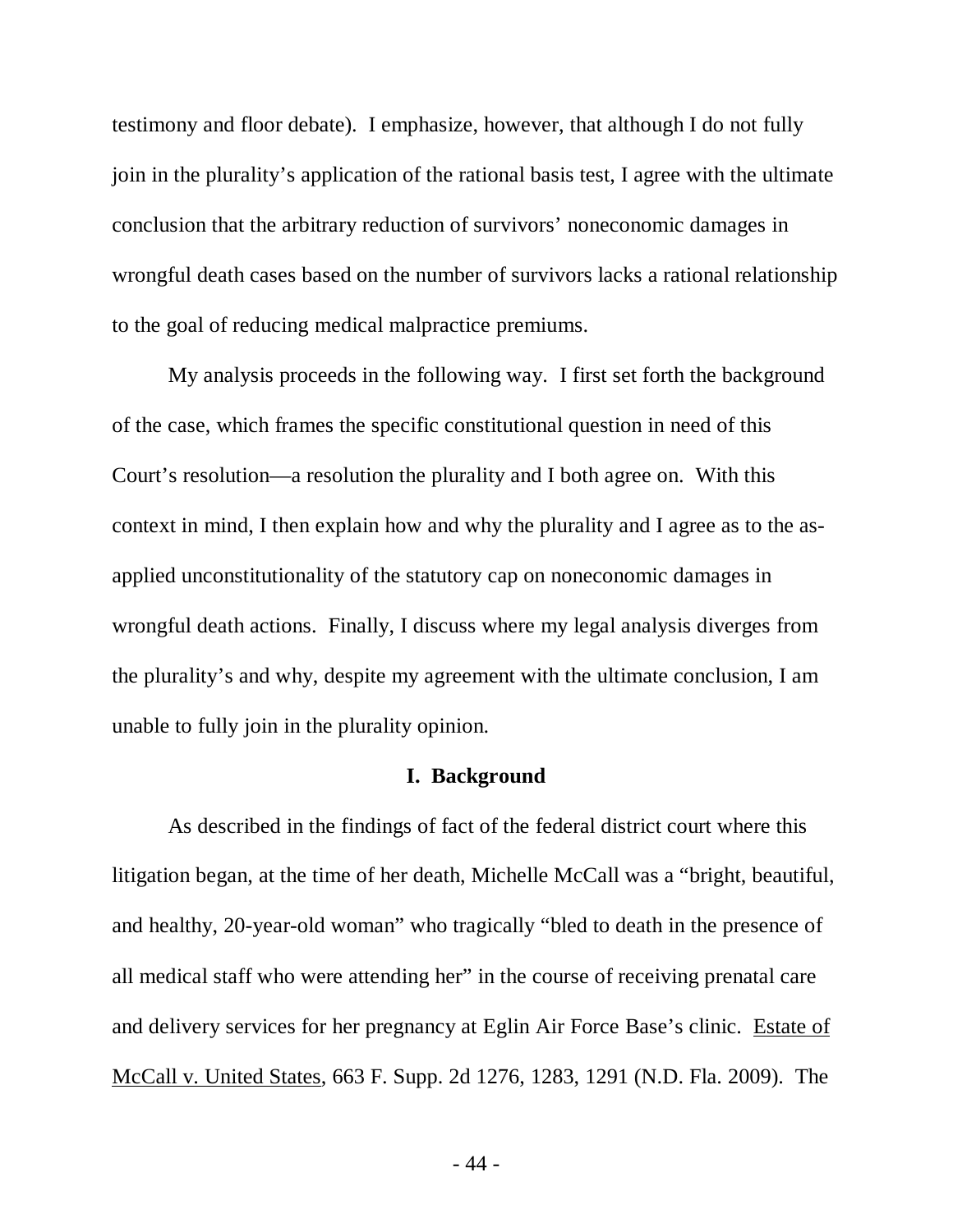testimony and floor debate). I emphasize, however, that although I do not fully join in the plurality's application of the rational basis test, I agree with the ultimate conclusion that the arbitrary reduction of survivors' noneconomic damages in wrongful death cases based on the number of survivors lacks a rational relationship to the goal of reducing medical malpractice premiums.

My analysis proceeds in the following way. I first set forth the background of the case, which frames the specific constitutional question in need of this Court's resolution—a resolution the plurality and I both agree on. With this context in mind, I then explain how and why the plurality and I agree as to the as-applied unconstitutionality of the statutory cap on noneconomic damages in wrongful death actions. Finally, I discuss where my legal analysis diverges from the plurality's and why, despite my agreement with the ultimate conclusion, I am unable to fully join in the plurality opinion.

## I. Background

As described in the findings of fact of the federal district court where this litigation began, at the time of her death, Michelle McCall was a "bright, beautiful, and healthy, 20-year-old woman" who tragically "bled to death in the presence of all medical staff who were attending her" in the course of receiving prenatal care and delivery services for her pregnancy at Eglin Air Force Base's clinic. Estate of McCall v. United States, 663 F. Supp. 2d 1276, 1283, 1291 (N.D. Fla. 2009). The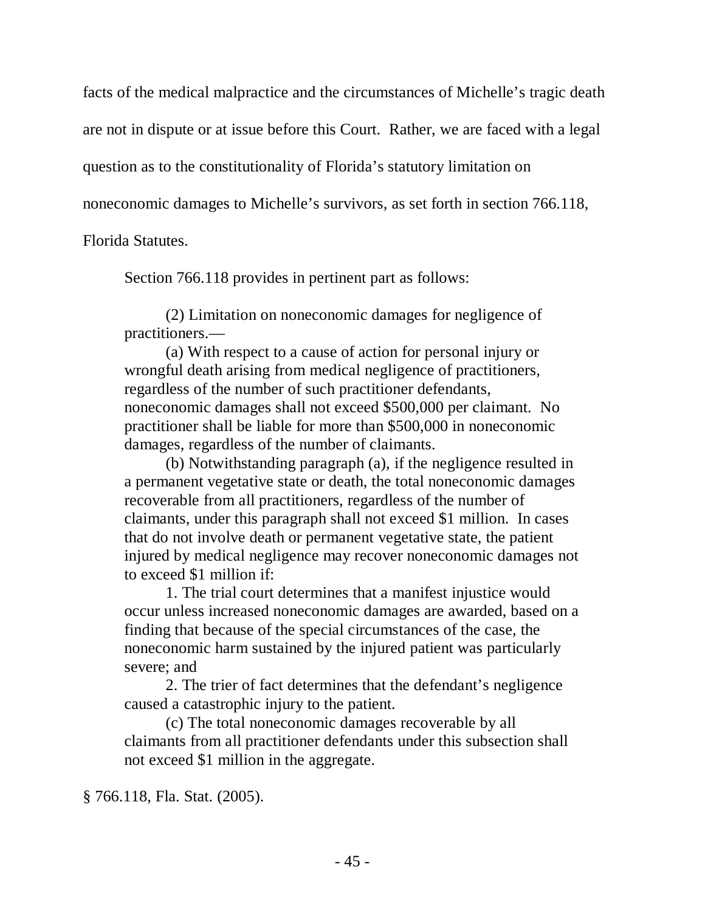facts of the medical malpractice and the circumstances of Michelle's tragic death are not in dispute or at issue before this Court. Rather, we are faced with a legal question as to the constitutionality of Florida's statutory limitation on noneconomic damages to Michelle's survivors, as set forth in section 766.118, Florida Statutes.

Section 766.118 provides in pertinent part as follows:

> (2) Limitation on noneconomic damages for negligence of practitioners.—
>
> (a) With respect to a cause of action for personal injury or wrongful death arising from medical negligence of practitioners, regardless of the number of such practitioner defendants, noneconomic damages shall not exceed $500,000 per claimant. No practitioner shall be liable for more than $500,000 in noneconomic damages, regardless of the number of claimants.
>
> (b) Notwithstanding paragraph (a), if the negligence resulted in a permanent vegetative state or death, the total noneconomic damages recoverable from all practitioners, regardless of the number of claimants, under this paragraph shall not exceed $1 million. In cases that do not involve death or permanent vegetative state, the patient injured by medical negligence may recover noneconomic damages not to exceed $1 million if:
>
> 1. The trial court determines that a manifest injustice would occur unless increased noneconomic damages are awarded, based on a finding that because of the special circumstances of the case, the noneconomic harm sustained by the injured patient was particularly severe; and
>
> 2. The trier of fact determines that the defendant's negligence caused a catastrophic injury to the patient.
>
> (c) The total noneconomic damages recoverable by all claimants from all practitioner defendants under this subsection shall not exceed $1 million in the aggregate.

§ 766.118, Fla. Stat. (2005).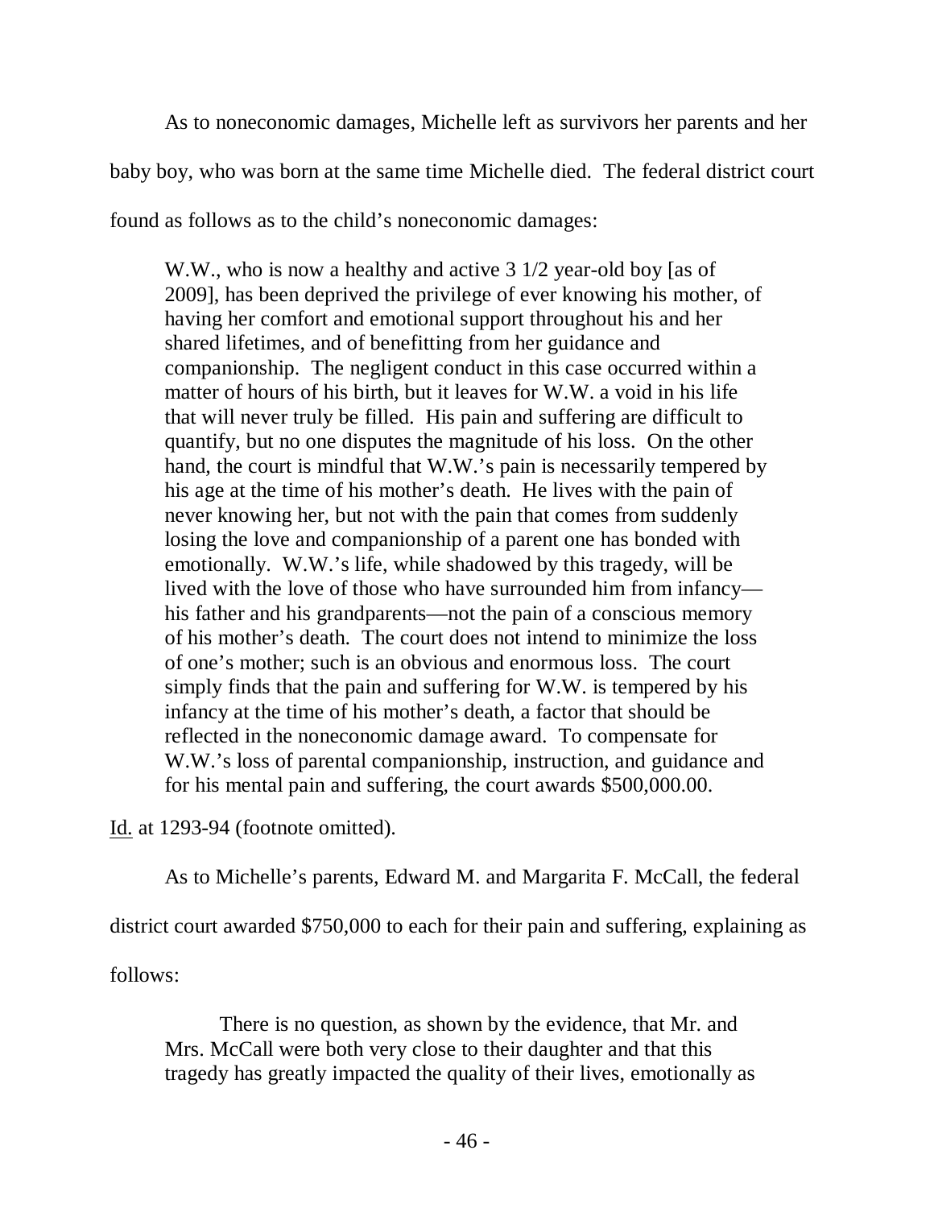As to noneconomic damages, Michelle left as survivors her parents and her baby boy, who was born at the same time Michelle died. The federal district court found as follows as to the child's noneconomic damages:

> W.W., who is now a healthy and active 3 1/2 year-old boy [as of 2009], has been deprived the privilege of ever knowing his mother, of having her comfort and emotional support throughout his and her shared lifetimes, and of benefitting from her guidance and companionship. The negligent conduct in this case occurred within a matter of hours of his birth, but it leaves for W.W. a void in his life that will never truly be filled. His pain and suffering are difficult to quantify, but no one disputes the magnitude of his loss. On the other hand, the court is mindful that W.W.'s pain is necessarily tempered by his age at the time of his mother's death. He lives with the pain of never knowing her, but not with the pain that comes from suddenly losing the love and companionship of a parent one has bonded with emotionally. W.W.'s life, while shadowed by this tragedy, will be lived with the love of those who have surrounded him from infancy—his father and his grandparents—not the pain of a conscious memory of his mother's death. The court does not intend to minimize the loss of one's mother; such is an obvious and enormous loss. The court simply finds that the pain and suffering for W.W. is tempered by his infancy at the time of his mother's death, a factor that should be reflected in the noneconomic damage award. To compensate for W.W.'s loss of parental companionship, instruction, and guidance and for his mental pain and suffering, the court awards $500,000.00.

Id. at 1293-94 (footnote omitted).

As to Michelle's parents, Edward M. and Margarita F. McCall, the federal district court awarded $750,000 to each for their pain and suffering, explaining as follows:

> There is no question, as shown by the evidence, that Mr. and Mrs. McCall were both very close to their daughter and that this tragedy has greatly impacted the quality of their lives, emotionally as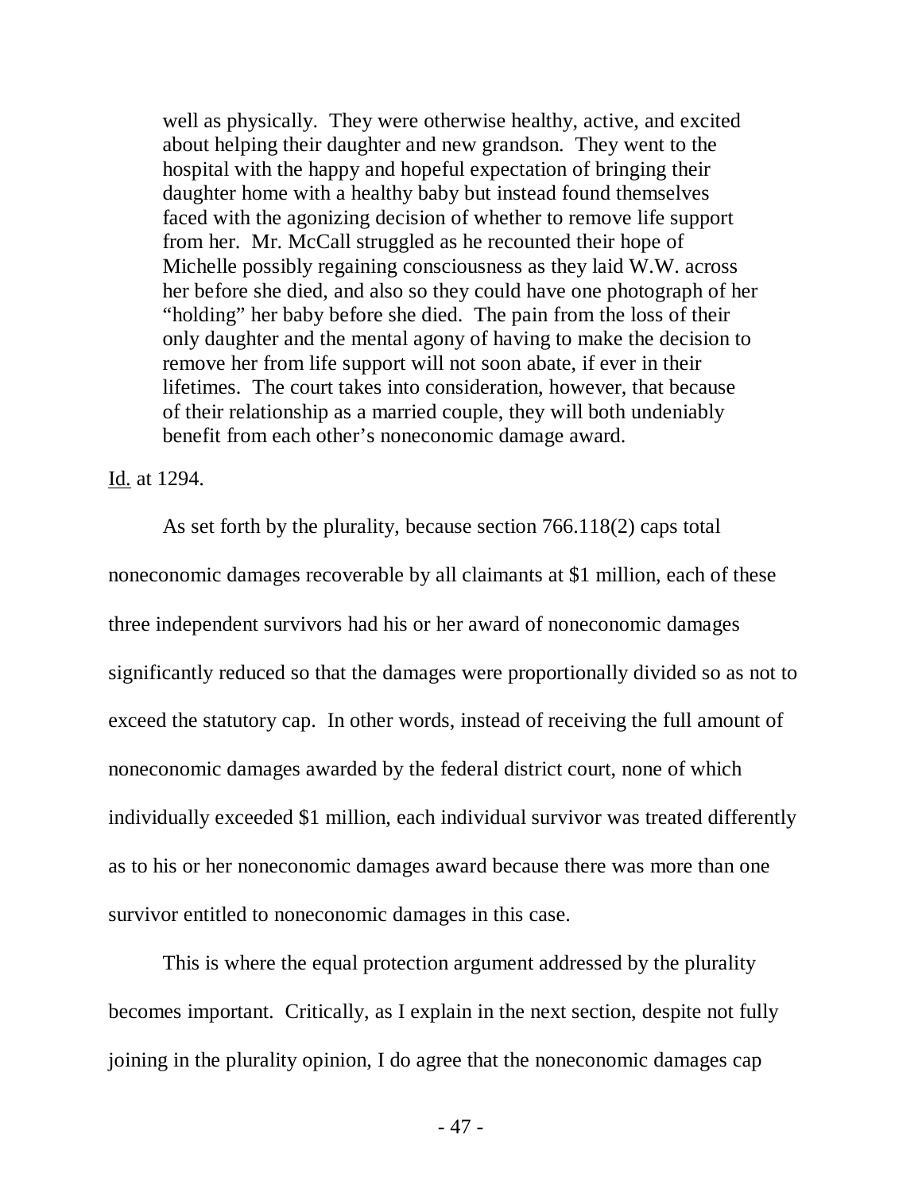> well as physically. They were otherwise healthy, active, and excited about helping their daughter and new grandson. They went to the hospital with the happy and hopeful expectation of bringing their daughter home with a healthy baby but instead found themselves faced with the agonizing decision of whether to remove life support from her. Mr. McCall struggled as he recounted their hope of Michelle possibly regaining consciousness as they laid W.W. across her before she died, and also so they could have one photograph of her "holding" her baby before she died. The pain from the loss of their only daughter and the mental agony of having to make the decision to remove her from life support will not soon abate, if ever in their lifetimes. The court takes into consideration, however, that because of their relationship as a married couple, they will both undeniably benefit from each other's noneconomic damage award.

Id. at 1294.

As set forth by the plurality, because section 766.118(2) caps total noneconomic damages recoverable by all claimants at $1 million, each of these three independent survivors had his or her award of noneconomic damages significantly reduced so that the damages were proportionally divided so as not to exceed the statutory cap. In other words, instead of receiving the full amount of noneconomic damages awarded by the federal district court, none of which individually exceeded $1 million, each individual survivor was treated differently as to his or her noneconomic damages award because there was more than one survivor entitled to noneconomic damages in this case.

This is where the equal protection argument addressed by the plurality becomes important. Critically, as I explain in the next section, despite not fully joining in the plurality opinion, I do agree that the noneconomic damages cap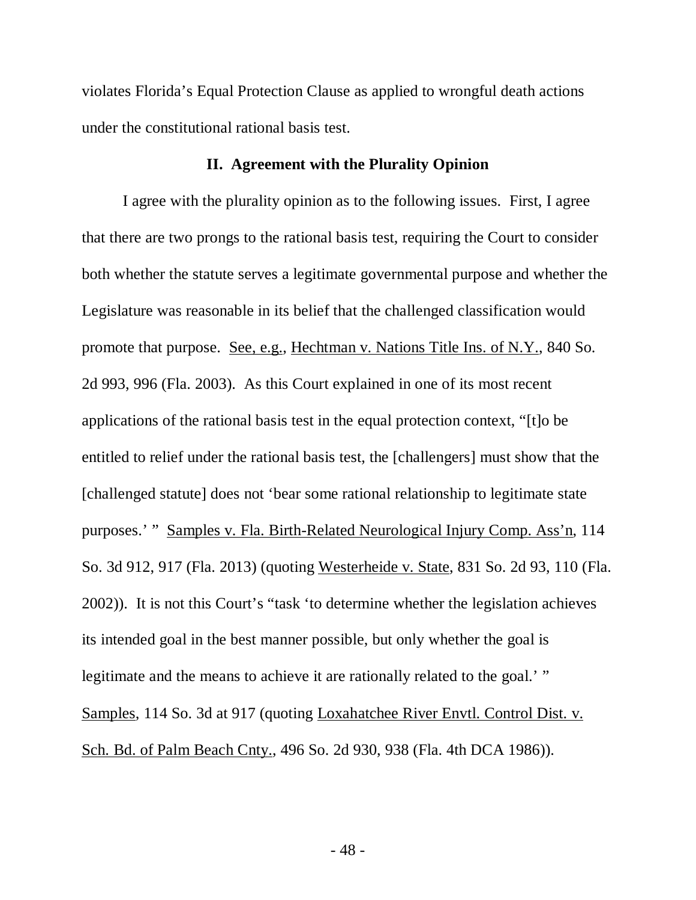violates Florida's Equal Protection Clause as applied to wrongful death actions under the constitutional rational basis test.

## II. Agreement with the Plurality Opinion

I agree with the plurality opinion as to the following issues. First, I agree that there are two prongs to the rational basis test, requiring the Court to consider both whether the statute serves a legitimate governmental purpose and whether the Legislature was reasonable in its belief that the challenged classification would promote that purpose. See, e.g., Hechtman v. Nations Title Ins. of N.Y., 840 So. 2d 993, 996 (Fla. 2003). As this Court explained in one of its most recent applications of the rational basis test in the equal protection context, "[t]o be entitled to relief under the rational basis test, the [challengers] must show that the [challenged statute] does not 'bear some rational relationship to legitimate state purposes.' " Samples v. Fla. Birth-Related Neurological Injury Comp. Ass'n, 114 So. 3d 912, 917 (Fla. 2013) (quoting Westerheide v. State, 831 So. 2d 93, 110 (Fla. 2002)). It is not this Court's "task 'to determine whether the legislation achieves its intended goal in the best manner possible, but only whether the goal is legitimate and the means to achieve it are rationally related to the goal.' " Samples, 114 So. 3d at 917 (quoting Loxahatchee River Envtl. Control Dist. v. Sch. Bd. of Palm Beach Cnty., 496 So. 2d 930, 938 (Fla. 4th DCA 1986)).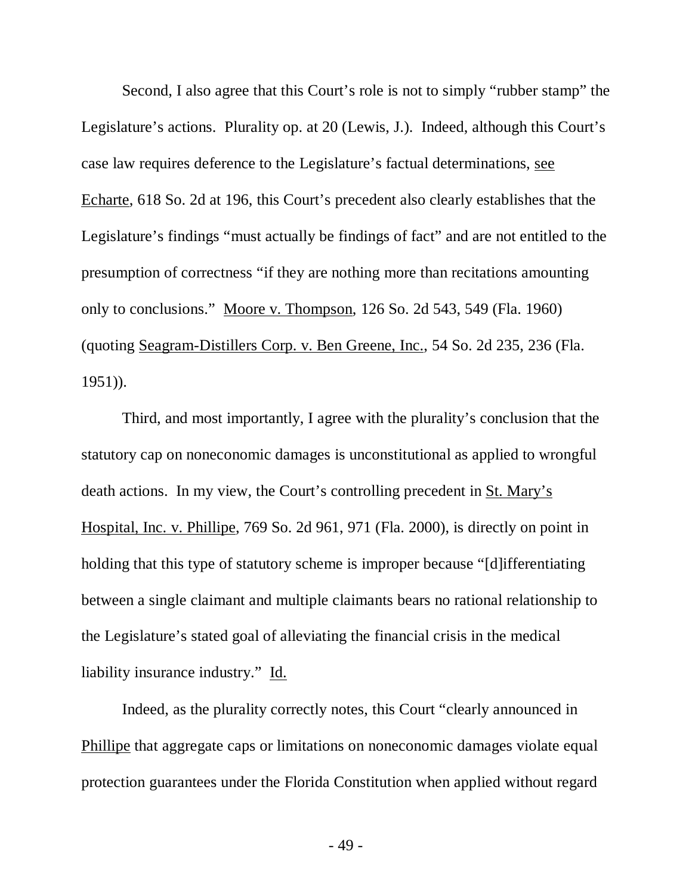Second, I also agree that this Court's role is not to simply "rubber stamp" the Legislature's actions. Plurality op. at 20 (Lewis, J.). Indeed, although this Court's case law requires deference to the Legislature's factual determinations, see Echarte, 618 So. 2d at 196, this Court's precedent also clearly establishes that the Legislature's findings "must actually be findings of fact" and are not entitled to the presumption of correctness "if they are nothing more than recitations amounting only to conclusions." Moore v. Thompson, 126 So. 2d 543, 549 (Fla. 1960) (quoting Seagram-Distillers Corp. v. Ben Greene, Inc., 54 So. 2d 235, 236 (Fla. 1951)).

Third, and most importantly, I agree with the plurality's conclusion that the statutory cap on noneconomic damages is unconstitutional as applied to wrongful death actions. In my view, the Court's controlling precedent in St. Mary's Hospital, Inc. v. Phillipe, 769 So. 2d 961, 971 (Fla. 2000), is directly on point in holding that this type of statutory scheme is improper because "[d]ifferentiating between a single claimant and multiple claimants bears no rational relationship to the Legislature's stated goal of alleviating the financial crisis in the medical liability insurance industry." Id.

Indeed, as the plurality correctly notes, this Court "clearly announced in Phillipe that aggregate caps or limitations on noneconomic damages violate equal protection guarantees under the Florida Constitution when applied without regard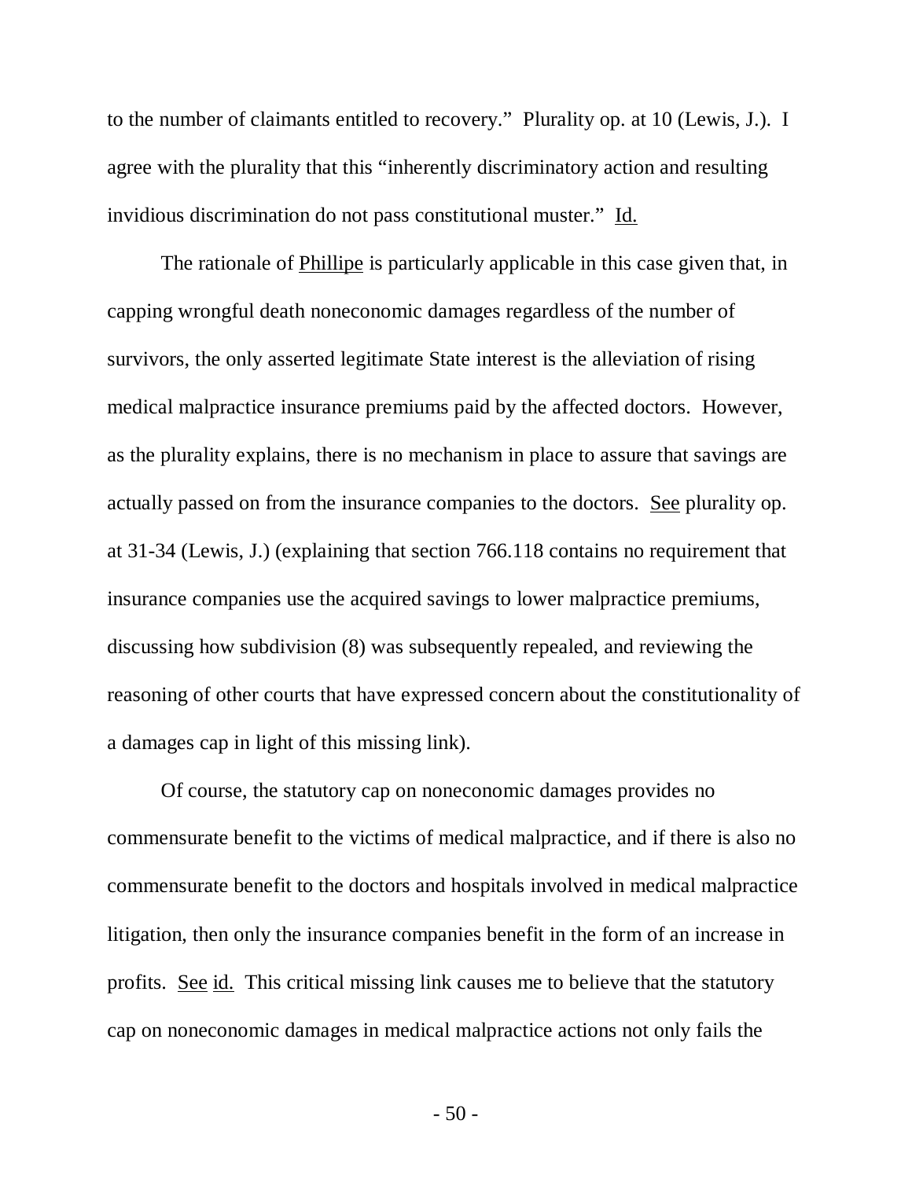to the number of claimants entitled to recovery." Plurality op. at 10 (Lewis, J.). I agree with the plurality that this "inherently discriminatory action and resulting invidious discrimination do not pass constitutional muster." Id.

The rationale of Phillipe is particularly applicable in this case given that, in capping wrongful death noneconomic damages regardless of the number of survivors, the only asserted legitimate State interest is the alleviation of rising medical malpractice insurance premiums paid by the affected doctors. However, as the plurality explains, there is no mechanism in place to assure that savings are actually passed on from the insurance companies to the doctors. See plurality op. at 31-34 (Lewis, J.) (explaining that section 766.118 contains no requirement that insurance companies use the acquired savings to lower malpractice premiums, discussing how subdivision (8) was subsequently repealed, and reviewing the reasoning of other courts that have expressed concern about the constitutionality of a damages cap in light of this missing link).

Of course, the statutory cap on noneconomic damages provides no commensurate benefit to the victims of medical malpractice, and if there is also no commensurate benefit to the doctors and hospitals involved in medical malpractice litigation, then only the insurance companies benefit in the form of an increase in profits. See id. This critical missing link causes me to believe that the statutory cap on noneconomic damages in medical malpractice actions not only fails the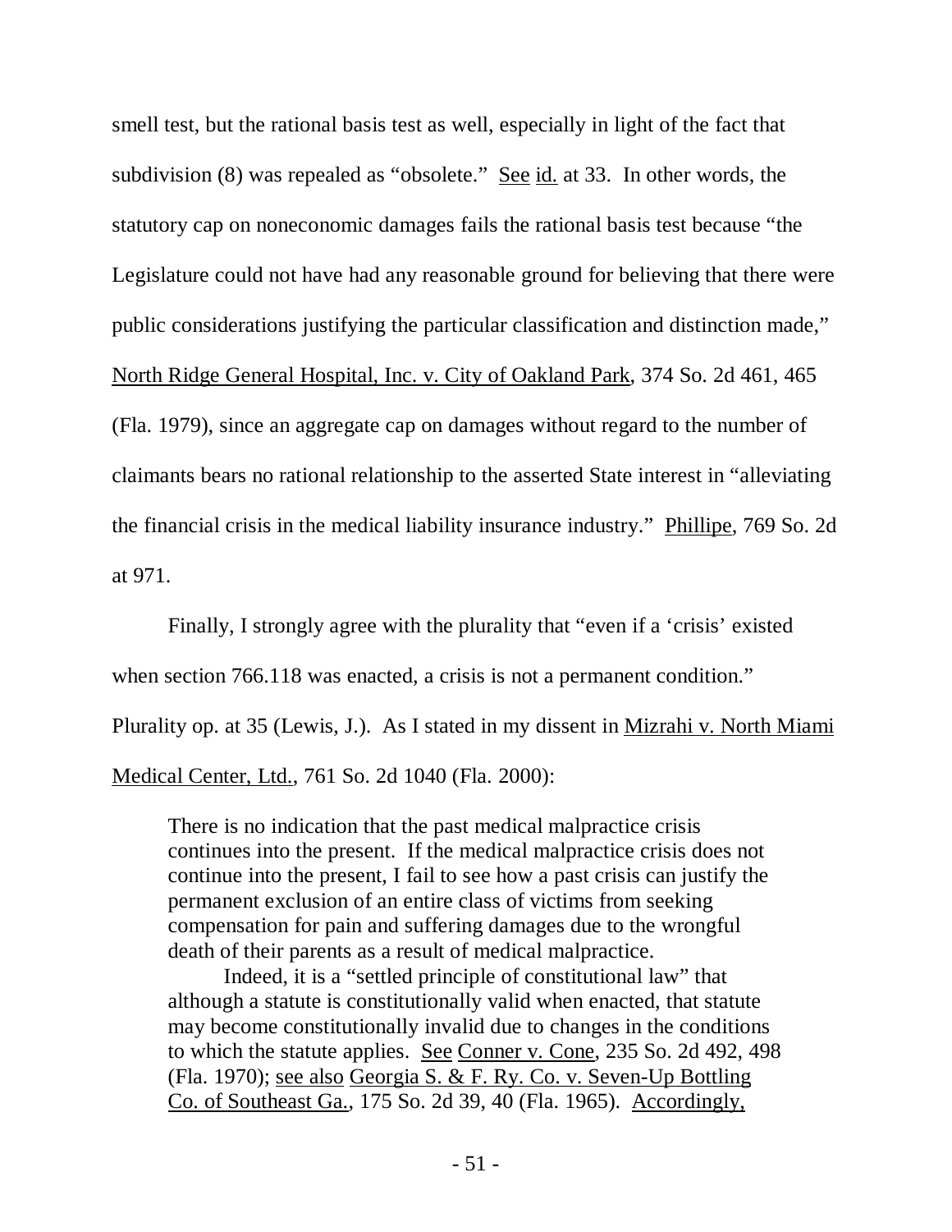smell test, but the rational basis test as well, especially in light of the fact that subdivision (8) was repealed as "obsolete." See id. at 33. In other words, the statutory cap on noneconomic damages fails the rational basis test because "the Legislature could not have had any reasonable ground for believing that there were public considerations justifying the particular classification and distinction made," North Ridge General Hospital, Inc. v. City of Oakland Park, 374 So. 2d 461, 465 (Fla. 1979), since an aggregate cap on damages without regard to the number of claimants bears no rational relationship to the asserted State interest in "alleviating the financial crisis in the medical liability insurance industry." Phillipe, 769 So. 2d at 971.

Finally, I strongly agree with the plurality that "even if a 'crisis' existed when section 766.118 was enacted, a crisis is not a permanent condition." Plurality op. at 35 (Lewis, J.). As I stated in my dissent in Mizrahi v. North Miami Medical Center, Ltd., 761 So. 2d 1040 (Fla. 2000):

> There is no indication that the past medical malpractice crisis continues into the present. If the medical malpractice crisis does not continue into the present, I fail to see how a past crisis can justify the permanent exclusion of an entire class of victims from seeking compensation for pain and suffering damages due to the wrongful death of their parents as a result of medical malpractice.
>
> Indeed, it is a "settled principle of constitutional law" that although a statute is constitutionally valid when enacted, that statute may become constitutionally invalid due to changes in the conditions to which the statute applies. See Conner v. Cone, 235 So. 2d 492, 498 (Fla. 1970); see also Georgia S. & F. Ry. Co. v. Seven-Up Bottling Co. of Southeast Ga., 175 So. 2d 39, 40 (Fla. 1965). Accordingly,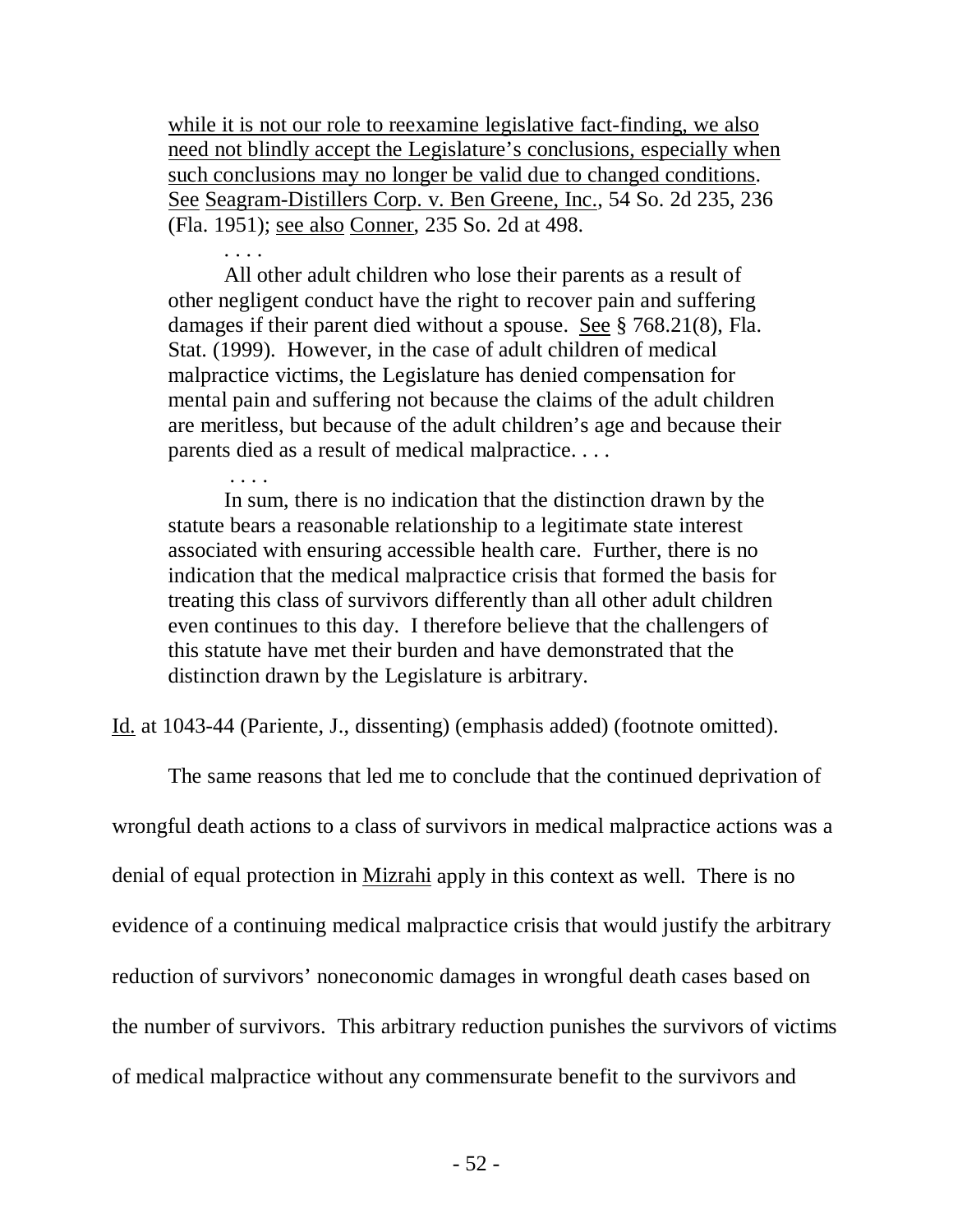> while it is not our role to reexamine legislative fact-finding, we also need not blindly accept the Legislature's conclusions, especially when such conclusions may no longer be valid due to changed conditions. See Seagram-Distillers Corp. v. Ben Greene, Inc., 54 So. 2d 235, 236 (Fla. 1951); see also Conner, 235 So. 2d at 498.
>
> . . . .
>
> All other adult children who lose their parents as a result of other negligent conduct have the right to recover pain and suffering damages if their parent died without a spouse. See § 768.21(8), Fla. Stat. (1999). However, in the case of adult children of medical malpractice victims, the Legislature has denied compensation for mental pain and suffering not because the claims of the adult children are meritless, but because of the adult children's age and because their parents died as a result of medical malpractice. . . .
>
> . . . .
>
> In sum, there is no indication that the distinction drawn by the statute bears a reasonable relationship to a legitimate state interest associated with ensuring accessible health care. Further, there is no indication that the medical malpractice crisis that formed the basis for treating this class of survivors differently than all other adult children even continues to this day. I therefore believe that the challengers of this statute have met their burden and have demonstrated that the distinction drawn by the Legislature is arbitrary.

Id. at 1043-44 (Pariente, J., dissenting) (emphasis added) (footnote omitted).

The same reasons that led me to conclude that the continued deprivation of wrongful death actions to a class of survivors in medical malpractice actions was a denial of equal protection in Mizrahi apply in this context as well. There is no evidence of a continuing medical malpractice crisis that would justify the arbitrary reduction of survivors' noneconomic damages in wrongful death cases based on the number of survivors. This arbitrary reduction punishes the survivors of victims of medical malpractice without any commensurate benefit to the survivors and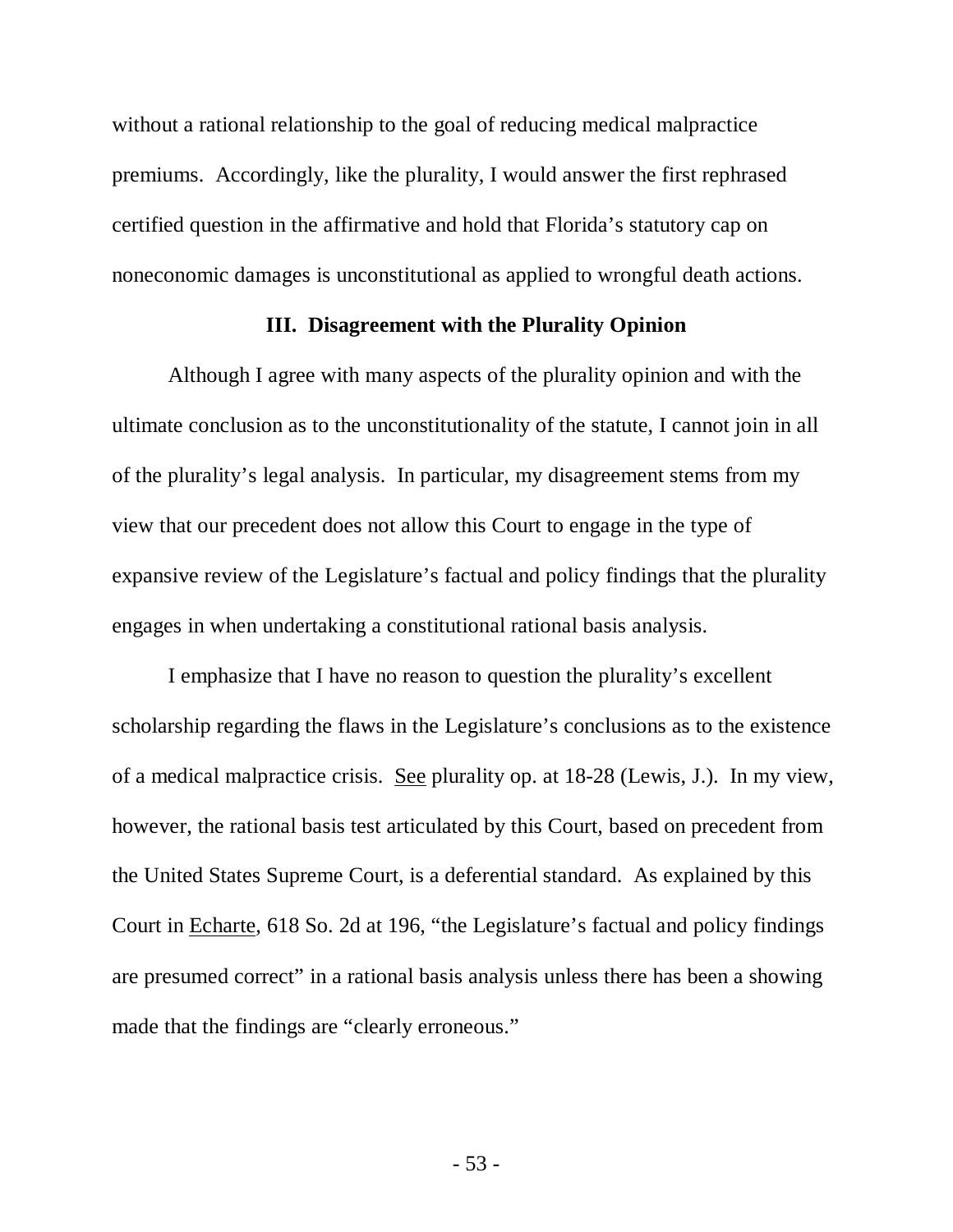without a rational relationship to the goal of reducing medical malpractice premiums. Accordingly, like the plurality, I would answer the first rephrased certified question in the affirmative and hold that Florida's statutory cap on noneconomic damages is unconstitutional as applied to wrongful death actions.

### III. Disagreement with the Plurality Opinion

Although I agree with many aspects of the plurality opinion and with the ultimate conclusion as to the unconstitutionality of the statute, I cannot join in all of the plurality's legal analysis. In particular, my disagreement stems from my view that our precedent does not allow this Court to engage in the type of expansive review of the Legislature's factual and policy findings that the plurality engages in when undertaking a constitutional rational basis analysis.

I emphasize that I have no reason to question the plurality's excellent scholarship regarding the flaws in the Legislature's conclusions as to the existence of a medical malpractice crisis. See plurality op. at 18-28 (Lewis, J.). In my view, however, the rational basis test articulated by this Court, based on precedent from the United States Supreme Court, is a deferential standard. As explained by this Court in Echarte, 618 So. 2d at 196, "the Legislature's factual and policy findings are presumed correct" in a rational basis analysis unless there has been a showing made that the findings are "clearly erroneous."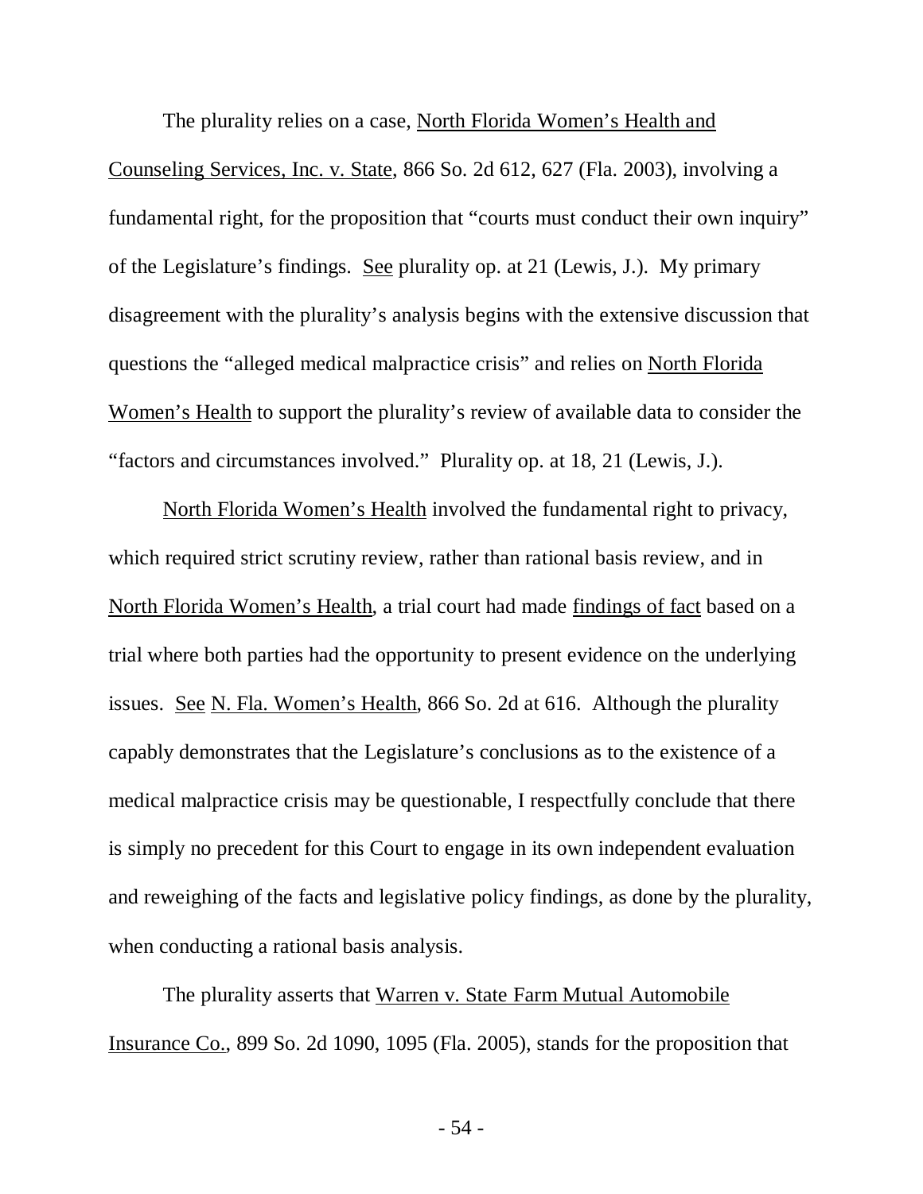The plurality relies on a case, North Florida Women's Health and Counseling Services, Inc. v. State, 866 So. 2d 612, 627 (Fla. 2003), involving a fundamental right, for the proposition that "courts must conduct their own inquiry" of the Legislature's findings. See plurality op. at 21 (Lewis, J.). My primary disagreement with the plurality's analysis begins with the extensive discussion that questions the "alleged medical malpractice crisis" and relies on North Florida Women's Health to support the plurality's review of available data to consider the "factors and circumstances involved." Plurality op. at 18, 21 (Lewis, J.).

North Florida Women's Health involved the fundamental right to privacy, which required strict scrutiny review, rather than rational basis review, and in North Florida Women's Health, a trial court had made findings of fact based on a trial where both parties had the opportunity to present evidence on the underlying issues. See N. Fla. Women's Health, 866 So. 2d at 616. Although the plurality capably demonstrates that the Legislature's conclusions as to the existence of a medical malpractice crisis may be questionable, I respectfully conclude that there is simply no precedent for this Court to engage in its own independent evaluation and reweighing of the facts and legislative policy findings, as done by the plurality, when conducting a rational basis analysis.

The plurality asserts that Warren v. State Farm Mutual Automobile Insurance Co., 899 So. 2d 1090, 1095 (Fla. 2005), stands for the proposition that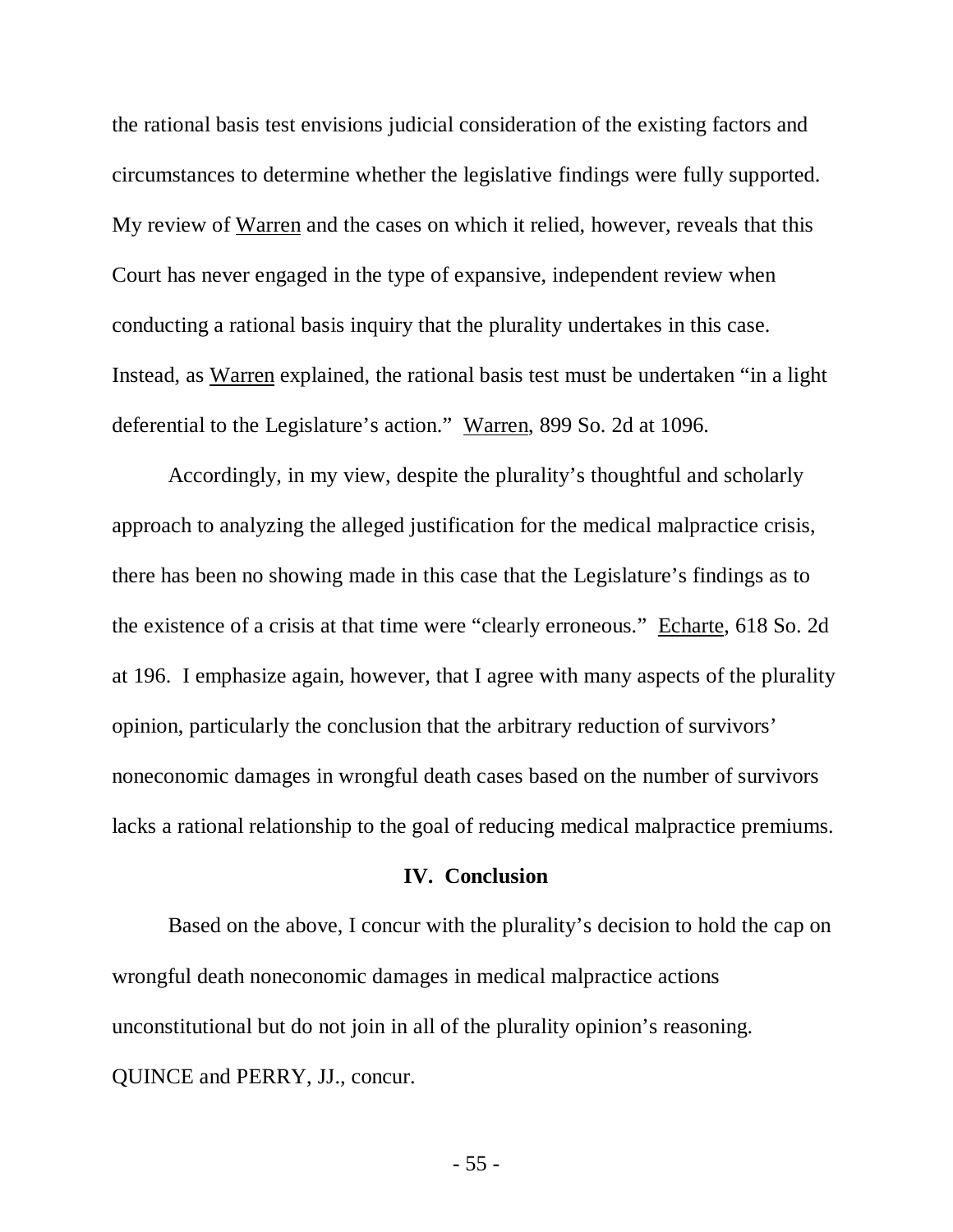the rational basis test envisions judicial consideration of the existing factors and circumstances to determine whether the legislative findings were fully supported. My review of Warren and the cases on which it relied, however, reveals that this Court has never engaged in the type of expansive, independent review when conducting a rational basis inquiry that the plurality undertakes in this case. Instead, as Warren explained, the rational basis test must be undertaken "in a light deferential to the Legislature's action." Warren, 899 So. 2d at 1096.

Accordingly, in my view, despite the plurality's thoughtful and scholarly approach to analyzing the alleged justification for the medical malpractice crisis, there has been no showing made in this case that the Legislature's findings as to the existence of a crisis at that time were "clearly erroneous." Echarte, 618 So. 2d at 196. I emphasize again, however, that I agree with many aspects of the plurality opinion, particularly the conclusion that the arbitrary reduction of survivors' noneconomic damages in wrongful death cases based on the number of survivors lacks a rational relationship to the goal of reducing medical malpractice premiums.

## IV. Conclusion

Based on the above, I concur with the plurality's decision to hold the cap on wrongful death noneconomic damages in medical malpractice actions unconstitutional but do not join in all of the plurality opinion's reasoning.

QUINCE and PERRY, JJ., concur.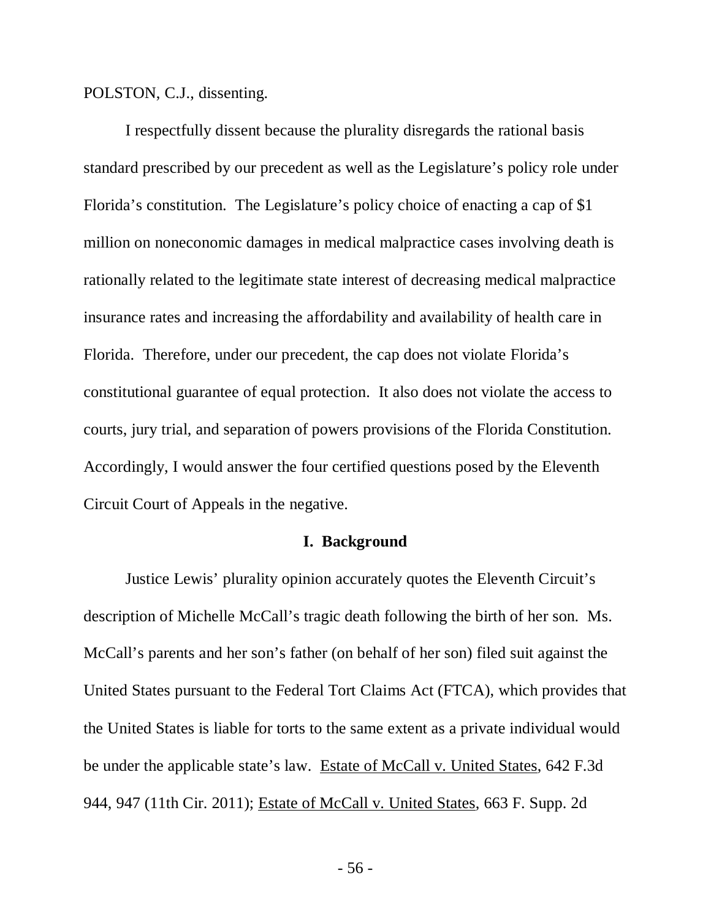POLSTON, C.J., dissenting.

I respectfully dissent because the plurality disregards the rational basis standard prescribed by our precedent as well as the Legislature's policy role under Florida's constitution. The Legislature's policy choice of enacting a cap of $1 million on noneconomic damages in medical malpractice cases involving death is rationally related to the legitimate state interest of decreasing medical malpractice insurance rates and increasing the affordability and availability of health care in Florida. Therefore, under our precedent, the cap does not violate Florida's constitutional guarantee of equal protection. It also does not violate the access to courts, jury trial, and separation of powers provisions of the Florida Constitution. Accordingly, I would answer the four certified questions posed by the Eleventh Circuit Court of Appeals in the negative.

## I. Background

Justice Lewis' plurality opinion accurately quotes the Eleventh Circuit's description of Michelle McCall's tragic death following the birth of her son. Ms. McCall's parents and her son's father (on behalf of her son) filed suit against the United States pursuant to the Federal Tort Claims Act (FTCA), which provides that the United States is liable for torts to the same extent as a private individual would be under the applicable state's law. Estate of McCall v. United States, 642 F.3d 944, 947 (11th Cir. 2011); Estate of McCall v. United States, 663 F. Supp. 2d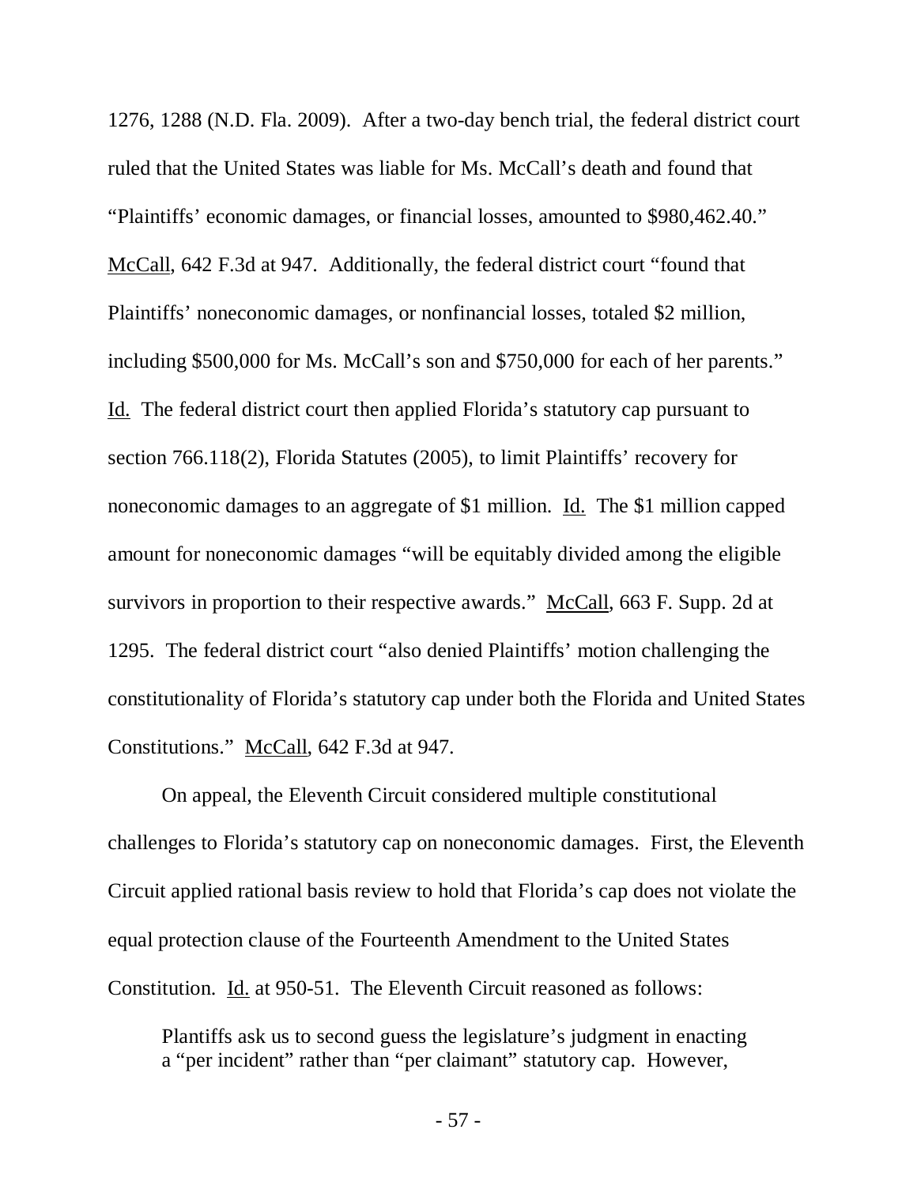1276, 1288 (N.D. Fla. 2009). After a two-day bench trial, the federal district court ruled that the United States was liable for Ms. McCall's death and found that "Plaintiffs' economic damages, or financial losses, amounted to $980,462.40." McCall, 642 F.3d at 947. Additionally, the federal district court "found that Plaintiffs' noneconomic damages, or nonfinancial losses, totaled $2 million, including $500,000 for Ms. McCall's son and $750,000 for each of her parents." Id. The federal district court then applied Florida's statutory cap pursuant to section 766.118(2), Florida Statutes (2005), to limit Plaintiffs' recovery for noneconomic damages to an aggregate of $1 million. Id. The $1 million capped amount for noneconomic damages "will be equitably divided among the eligible survivors in proportion to their respective awards." McCall, 663 F. Supp. 2d at 1295. The federal district court "also denied Plaintiffs' motion challenging the constitutionality of Florida's statutory cap under both the Florida and United States Constitutions." McCall, 642 F.3d at 947.

On appeal, the Eleventh Circuit considered multiple constitutional challenges to Florida's statutory cap on noneconomic damages. First, the Eleventh Circuit applied rational basis review to hold that Florida's cap does not violate the equal protection clause of the Fourteenth Amendment to the United States Constitution. Id. at 950-51. The Eleventh Circuit reasoned as follows:

> Plantiffs ask us to second guess the legislature's judgment in enacting a "per incident" rather than "per claimant" statutory cap. However,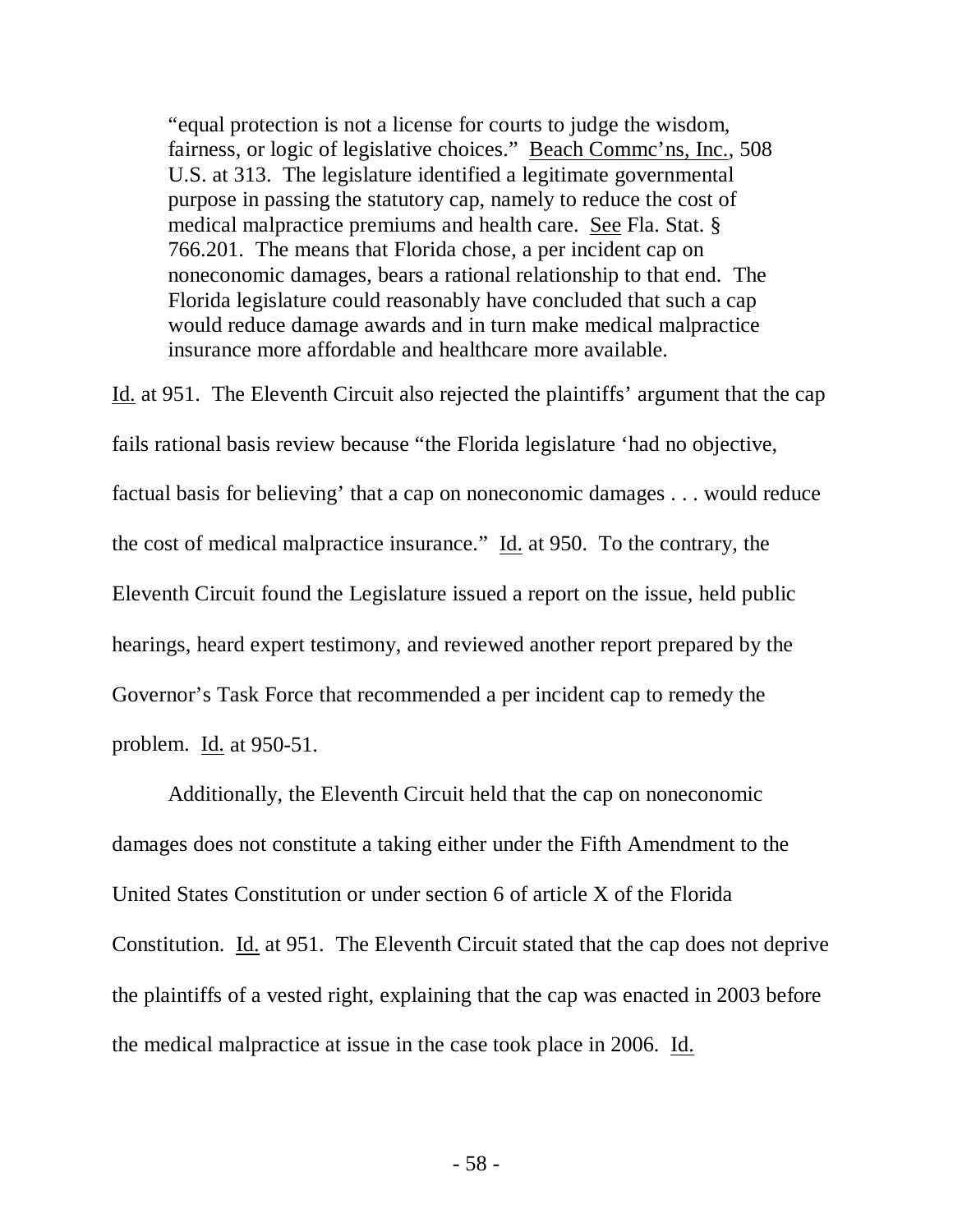> "equal protection is not a license for courts to judge the wisdom, fairness, or logic of legislative choices." Beach Commc'ns, Inc., 508 U.S. at 313. The legislature identified a legitimate governmental purpose in passing the statutory cap, namely to reduce the cost of medical malpractice premiums and health care. See Fla. Stat. § 766.201. The means that Florida chose, a per incident cap on noneconomic damages, bears a rational relationship to that end. The Florida legislature could reasonably have concluded that such a cap would reduce damage awards and in turn make medical malpractice insurance more affordable and healthcare more available.

Id. at 951. The Eleventh Circuit also rejected the plaintiffs' argument that the cap fails rational basis review because "the Florida legislature 'had no objective, factual basis for believing' that a cap on noneconomic damages . . . would reduce the cost of medical malpractice insurance." Id. at 950. To the contrary, the Eleventh Circuit found the Legislature issued a report on the issue, held public hearings, heard expert testimony, and reviewed another report prepared by the Governor's Task Force that recommended a per incident cap to remedy the problem. Id. at 950-51.

Additionally, the Eleventh Circuit held that the cap on noneconomic damages does not constitute a taking either under the Fifth Amendment to the United States Constitution or under section 6 of article X of the Florida Constitution. Id. at 951. The Eleventh Circuit stated that the cap does not deprive the plaintiffs of a vested right, explaining that the cap was enacted in 2003 before the medical malpractice at issue in the case took place in 2006. Id.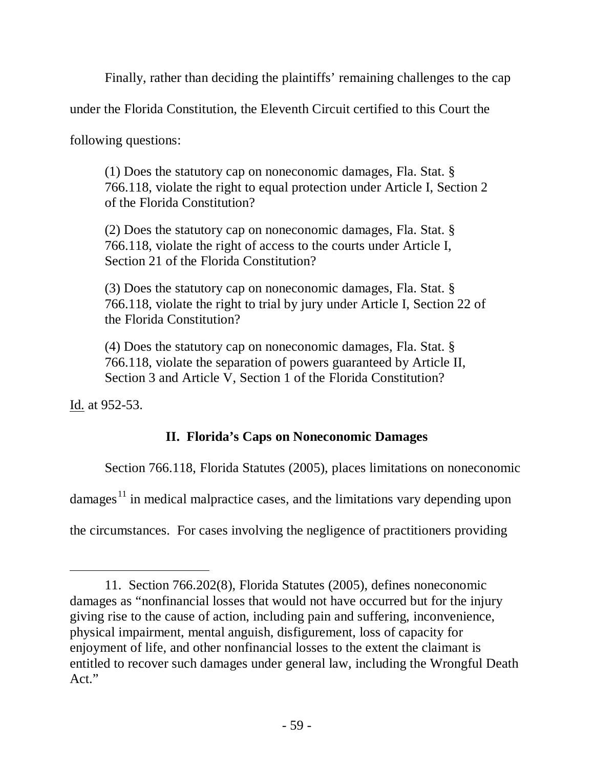Finally, rather than deciding the plaintiffs' remaining challenges to the cap under the Florida Constitution, the Eleventh Circuit certified to this Court the following questions:

> (1) Does the statutory cap on noneconomic damages, Fla. Stat. § 766.118, violate the right to equal protection under Article I, Section 2 of the Florida Constitution?
>
> (2) Does the statutory cap on noneconomic damages, Fla. Stat. § 766.118, violate the right of access to the courts under Article I, Section 21 of the Florida Constitution?
>
> (3) Does the statutory cap on noneconomic damages, Fla. Stat. § 766.118, violate the right to trial by jury under Article I, Section 22 of the Florida Constitution?
>
> (4) Does the statutory cap on noneconomic damages, Fla. Stat. § 766.118, violate the separation of powers guaranteed by Article II, Section 3 and Article V, Section 1 of the Florida Constitution?

Id. at 952-53.

## II. Florida's Caps on Noneconomic Damages

Section 766.118, Florida Statutes (2005), places limitations on noneconomic damages[11] in medical malpractice cases, and the limitations vary depending upon the circumstances. For cases involving the negligence of practitioners providing

---

11. Section 766.202(8), Florida Statutes (2005), defines noneconomic damages as "nonfinancial losses that would not have occurred but for the injury giving rise to the cause of action, including pain and suffering, inconvenience, physical impairment, mental anguish, disfigurement, loss of capacity for enjoyment of life, and other nonfinancial losses to the extent the claimant is entitled to recover such damages under general law, including the Wrongful Death Act."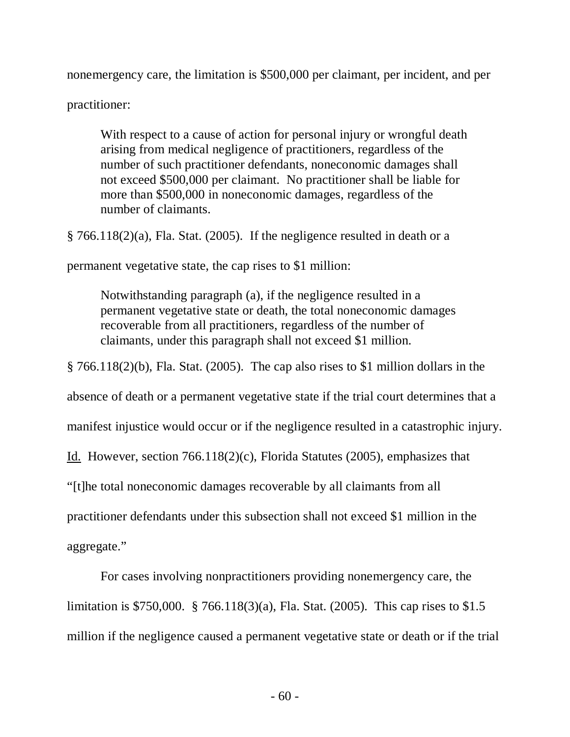nonemergency care, the limitation is $500,000 per claimant, per incident, and per practitioner:

> With respect to a cause of action for personal injury or wrongful death arising from medical negligence of practitioners, regardless of the number of such practitioner defendants, noneconomic damages shall not exceed $500,000 per claimant. No practitioner shall be liable for more than $500,000 in noneconomic damages, regardless of the number of claimants.

§ 766.118(2)(a), Fla. Stat. (2005). If the negligence resulted in death or a permanent vegetative state, the cap rises to $1 million:

> Notwithstanding paragraph (a), if the negligence resulted in a permanent vegetative state or death, the total noneconomic damages recoverable from all practitioners, regardless of the number of claimants, under this paragraph shall not exceed $1 million.

§ 766.118(2)(b), Fla. Stat. (2005). The cap also rises to $1 million dollars in the absence of death or a permanent vegetative state if the trial court determines that a manifest injustice would occur or if the negligence resulted in a catastrophic injury. Id. However, section 766.118(2)(c), Florida Statutes (2005), emphasizes that "[t]he total noneconomic damages recoverable by all claimants from all practitioner defendants under this subsection shall not exceed $1 million in the aggregate."

For cases involving nonpractitioners providing nonemergency care, the limitation is $750,000. § 766.118(3)(a), Fla. Stat. (2005). This cap rises to $1.5 million if the negligence caused a permanent vegetative state or death or if the trial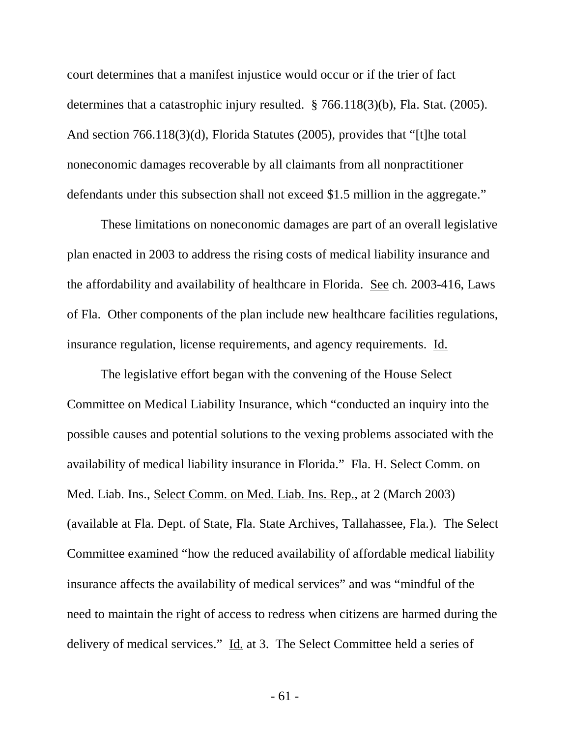court determines that a manifest injustice would occur or if the trier of fact determines that a catastrophic injury resulted. § 766.118(3)(b), Fla. Stat. (2005). And section 766.118(3)(d), Florida Statutes (2005), provides that "[t]he total noneconomic damages recoverable by all claimants from all nonpractitioner defendants under this subsection shall not exceed $1.5 million in the aggregate."

These limitations on noneconomic damages are part of an overall legislative plan enacted in 2003 to address the rising costs of medical liability insurance and the affordability and availability of healthcare in Florida. See ch. 2003-416, Laws of Fla. Other components of the plan include new healthcare facilities regulations, insurance regulation, license requirements, and agency requirements. Id.

The legislative effort began with the convening of the House Select Committee on Medical Liability Insurance, which "conducted an inquiry into the possible causes and potential solutions to the vexing problems associated with the availability of medical liability insurance in Florida." Fla. H. Select Comm. on Med. Liab. Ins., Select Comm. on Med. Liab. Ins. Rep., at 2 (March 2003) (available at Fla. Dept. of State, Fla. State Archives, Tallahassee, Fla.). The Select Committee examined "how the reduced availability of affordable medical liability insurance affects the availability of medical services" and was "mindful of the need to maintain the right of access to redress when citizens are harmed during the delivery of medical services." Id. at 3. The Select Committee held a series of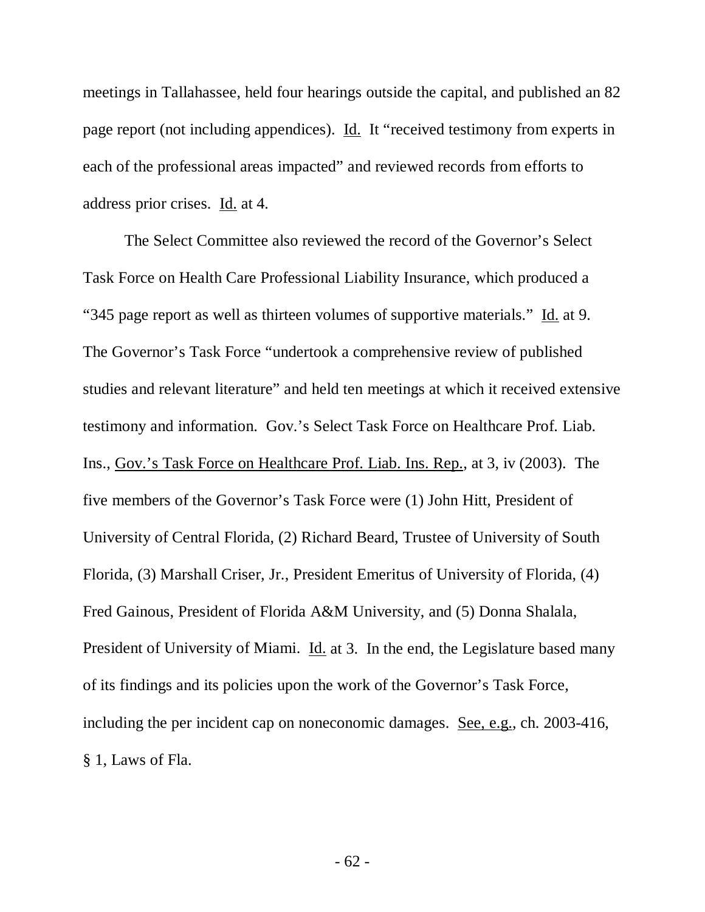meetings in Tallahassee, held four hearings outside the capital, and published an 82 page report (not including appendices). Id. It "received testimony from experts in each of the professional areas impacted" and reviewed records from efforts to address prior crises. Id. at 4.

The Select Committee also reviewed the record of the Governor's Select Task Force on Health Care Professional Liability Insurance, which produced a "345 page report as well as thirteen volumes of supportive materials." Id. at 9. The Governor's Task Force "undertook a comprehensive review of published studies and relevant literature" and held ten meetings at which it received extensive testimony and information. Gov.'s Select Task Force on Healthcare Prof. Liab. Ins., Gov.'s Task Force on Healthcare Prof. Liab. Ins. Rep., at 3, iv (2003). The five members of the Governor's Task Force were (1) John Hitt, President of University of Central Florida, (2) Richard Beard, Trustee of University of South Florida, (3) Marshall Criser, Jr., President Emeritus of University of Florida, (4) Fred Gainous, President of Florida A&M University, and (5) Donna Shalala, President of University of Miami. Id. at 3. In the end, the Legislature based many of its findings and its policies upon the work of the Governor's Task Force, including the per incident cap on noneconomic damages. See, e.g., ch. 2003-416, § 1, Laws of Fla.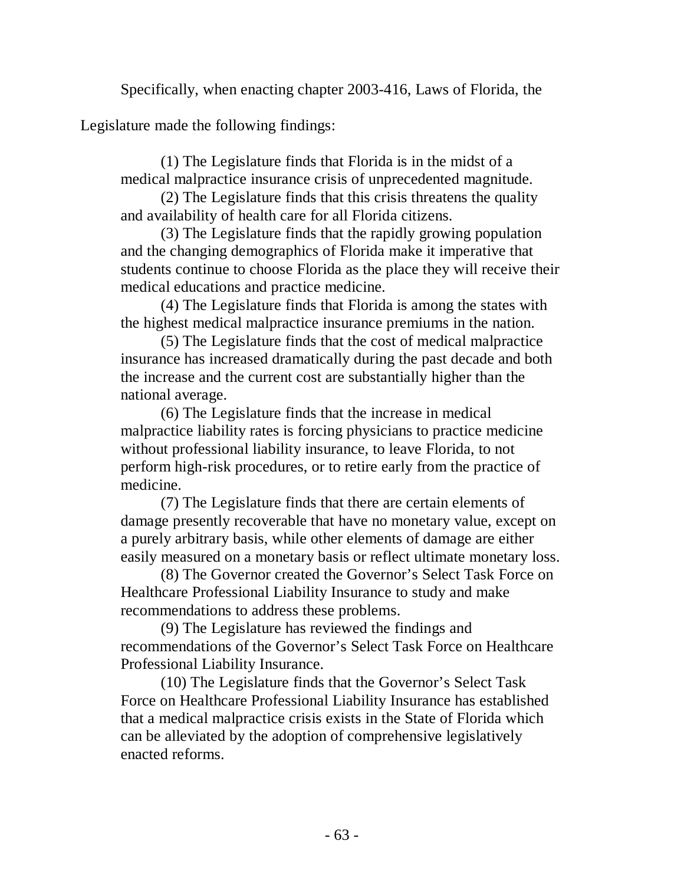Specifically, when enacting chapter 2003-416, Laws of Florida, the Legislature made the following findings:

> (1) The Legislature finds that Florida is in the midst of a medical malpractice insurance crisis of unprecedented magnitude.
>
> (2) The Legislature finds that this crisis threatens the quality and availability of health care for all Florida citizens.
>
> (3) The Legislature finds that the rapidly growing population and the changing demographics of Florida make it imperative that students continue to choose Florida as the place they will receive their medical educations and practice medicine.
>
> (4) The Legislature finds that Florida is among the states with the highest medical malpractice insurance premiums in the nation.
>
> (5) The Legislature finds that the cost of medical malpractice insurance has increased dramatically during the past decade and both the increase and the current cost are substantially higher than the national average.
>
> (6) The Legislature finds that the increase in medical malpractice liability rates is forcing physicians to practice medicine without professional liability insurance, to leave Florida, to not perform high-risk procedures, or to retire early from the practice of medicine.
>
> (7) The Legislature finds that there are certain elements of damage presently recoverable that have no monetary value, except on a purely arbitrary basis, while other elements of damage are either easily measured on a monetary basis or reflect ultimate monetary loss.
>
> (8) The Governor created the Governor's Select Task Force on Healthcare Professional Liability Insurance to study and make recommendations to address these problems.
>
> (9) The Legislature has reviewed the findings and recommendations of the Governor's Select Task Force on Healthcare Professional Liability Insurance.
>
> (10) The Legislature finds that the Governor's Select Task Force on Healthcare Professional Liability Insurance has established that a medical malpractice crisis exists in the State of Florida which can be alleviated by the adoption of comprehensive legislatively enacted reforms.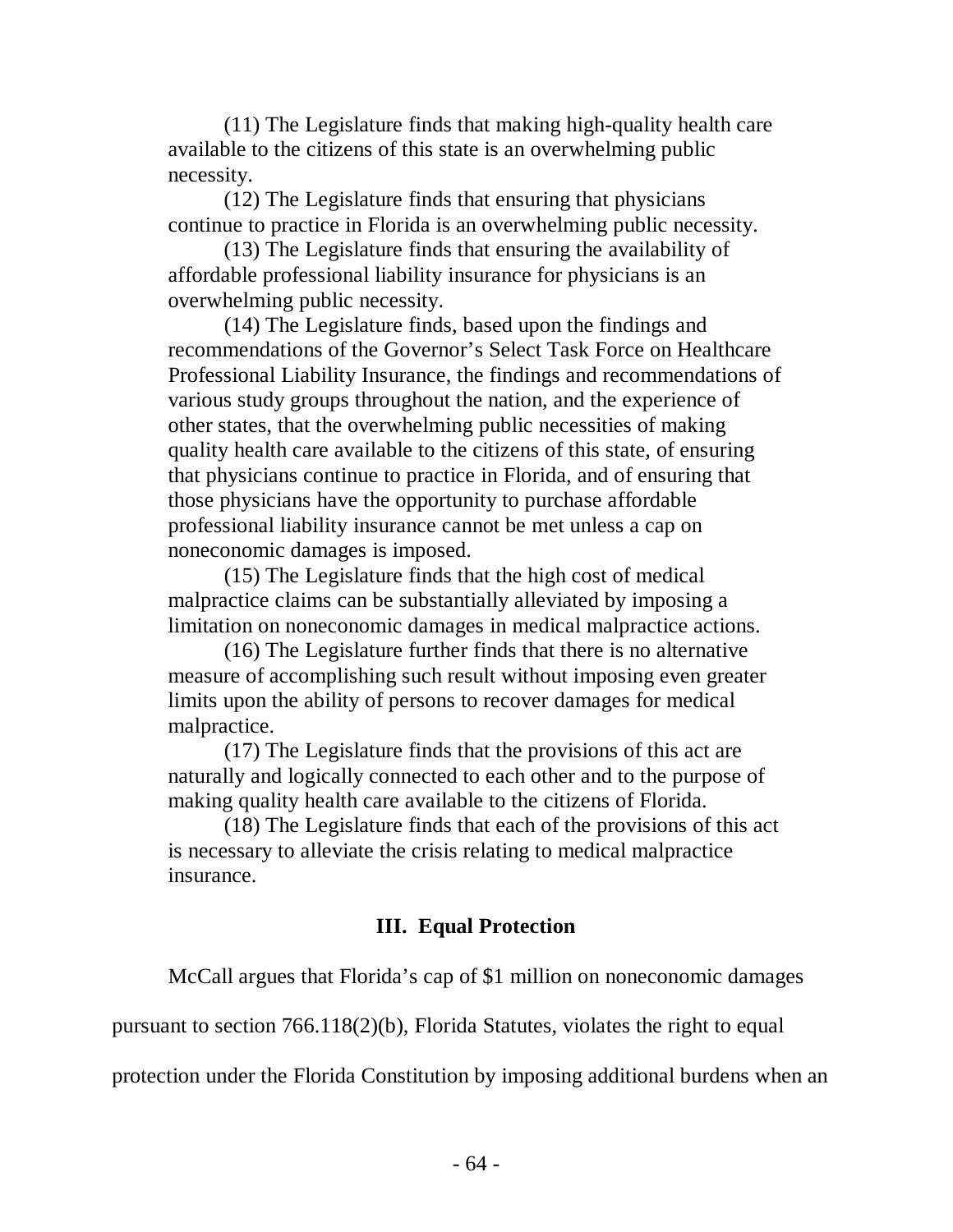(11) The Legislature finds that making high-quality health care available to the citizens of this state is an overwhelming public necessity.

(12) The Legislature finds that ensuring that physicians continue to practice in Florida is an overwhelming public necessity.

(13) The Legislature finds that ensuring the availability of affordable professional liability insurance for physicians is an overwhelming public necessity.

(14) The Legislature finds, based upon the findings and recommendations of the Governor's Select Task Force on Healthcare Professional Liability Insurance, the findings and recommendations of various study groups throughout the nation, and the experience of other states, that the overwhelming public necessities of making quality health care available to the citizens of this state, of ensuring that physicians continue to practice in Florida, and of ensuring that those physicians have the opportunity to purchase affordable professional liability insurance cannot be met unless a cap on noneconomic damages is imposed.

(15) The Legislature finds that the high cost of medical malpractice claims can be substantially alleviated by imposing a limitation on noneconomic damages in medical malpractice actions.

(16) The Legislature further finds that there is no alternative measure of accomplishing such result without imposing even greater limits upon the ability of persons to recover damages for medical malpractice.

(17) The Legislature finds that the provisions of this act are naturally and logically connected to each other and to the purpose of making quality health care available to the citizens of Florida.

(18) The Legislature finds that each of the provisions of this act is necessary to alleviate the crisis relating to medical malpractice insurance.

### III. Equal Protection

McCall argues that Florida's cap of $1 million on noneconomic damages pursuant to section 766.118(2)(b), Florida Statutes, violates the right to equal protection under the Florida Constitution by imposing additional burdens when an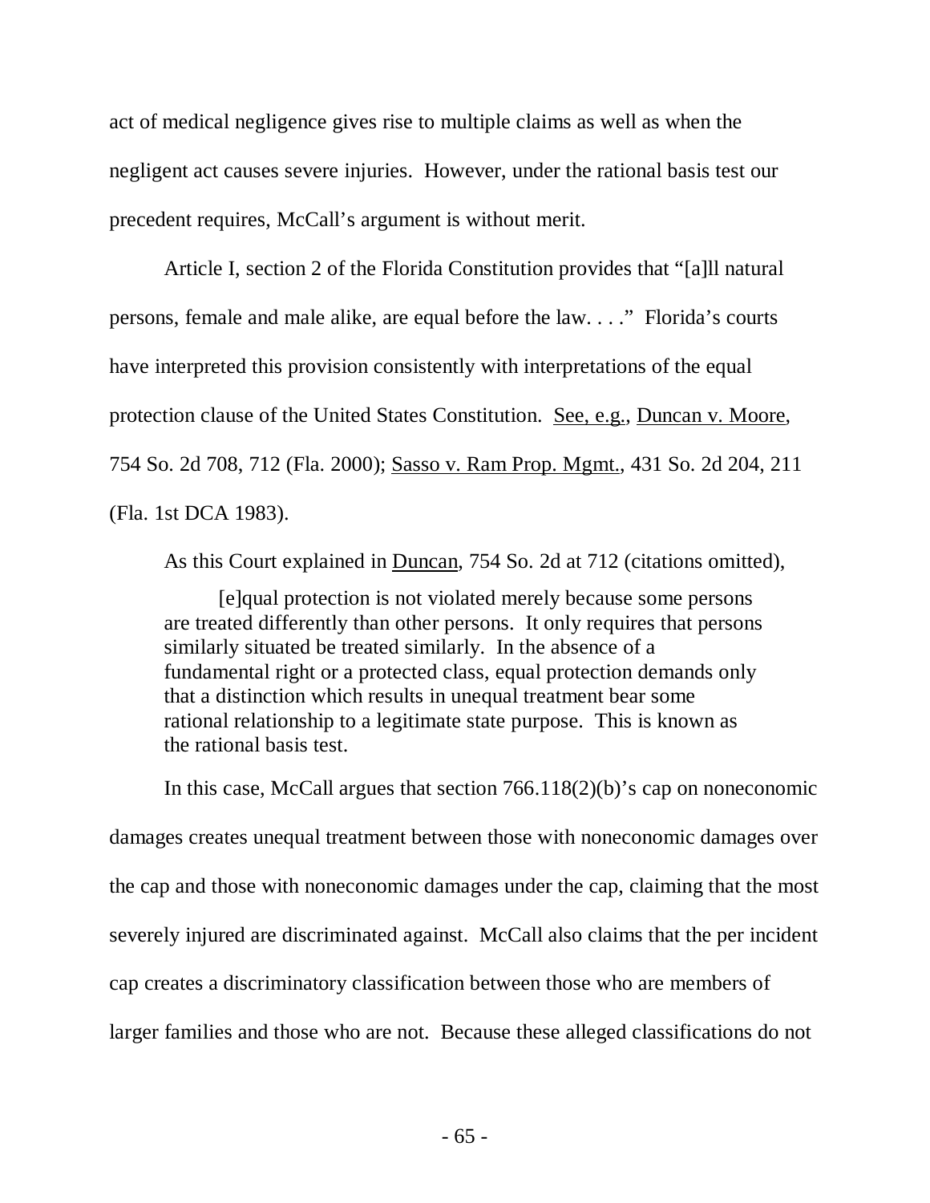act of medical negligence gives rise to multiple claims as well as when the negligent act causes severe injuries. However, under the rational basis test our precedent requires, McCall's argument is without merit.

Article I, section 2 of the Florida Constitution provides that "[a]ll natural persons, female and male alike, are equal before the law. . . ." Florida's courts have interpreted this provision consistently with interpretations of the equal protection clause of the United States Constitution. See, e.g., Duncan v. Moore, 754 So. 2d 708, 712 (Fla. 2000); Sasso v. Ram Prop. Mgmt., 431 So. 2d 204, 211 (Fla. 1st DCA 1983).

As this Court explained in Duncan, 754 So. 2d at 712 (citations omitted),

> [e]qual protection is not violated merely because some persons are treated differently than other persons. It only requires that persons similarly situated be treated similarly. In the absence of a fundamental right or a protected class, equal protection demands only that a distinction which results in unequal treatment bear some rational relationship to a legitimate state purpose. This is known as the rational basis test.

In this case, McCall argues that section 766.118(2)(b)'s cap on noneconomic damages creates unequal treatment between those with noneconomic damages over the cap and those with noneconomic damages under the cap, claiming that the most severely injured are discriminated against. McCall also claims that the per incident cap creates a discriminatory classification between those who are members of larger families and those who are not. Because these alleged classifications do not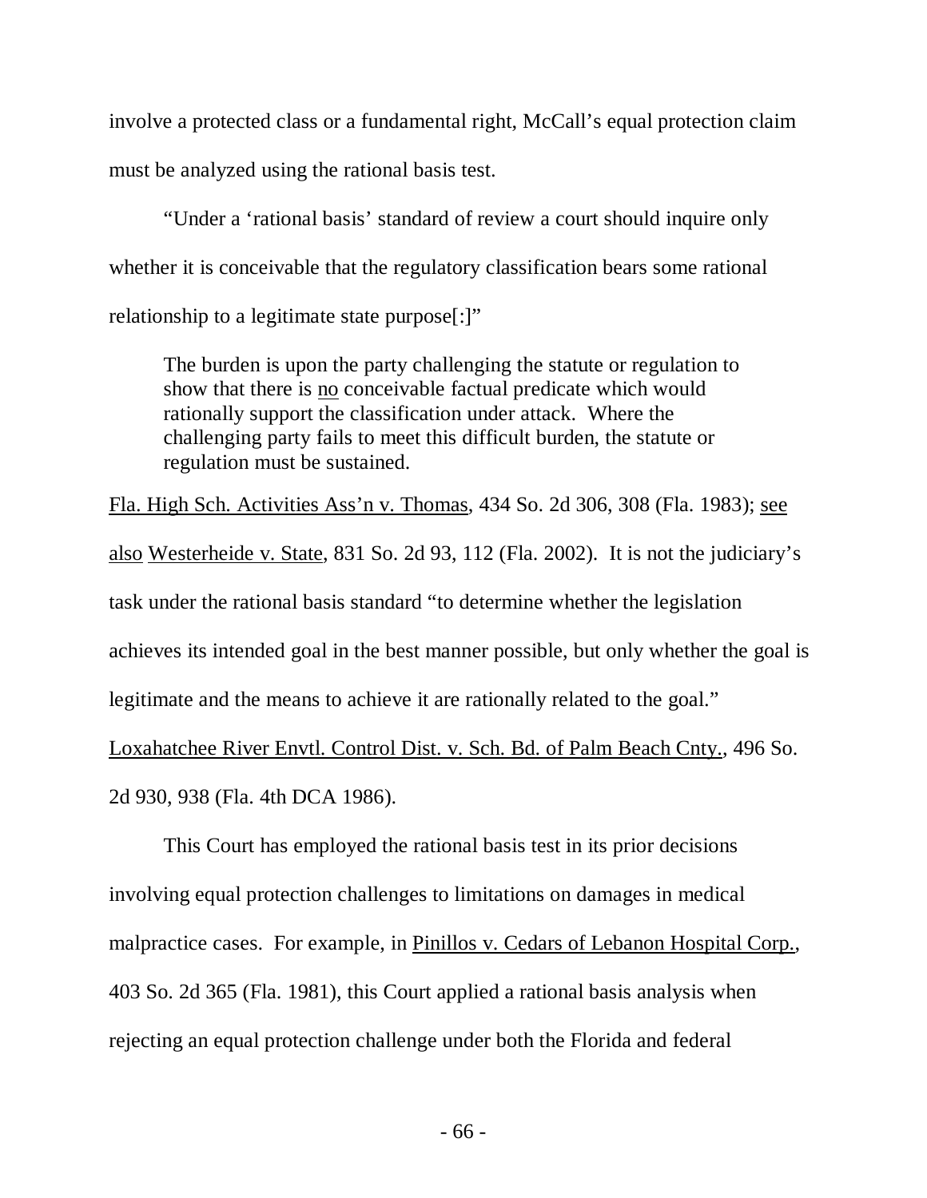involve a protected class or a fundamental right, McCall's equal protection claim must be analyzed using the rational basis test.

"Under a 'rational basis' standard of review a court should inquire only whether it is conceivable that the regulatory classification bears some rational relationship to a legitimate state purpose[:]"

> The burden is upon the party challenging the statute or regulation to show that there is no conceivable factual predicate which would rationally support the classification under attack. Where the challenging party fails to meet this difficult burden, the statute or regulation must be sustained.

Fla. High Sch. Activities Ass'n v. Thomas, 434 So. 2d 306, 308 (Fla. 1983); see also Westerheide v. State, 831 So. 2d 93, 112 (Fla. 2002). It is not the judiciary's task under the rational basis standard "to determine whether the legislation achieves its intended goal in the best manner possible, but only whether the goal is legitimate and the means to achieve it are rationally related to the goal." Loxahatchee River Envtl. Control Dist. v. Sch. Bd. of Palm Beach Cnty., 496 So. 2d 930, 938 (Fla. 4th DCA 1986).

This Court has employed the rational basis test in its prior decisions involving equal protection challenges to limitations on damages in medical malpractice cases. For example, in Pinillos v. Cedars of Lebanon Hospital Corp., 403 So. 2d 365 (Fla. 1981), this Court applied a rational basis analysis when rejecting an equal protection challenge under both the Florida and federal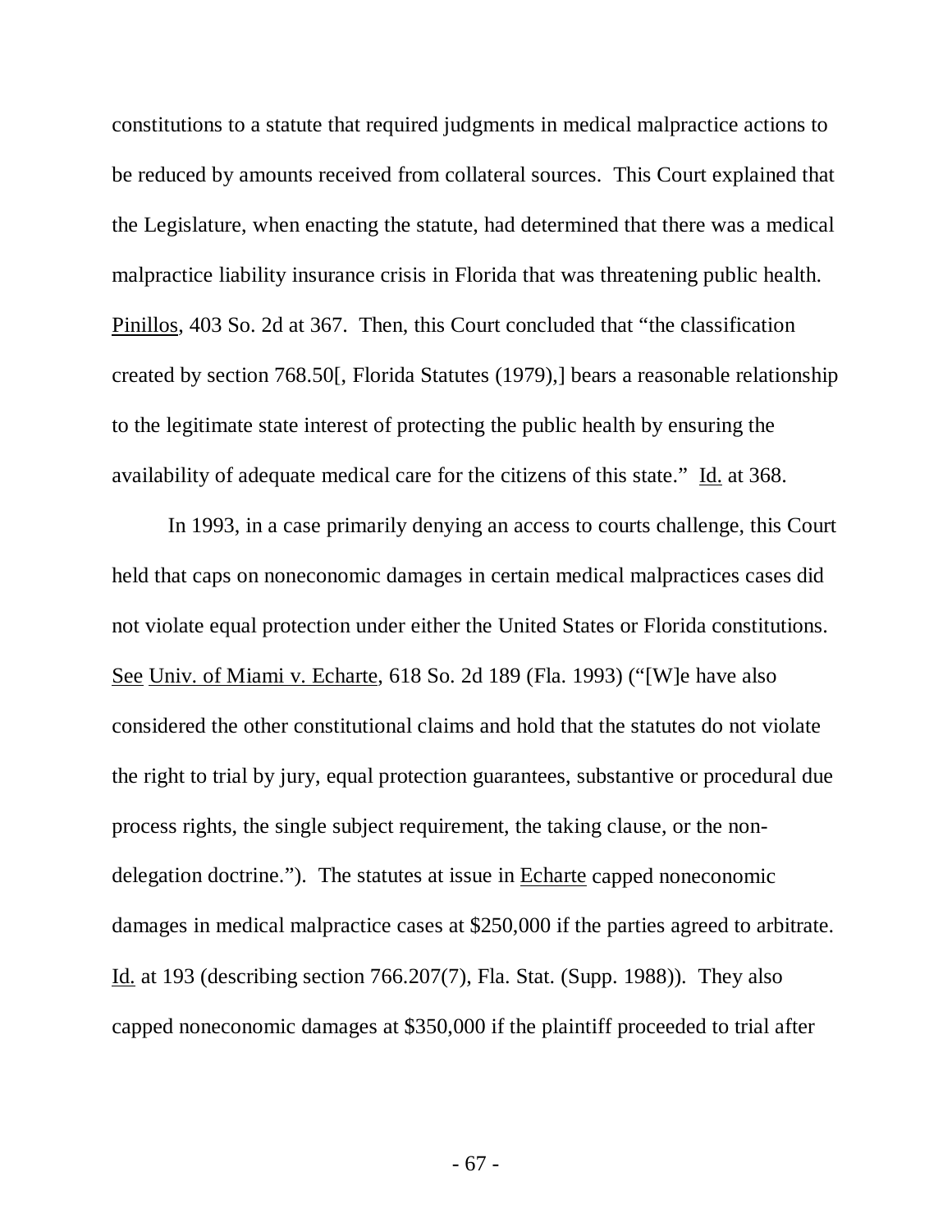constitutions to a statute that required judgments in medical malpractice actions to be reduced by amounts received from collateral sources. This Court explained that the Legislature, when enacting the statute, had determined that there was a medical malpractice liability insurance crisis in Florida that was threatening public health. Pinillos, 403 So. 2d at 367. Then, this Court concluded that "the classification created by section 768.50[, Florida Statutes (1979),] bears a reasonable relationship to the legitimate state interest of protecting the public health by ensuring the availability of adequate medical care for the citizens of this state." Id. at 368.

In 1993, in a case primarily denying an access to courts challenge, this Court held that caps on noneconomic damages in certain medical malpractices cases did not violate equal protection under either the United States or Florida constitutions. See Univ. of Miami v. Echarte, 618 So. 2d 189 (Fla. 1993) ("[W]e have also considered the other constitutional claims and hold that the statutes do not violate the right to trial by jury, equal protection guarantees, substantive or procedural due process rights, the single subject requirement, the taking clause, or the non-delegation doctrine."). The statutes at issue in Echarte capped noneconomic damages in medical malpractice cases at $250,000 if the parties agreed to arbitrate. Id. at 193 (describing section 766.207(7), Fla. Stat. (Supp. 1988)). They also capped noneconomic damages at $350,000 if the plaintiff proceeded to trial after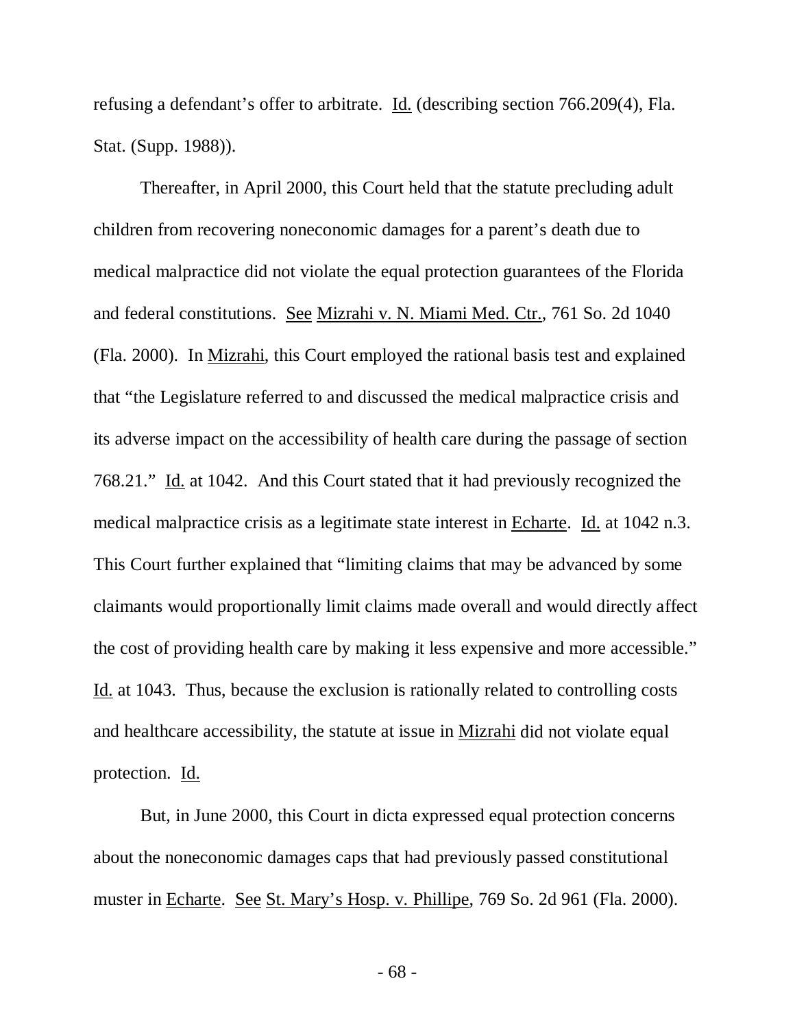refusing a defendant's offer to arbitrate. Id. (describing section 766.209(4), Fla. Stat. (Supp. 1988)).

Thereafter, in April 2000, this Court held that the statute precluding adult children from recovering noneconomic damages for a parent's death due to medical malpractice did not violate the equal protection guarantees of the Florida and federal constitutions. See Mizrahi v. N. Miami Med. Ctr., 761 So. 2d 1040 (Fla. 2000). In Mizrahi, this Court employed the rational basis test and explained that "the Legislature referred to and discussed the medical malpractice crisis and its adverse impact on the accessibility of health care during the passage of section 768.21." Id. at 1042. And this Court stated that it had previously recognized the medical malpractice crisis as a legitimate state interest in Echarte. Id. at 1042 n.3. This Court further explained that "limiting claims that may be advanced by some claimants would proportionally limit claims made overall and would directly affect the cost of providing health care by making it less expensive and more accessible." Id. at 1043. Thus, because the exclusion is rationally related to controlling costs and healthcare accessibility, the statute at issue in Mizrahi did not violate equal protection. Id.

But, in June 2000, this Court in dicta expressed equal protection concerns about the noneconomic damages caps that had previously passed constitutional muster in Echarte. See St. Mary's Hosp. v. Phillipe, 769 So. 2d 961 (Fla. 2000).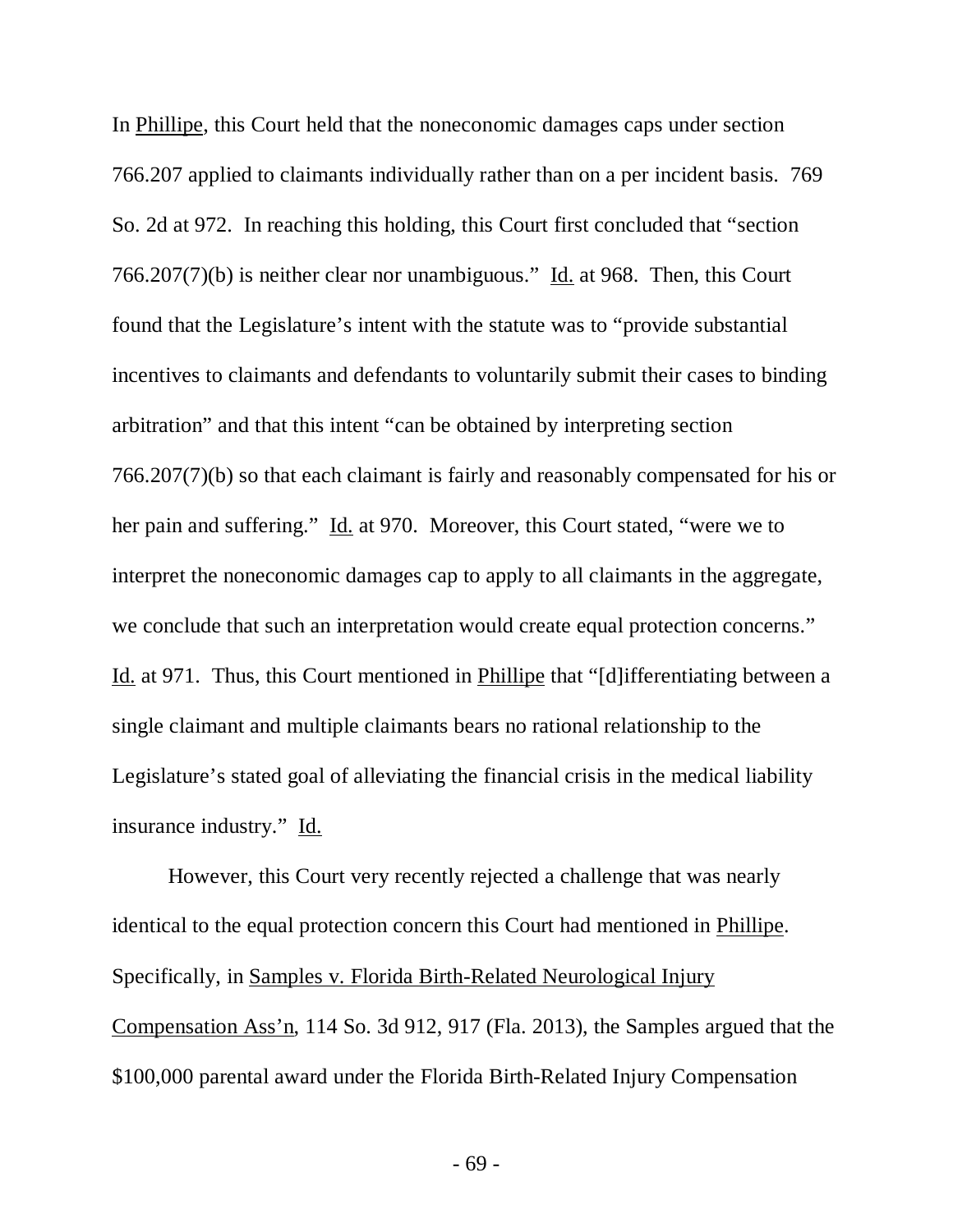In Phillipe, this Court held that the noneconomic damages caps under section 766.207 applied to claimants individually rather than on a per incident basis. 769 So. 2d at 972. In reaching this holding, this Court first concluded that "section 766.207(7)(b) is neither clear nor unambiguous." Id. at 968. Then, this Court found that the Legislature's intent with the statute was to "provide substantial incentives to claimants and defendants to voluntarily submit their cases to binding arbitration" and that this intent "can be obtained by interpreting section 766.207(7)(b) so that each claimant is fairly and reasonably compensated for his or her pain and suffering." Id. at 970. Moreover, this Court stated, "were we to interpret the noneconomic damages cap to apply to all claimants in the aggregate, we conclude that such an interpretation would create equal protection concerns." Id. at 971. Thus, this Court mentioned in Phillipe that "[d]ifferentiating between a single claimant and multiple claimants bears no rational relationship to the Legislature's stated goal of alleviating the financial crisis in the medical liability insurance industry." Id.

However, this Court very recently rejected a challenge that was nearly identical to the equal protection concern this Court had mentioned in Phillipe. Specifically, in Samples v. Florida Birth-Related Neurological Injury Compensation Ass'n, 114 So. 3d 912, 917 (Fla. 2013), the Samples argued that the $100,000 parental award under the Florida Birth-Related Injury Compensation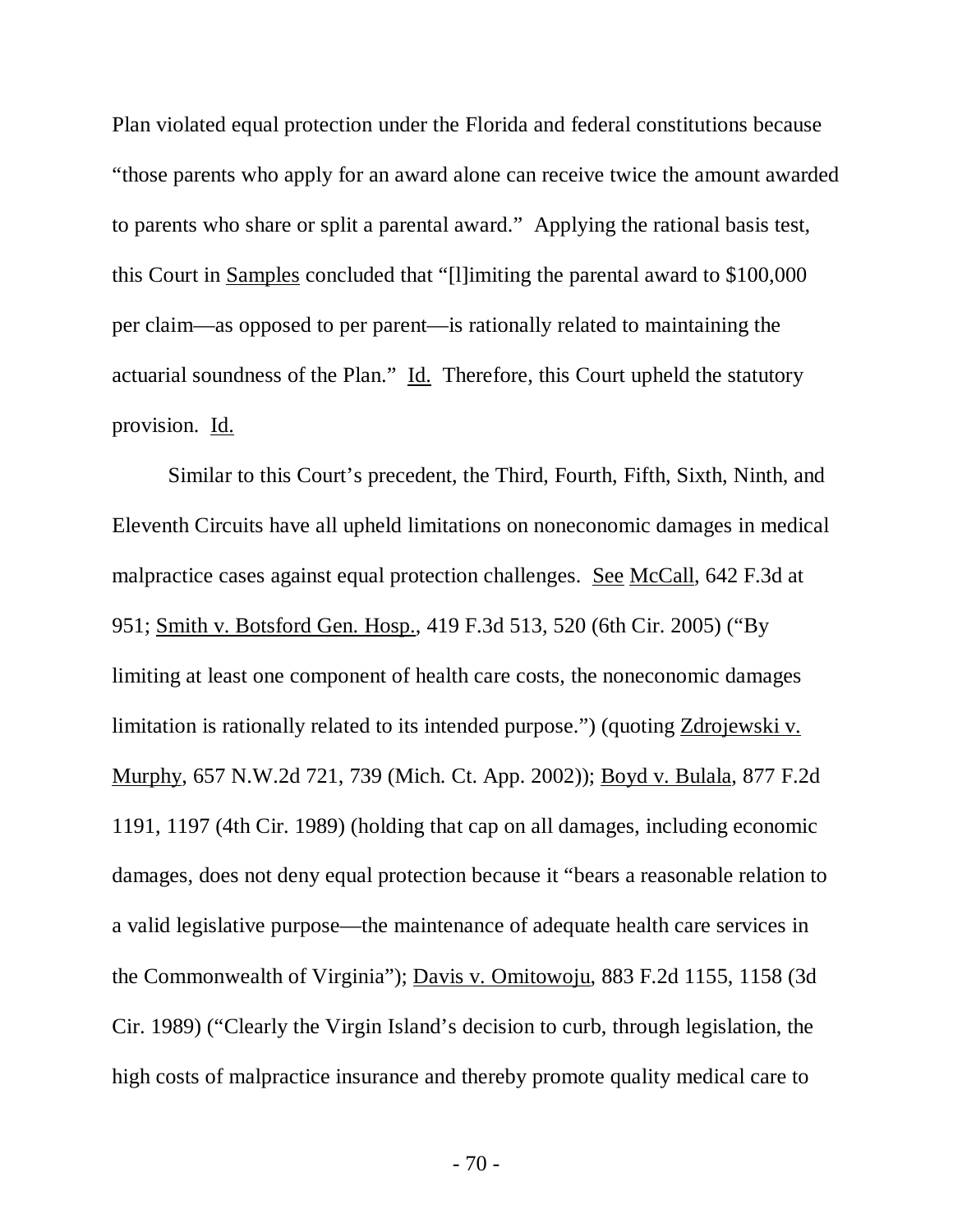Plan violated equal protection under the Florida and federal constitutions because "those parents who apply for an award alone can receive twice the amount awarded to parents who share or split a parental award." Applying the rational basis test, this Court in Samples concluded that "[l]imiting the parental award to $100,000 per claim—as opposed to per parent—is rationally related to maintaining the actuarial soundness of the Plan." Id. Therefore, this Court upheld the statutory provision. Id.

Similar to this Court's precedent, the Third, Fourth, Fifth, Sixth, Ninth, and Eleventh Circuits have all upheld limitations on noneconomic damages in medical malpractice cases against equal protection challenges. See McCall, 642 F.3d at 951; Smith v. Botsford Gen. Hosp., 419 F.3d 513, 520 (6th Cir. 2005) ("By limiting at least one component of health care costs, the noneconomic damages limitation is rationally related to its intended purpose.") (quoting Zdrojewski v. Murphy, 657 N.W.2d 721, 739 (Mich. Ct. App. 2002)); Boyd v. Bulala, 877 F.2d 1191, 1197 (4th Cir. 1989) (holding that cap on all damages, including economic damages, does not deny equal protection because it "bears a reasonable relation to a valid legislative purpose—the maintenance of adequate health care services in the Commonwealth of Virginia"); Davis v. Omitowoju, 883 F.2d 1155, 1158 (3d Cir. 1989) ("Clearly the Virgin Island's decision to curb, through legislation, the high costs of malpractice insurance and thereby promote quality medical care to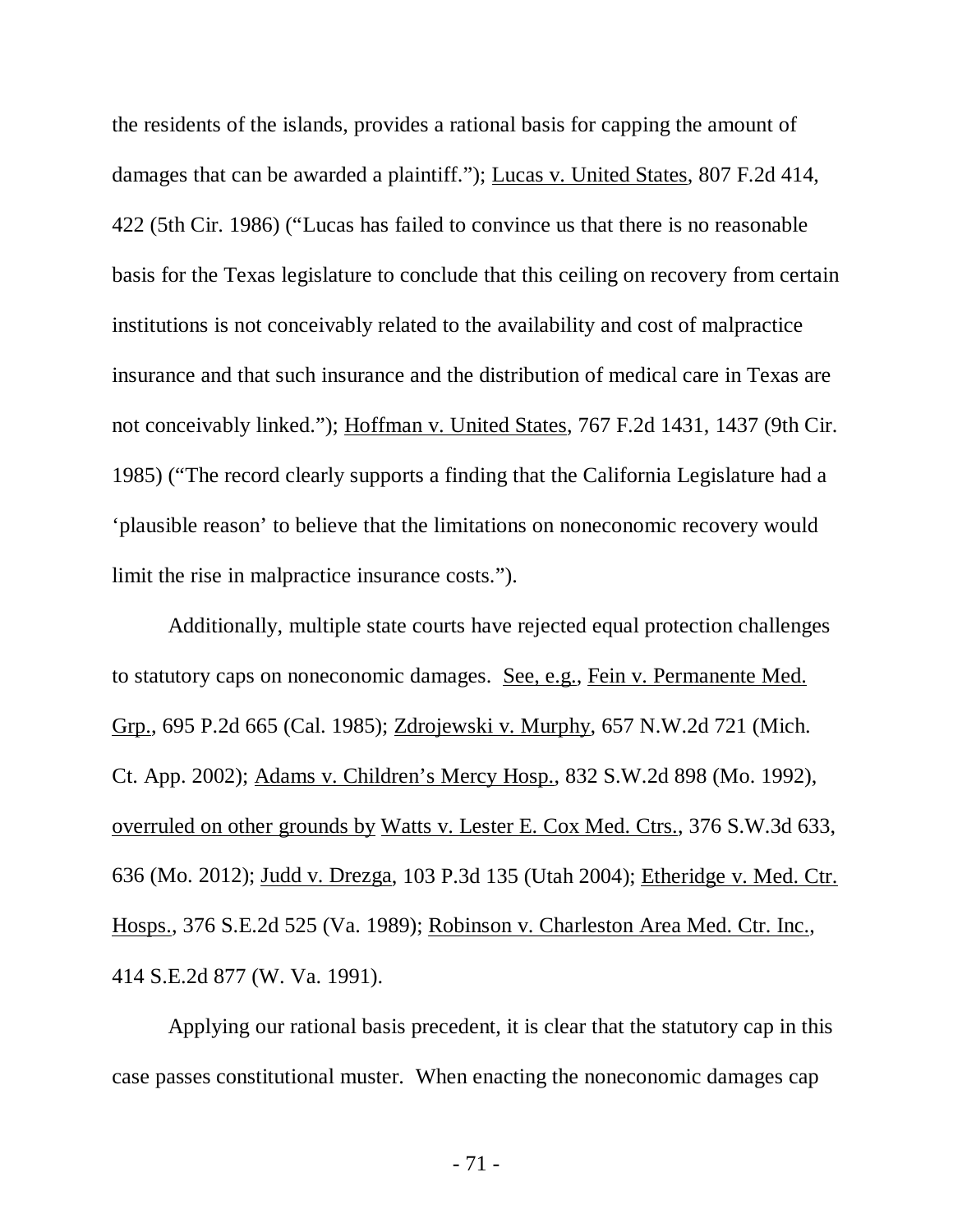the residents of the islands, provides a rational basis for capping the amount of damages that can be awarded a plaintiff."); Lucas v. United States, 807 F.2d 414, 422 (5th Cir. 1986) ("Lucas has failed to convince us that there is no reasonable basis for the Texas legislature to conclude that this ceiling on recovery from certain institutions is not conceivably related to the availability and cost of malpractice insurance and that such insurance and the distribution of medical care in Texas are not conceivably linked."); Hoffman v. United States, 767 F.2d 1431, 1437 (9th Cir. 1985) ("The record clearly supports a finding that the California Legislature had a 'plausible reason' to believe that the limitations on noneconomic recovery would limit the rise in malpractice insurance costs.").

Additionally, multiple state courts have rejected equal protection challenges to statutory caps on noneconomic damages. See, e.g., Fein v. Permanente Med. Grp., 695 P.2d 665 (Cal. 1985); Zdrojewski v. Murphy, 657 N.W.2d 721 (Mich. Ct. App. 2002); Adams v. Children's Mercy Hosp., 832 S.W.2d 898 (Mo. 1992), overruled on other grounds by Watts v. Lester E. Cox Med. Ctrs., 376 S.W.3d 633, 636 (Mo. 2012); Judd v. Drezga, 103 P.3d 135 (Utah 2004); Etheridge v. Med. Ctr. Hosps., 376 S.E.2d 525 (Va. 1989); Robinson v. Charleston Area Med. Ctr. Inc., 414 S.E.2d 877 (W. Va. 1991).

Applying our rational basis precedent, it is clear that the statutory cap in this case passes constitutional muster. When enacting the noneconomic damages cap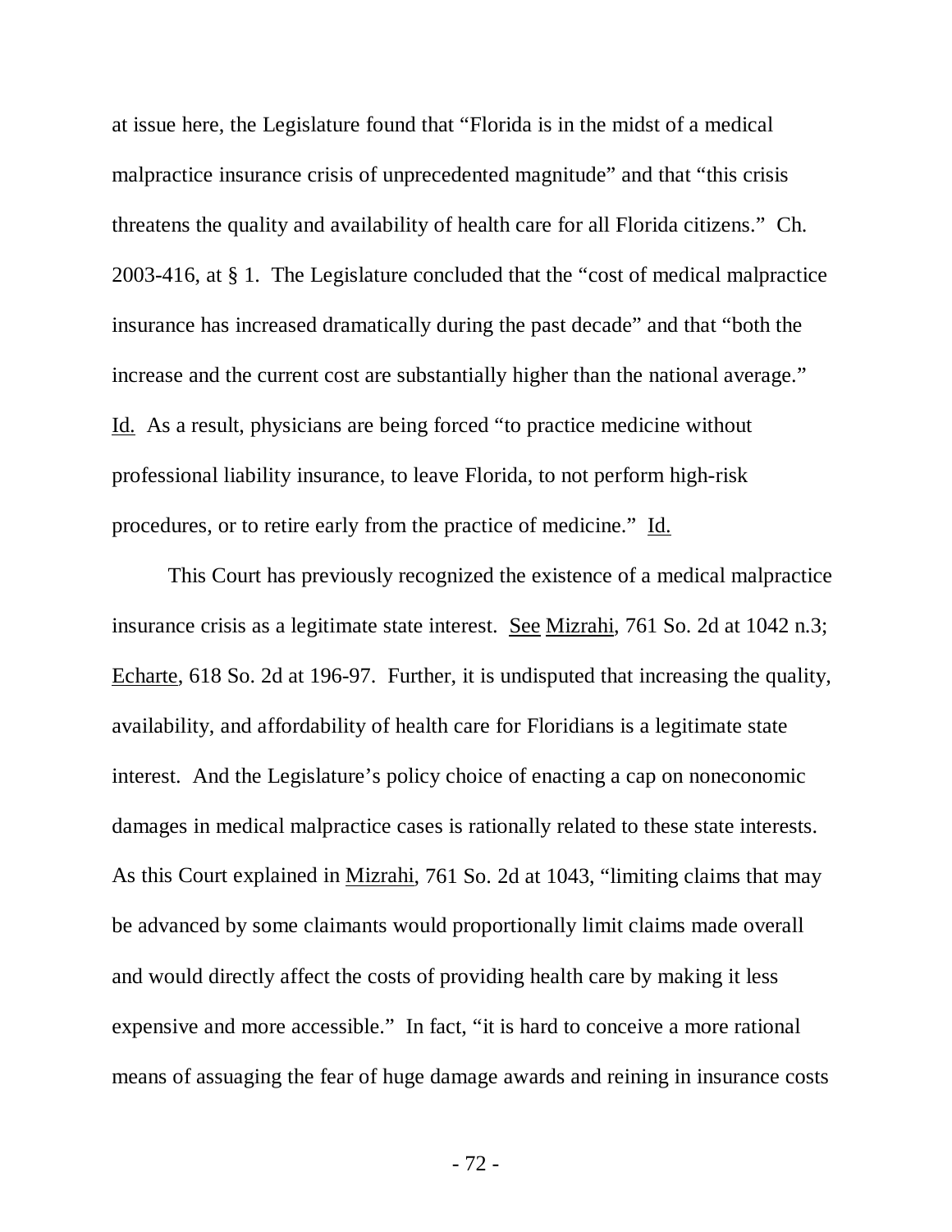at issue here, the Legislature found that "Florida is in the midst of a medical malpractice insurance crisis of unprecedented magnitude" and that "this crisis threatens the quality and availability of health care for all Florida citizens." Ch. 2003-416, at § 1. The Legislature concluded that the "cost of medical malpractice insurance has increased dramatically during the past decade" and that "both the increase and the current cost are substantially higher than the national average." Id. As a result, physicians are being forced "to practice medicine without professional liability insurance, to leave Florida, to not perform high-risk procedures, or to retire early from the practice of medicine." Id.

This Court has previously recognized the existence of a medical malpractice insurance crisis as a legitimate state interest. See Mizrahi, 761 So. 2d at 1042 n.3; Echarte, 618 So. 2d at 196-97. Further, it is undisputed that increasing the quality, availability, and affordability of health care for Floridians is a legitimate state interest. And the Legislature's policy choice of enacting a cap on noneconomic damages in medical malpractice cases is rationally related to these state interests. As this Court explained in Mizrahi, 761 So. 2d at 1043, "limiting claims that may be advanced by some claimants would proportionally limit claims made overall and would directly affect the costs of providing health care by making it less expensive and more accessible." In fact, "it is hard to conceive a more rational means of assuaging the fear of huge damage awards and reining in insurance costs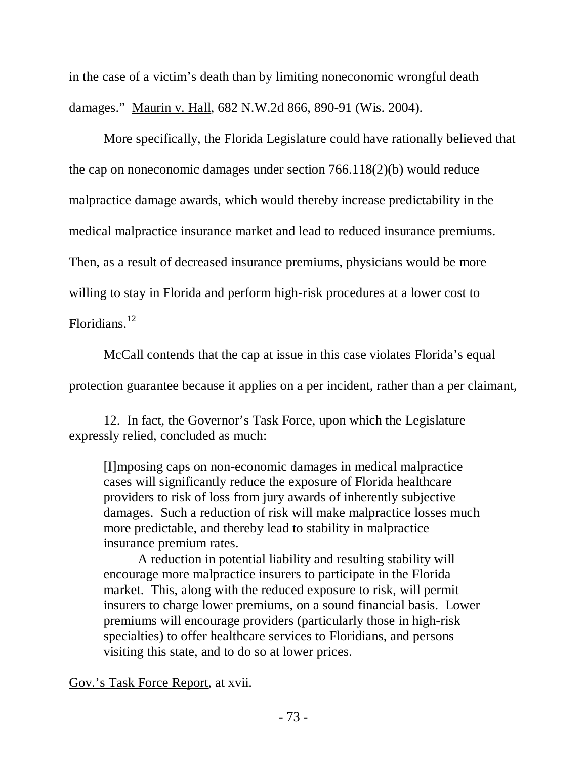in the case of a victim's death than by limiting noneconomic wrongful death damages." Maurin v. Hall, 682 N.W.2d 866, 890-91 (Wis. 2004).

More specifically, the Florida Legislature could have rationally believed that the cap on noneconomic damages under section 766.118(2)(b) would reduce malpractice damage awards, which would thereby increase predictability in the medical malpractice insurance market and lead to reduced insurance premiums. Then, as a result of decreased insurance premiums, physicians would be more willing to stay in Florida and perform high-risk procedures at a lower cost to Floridians.[12]

McCall contends that the cap at issue in this case violates Florida's equal protection guarantee because it applies on a per incident, rather than a per claimant,

---

12. In fact, the Governor's Task Force, upon which the Legislature expressly relied, concluded as much:

> [I]mposing caps on non-economic damages in medical malpractice cases will significantly reduce the exposure of Florida healthcare providers to risk of loss from jury awards of inherently subjective damages. Such a reduction of risk will make malpractice losses much more predictable, and thereby lead to stability in malpractice insurance premium rates.
>
> A reduction in potential liability and resulting stability will encourage more malpractice insurers to participate in the Florida market. This, along with the reduced exposure to risk, will permit insurers to charge lower premiums, on a sound financial basis. Lower premiums will encourage providers (particularly those in high-risk specialties) to offer healthcare services to Floridians, and persons visiting this state, and to do so at lower prices.

Gov.'s Task Force Report, at xvii.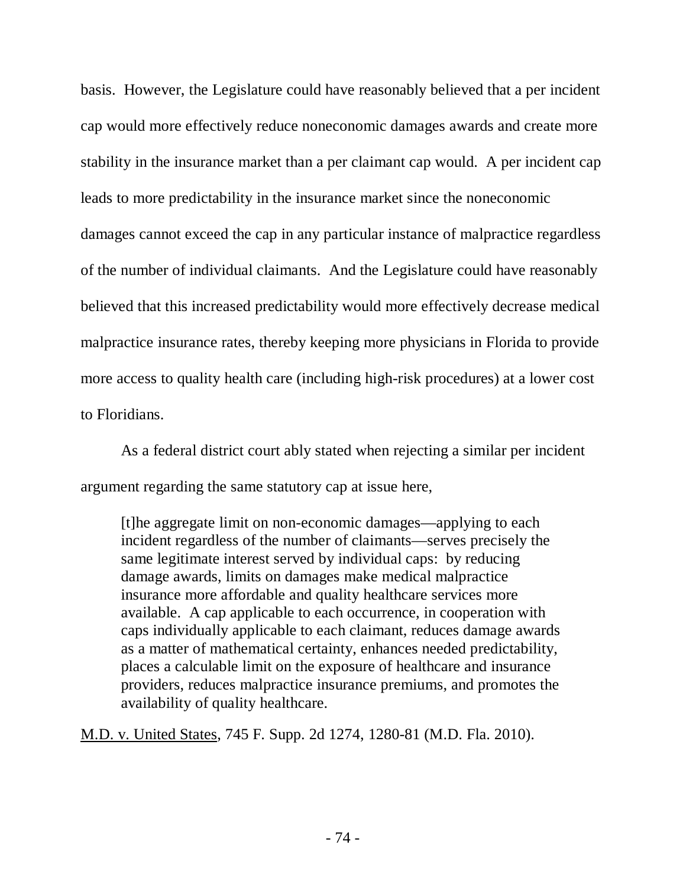basis. However, the Legislature could have reasonably believed that a per incident cap would more effectively reduce noneconomic damages awards and create more stability in the insurance market than a per claimant cap would. A per incident cap leads to more predictability in the insurance market since the noneconomic damages cannot exceed the cap in any particular instance of malpractice regardless of the number of individual claimants. And the Legislature could have reasonably believed that this increased predictability would more effectively decrease medical malpractice insurance rates, thereby keeping more physicians in Florida to provide more access to quality health care (including high-risk procedures) at a lower cost to Floridians.

As a federal district court ably stated when rejecting a similar per incident argument regarding the same statutory cap at issue here,

> [t]he aggregate limit on non-economic damages—applying to each incident regardless of the number of claimants—serves precisely the same legitimate interest served by individual caps: by reducing damage awards, limits on damages make medical malpractice insurance more affordable and quality healthcare services more available. A cap applicable to each occurrence, in cooperation with caps individually applicable to each claimant, reduces damage awards as a matter of mathematical certainty, enhances needed predictability, places a calculable limit on the exposure of healthcare and insurance providers, reduces malpractice insurance premiums, and promotes the availability of quality healthcare.

M.D. v. United States, 745 F. Supp. 2d 1274, 1280-81 (M.D. Fla. 2010).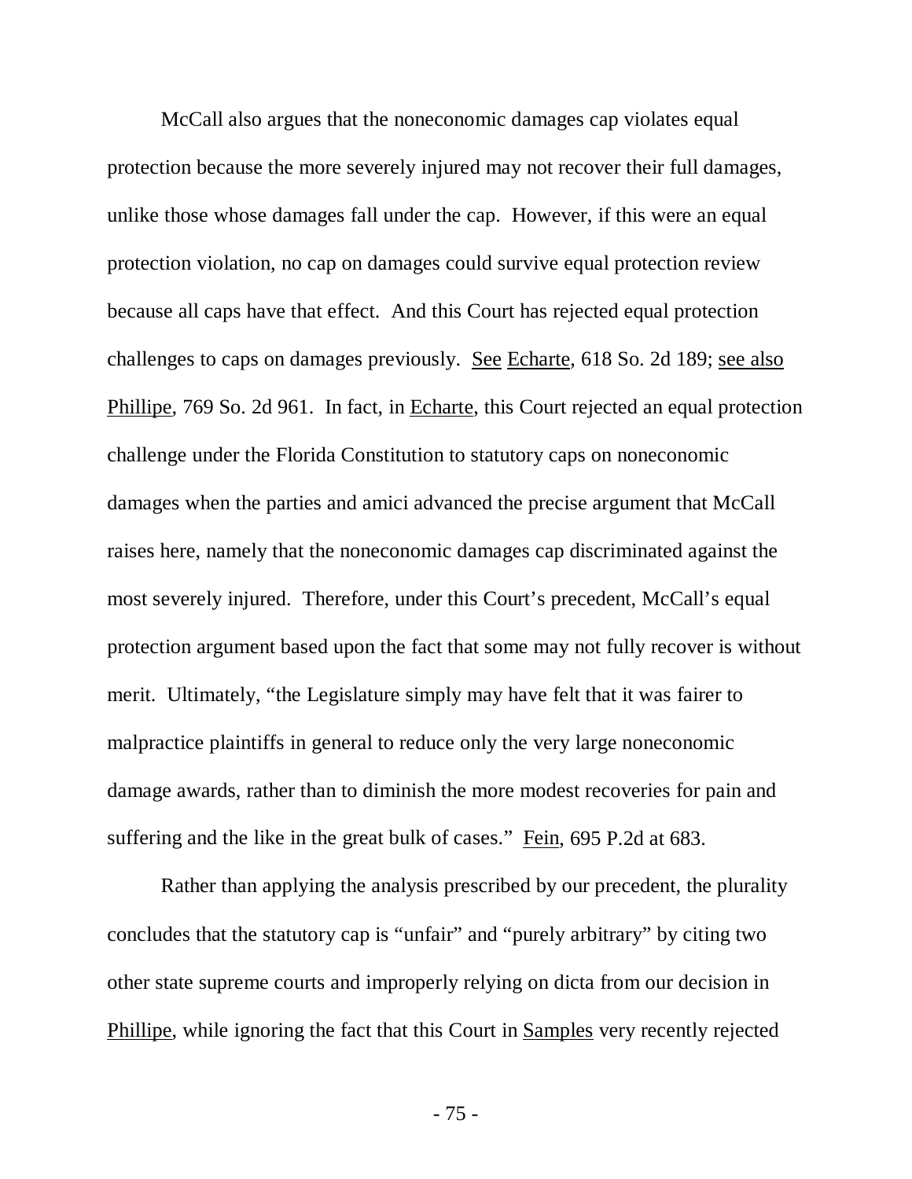McCall also argues that the noneconomic damages cap violates equal protection because the more severely injured may not recover their full damages, unlike those whose damages fall under the cap. However, if this were an equal protection violation, no cap on damages could survive equal protection review because all caps have that effect. And this Court has rejected equal protection challenges to caps on damages previously. See Echarte, 618 So. 2d 189; see also Phillipe, 769 So. 2d 961. In fact, in Echarte, this Court rejected an equal protection challenge under the Florida Constitution to statutory caps on noneconomic damages when the parties and amici advanced the precise argument that McCall raises here, namely that the noneconomic damages cap discriminated against the most severely injured. Therefore, under this Court's precedent, McCall's equal protection argument based upon the fact that some may not fully recover is without merit. Ultimately, "the Legislature simply may have felt that it was fairer to malpractice plaintiffs in general to reduce only the very large noneconomic damage awards, rather than to diminish the more modest recoveries for pain and suffering and the like in the great bulk of cases." Fein, 695 P.2d at 683.

Rather than applying the analysis prescribed by our precedent, the plurality concludes that the statutory cap is "unfair" and "purely arbitrary" by citing two other state supreme courts and improperly relying on dicta from our decision in Phillipe, while ignoring the fact that this Court in Samples very recently rejected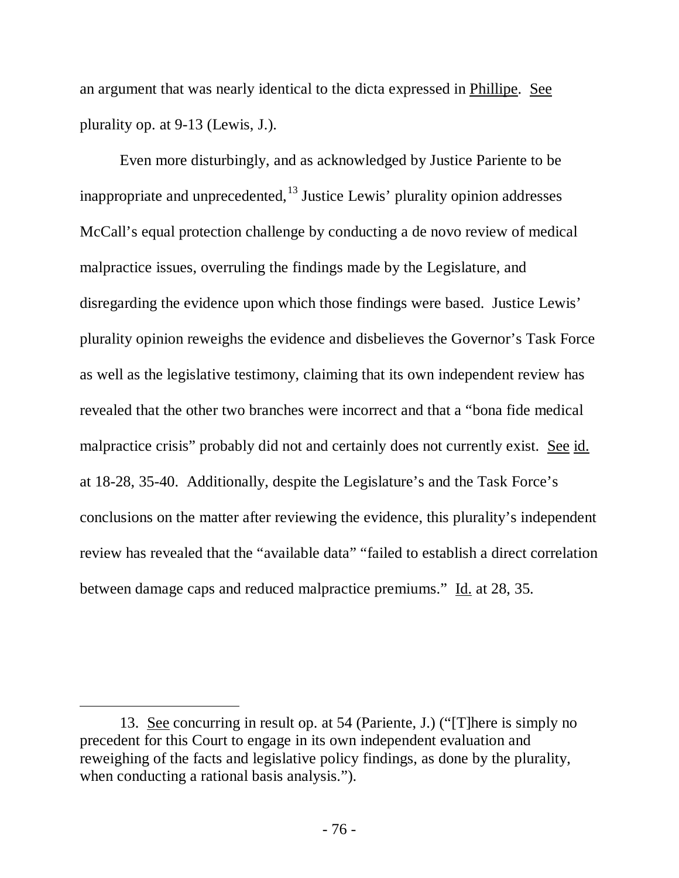an argument that was nearly identical to the dicta expressed in Phillipe. See plurality op. at 9-13 (Lewis, J.).

Even more disturbingly, and as acknowledged by Justice Pariente to be inappropriate and unprecedented,[13] Justice Lewis' plurality opinion addresses McCall's equal protection challenge by conducting a de novo review of medical malpractice issues, overruling the findings made by the Legislature, and disregarding the evidence upon which those findings were based. Justice Lewis' plurality opinion reweighs the evidence and disbelieves the Governor's Task Force as well as the legislative testimony, claiming that its own independent review has revealed that the other two branches were incorrect and that a "bona fide medical malpractice crisis" probably did not and certainly does not currently exist. See id. at 18-28, 35-40. Additionally, despite the Legislature's and the Task Force's conclusions on the matter after reviewing the evidence, this plurality's independent review has revealed that the "available data" "failed to establish a direct correlation between damage caps and reduced malpractice premiums." Id. at 28, 35.

---

13. See concurring in result op. at 54 (Pariente, J.) ("[T]here is simply no precedent for this Court to engage in its own independent evaluation and reweighing of the facts and legislative policy findings, as done by the plurality, when conducting a rational basis analysis.").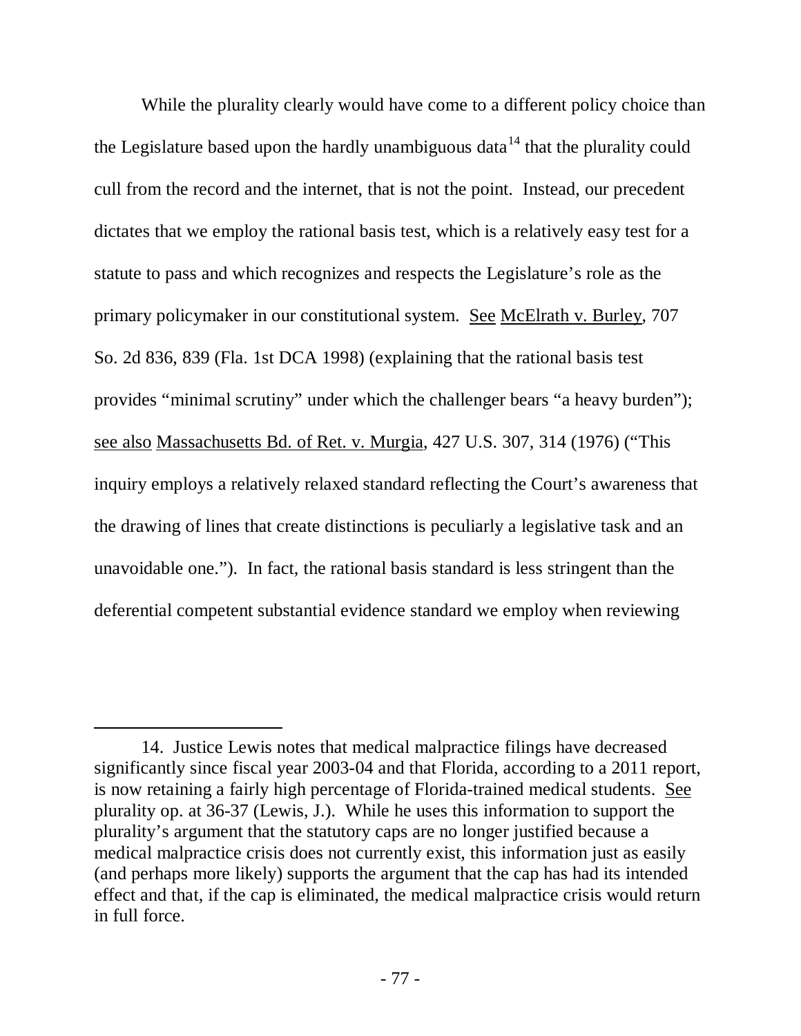While the plurality clearly would have come to a different policy choice than the Legislature based upon the hardly unambiguous data[14] that the plurality could cull from the record and the internet, that is not the point. Instead, our precedent dictates that we employ the rational basis test, which is a relatively easy test for a statute to pass and which recognizes and respects the Legislature's role as the primary policymaker in our constitutional system. See McElrath v. Burley, 707 So. 2d 836, 839 (Fla. 1st DCA 1998) (explaining that the rational basis test provides "minimal scrutiny" under which the challenger bears "a heavy burden"); see also Massachusetts Bd. of Ret. v. Murgia, 427 U.S. 307, 314 (1976) ("This inquiry employs a relatively relaxed standard reflecting the Court's awareness that the drawing of lines that create distinctions is peculiarly a legislative task and an unavoidable one."). In fact, the rational basis standard is less stringent than the deferential competent substantial evidence standard we employ when reviewing

---

14. Justice Lewis notes that medical malpractice filings have decreased significantly since fiscal year 2003-04 and that Florida, according to a 2011 report, is now retaining a fairly high percentage of Florida-trained medical students. See plurality op. at 36-37 (Lewis, J.). While he uses this information to support the plurality's argument that the statutory caps are no longer justified because a medical malpractice crisis does not currently exist, this information just as easily (and perhaps more likely) supports the argument that the cap has had its intended effect and that, if the cap is eliminated, the medical malpractice crisis would return in full force.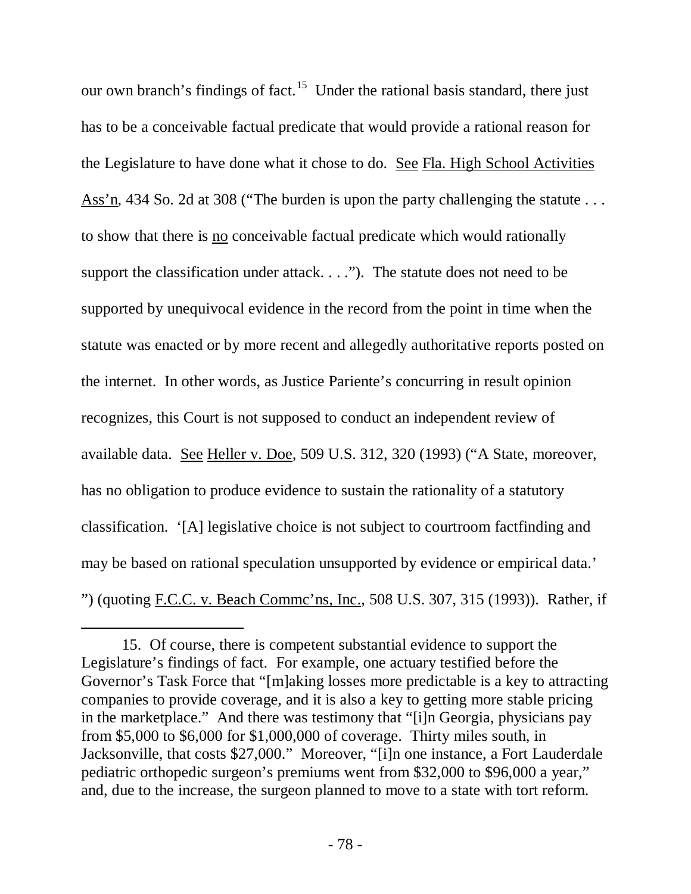our own branch's findings of fact.[15] Under the rational basis standard, there just has to be a conceivable factual predicate that would provide a rational reason for the Legislature to have done what it chose to do. See Fla. High School Activities Ass'n, 434 So. 2d at 308 ("The burden is upon the party challenging the statute . . . to show that there is no conceivable factual predicate which would rationally support the classification under attack. . . ."). The statute does not need to be supported by unequivocal evidence in the record from the point in time when the statute was enacted or by more recent and allegedly authoritative reports posted on the internet. In other words, as Justice Pariente's concurring in result opinion recognizes, this Court is not supposed to conduct an independent review of available data. See Heller v. Doe, 509 U.S. 312, 320 (1993) ("A State, moreover, has no obligation to produce evidence to sustain the rationality of a statutory classification. '[A] legislative choice is not subject to courtroom factfinding and may be based on rational speculation unsupported by evidence or empirical data.' ") (quoting F.C.C. v. Beach Commc'ns, Inc., 508 U.S. 307, 315 (1993)). Rather, if

---

15. Of course, there is competent substantial evidence to support the Legislature's findings of fact. For example, one actuary testified before the Governor's Task Force that "[m]aking losses more predictable is a key to attracting companies to provide coverage, and it is also a key to getting more stable pricing in the marketplace." And there was testimony that "[i]n Georgia, physicians pay from $5,000 to $6,000 for $1,000,000 of coverage. Thirty miles south, in Jacksonville, that costs $27,000." Moreover, "[i]n one instance, a Fort Lauderdale pediatric orthopedic surgeon's premiums went from $32,000 to $96,000 a year," and, due to the increase, the surgeon planned to move to a state with tort reform.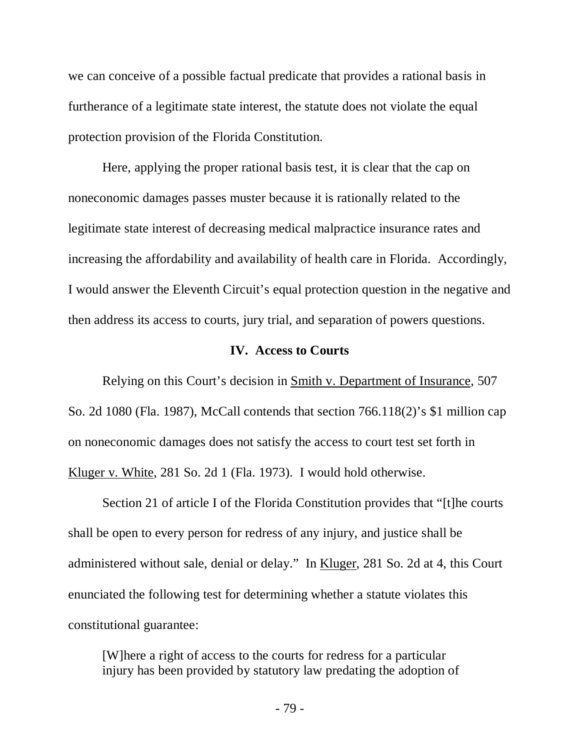we can conceive of a possible factual predicate that provides a rational basis in furtherance of a legitimate state interest, the statute does not violate the equal protection provision of the Florida Constitution.

Here, applying the proper rational basis test, it is clear that the cap on noneconomic damages passes muster because it is rationally related to the legitimate state interest of decreasing medical malpractice insurance rates and increasing the affordability and availability of health care in Florida. Accordingly, I would answer the Eleventh Circuit's equal protection question in the negative and then address its access to courts, jury trial, and separation of powers questions.

## IV. Access to Courts

Relying on this Court's decision in Smith v. Department of Insurance, 507 So. 2d 1080 (Fla. 1987), McCall contends that section 766.118(2)'s $1 million cap on noneconomic damages does not satisfy the access to court test set forth in Kluger v. White, 281 So. 2d 1 (Fla. 1973). I would hold otherwise.

Section 21 of article I of the Florida Constitution provides that "[t]he courts shall be open to every person for redress of any injury, and justice shall be administered without sale, denial or delay." In Kluger, 281 So. 2d at 4, this Court enunciated the following test for determining whether a statute violates this constitutional guarantee:

> [W]here a right of access to the courts for redress for a particular injury has been provided by statutory law predating the adoption of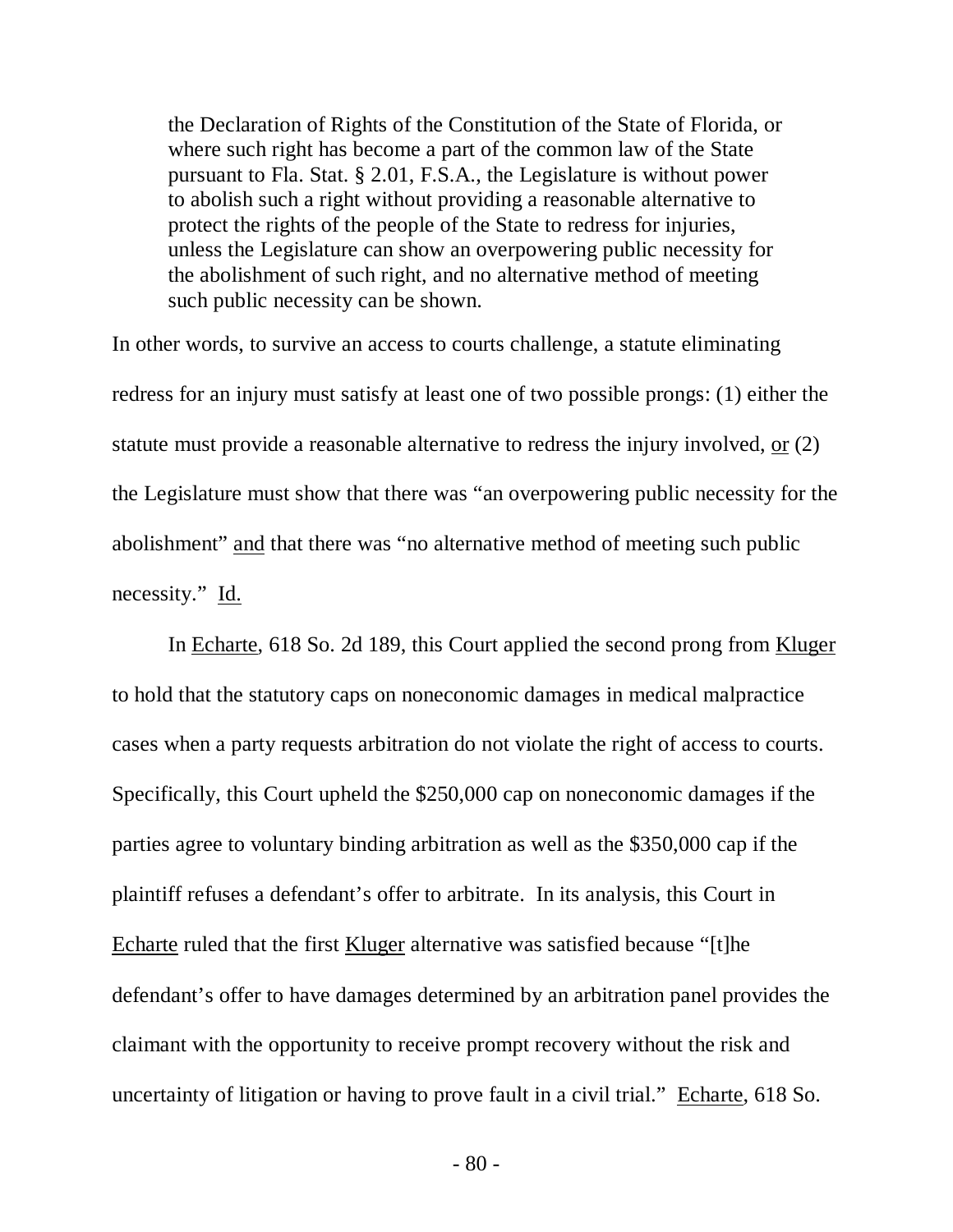> the Declaration of Rights of the Constitution of the State of Florida, or where such right has become a part of the common law of the State pursuant to Fla. Stat. § 2.01, F.S.A., the Legislature is without power to abolish such a right without providing a reasonable alternative to protect the rights of the people of the State to redress for injuries, unless the Legislature can show an overpowering public necessity for the abolishment of such right, and no alternative method of meeting such public necessity can be shown.

In other words, to survive an access to courts challenge, a statute eliminating redress for an injury must satisfy at least one of two possible prongs: (1) either the statute must provide a reasonable alternative to redress the injury involved, or (2) the Legislature must show that there was "an overpowering public necessity for the abolishment" and that there was "no alternative method of meeting such public necessity." Id.

In Echarte, 618 So. 2d 189, this Court applied the second prong from Kluger to hold that the statutory caps on noneconomic damages in medical malpractice cases when a party requests arbitration do not violate the right of access to courts. Specifically, this Court upheld the $250,000 cap on noneconomic damages if the parties agree to voluntary binding arbitration as well as the $350,000 cap if the plaintiff refuses a defendant's offer to arbitrate. In its analysis, this Court in Echarte ruled that the first Kluger alternative was satisfied because "[t]he defendant's offer to have damages determined by an arbitration panel provides the claimant with the opportunity to receive prompt recovery without the risk and uncertainty of litigation or having to prove fault in a civil trial." Echarte, 618 So.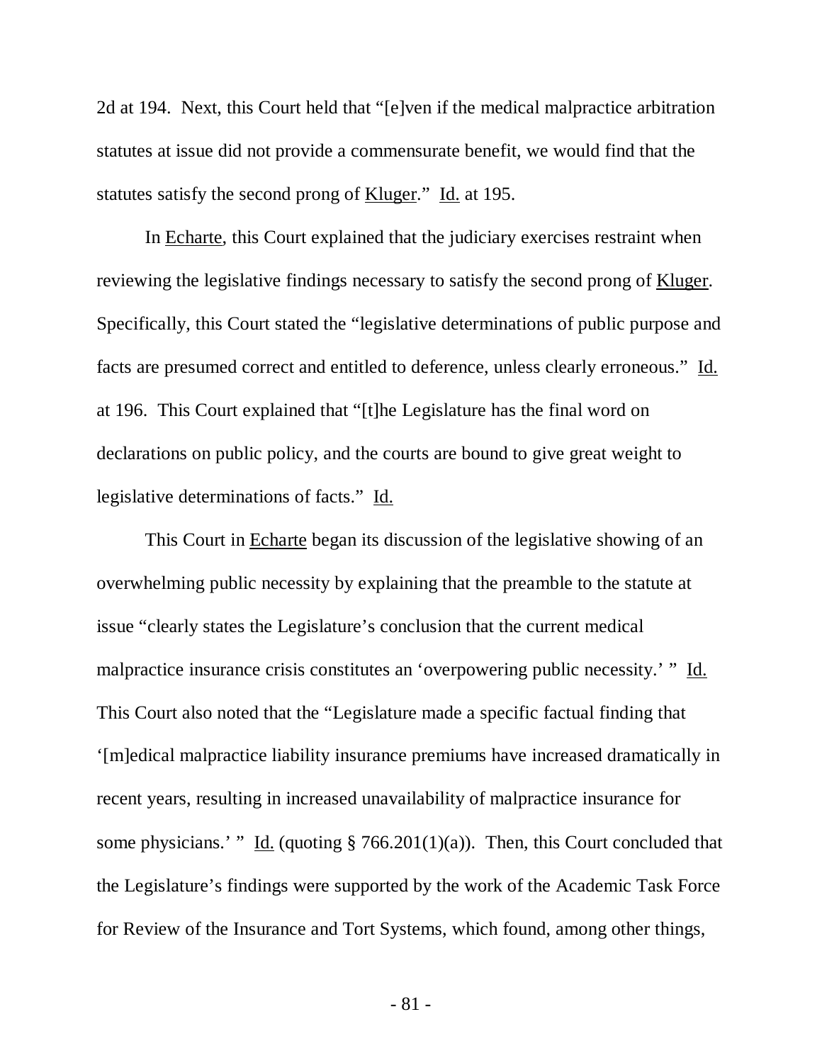2d at 194. Next, this Court held that "[e]ven if the medical malpractice arbitration statutes at issue did not provide a commensurate benefit, we would find that the statutes satisfy the second prong of Kluger." Id. at 195.

In Echarte, this Court explained that the judiciary exercises restraint when reviewing the legislative findings necessary to satisfy the second prong of Kluger. Specifically, this Court stated the "legislative determinations of public purpose and facts are presumed correct and entitled to deference, unless clearly erroneous." Id. at 196. This Court explained that "[t]he Legislature has the final word on declarations on public policy, and the courts are bound to give great weight to legislative determinations of facts." Id.

This Court in Echarte began its discussion of the legislative showing of an overwhelming public necessity by explaining that the preamble to the statute at issue "clearly states the Legislature's conclusion that the current medical malpractice insurance crisis constitutes an 'overpowering public necessity.' " Id. This Court also noted that the "Legislature made a specific factual finding that '[m]edical malpractice liability insurance premiums have increased dramatically in recent years, resulting in increased unavailability of malpractice insurance for some physicians.' " Id. (quoting § 766.201(1)(a)). Then, this Court concluded that the Legislature's findings were supported by the work of the Academic Task Force for Review of the Insurance and Tort Systems, which found, among other things,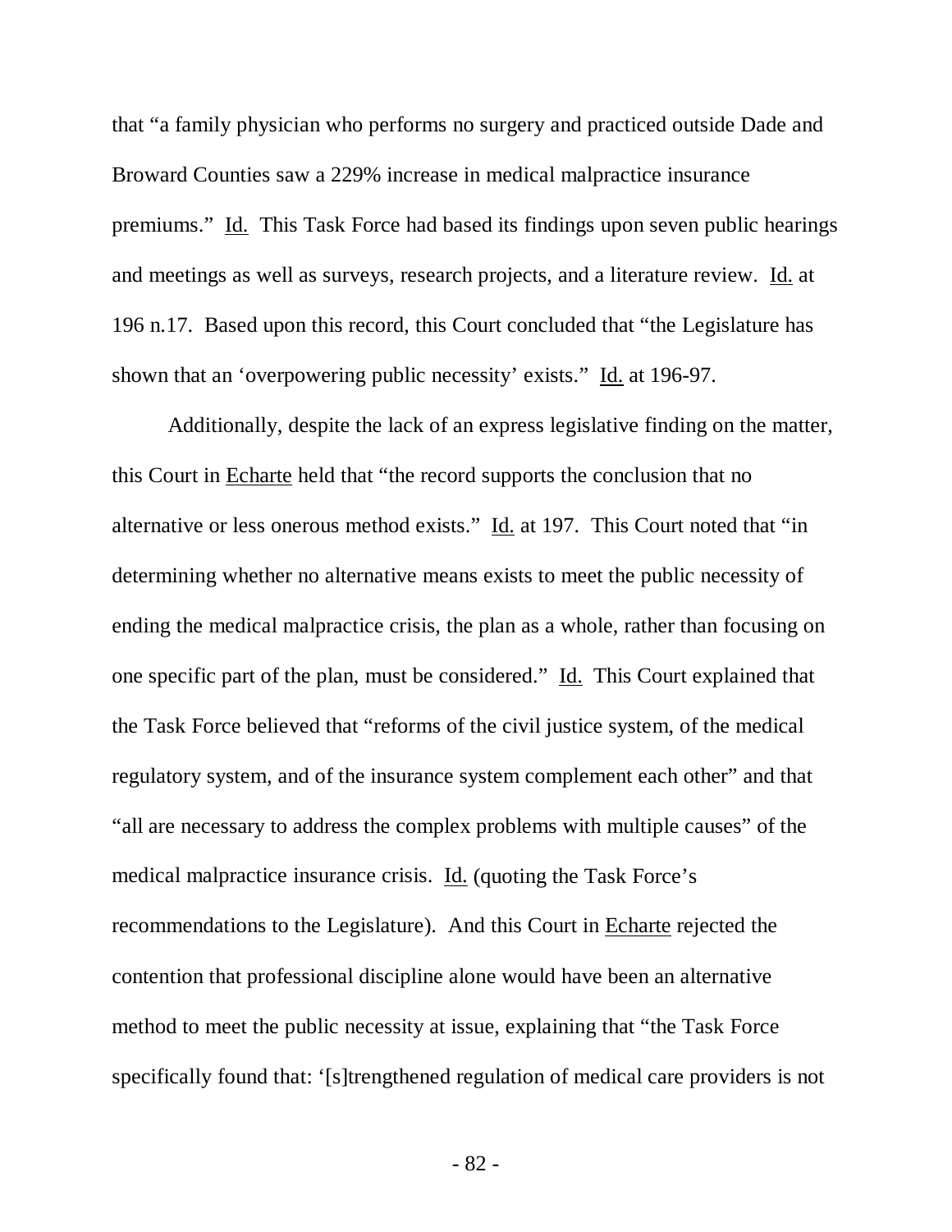that "a family physician who performs no surgery and practiced outside Dade and Broward Counties saw a 229% increase in medical malpractice insurance premiums." Id. This Task Force had based its findings upon seven public hearings and meetings as well as surveys, research projects, and a literature review. Id. at 196 n.17. Based upon this record, this Court concluded that "the Legislature has shown that an 'overpowering public necessity' exists." Id. at 196-97.

Additionally, despite the lack of an express legislative finding on the matter, this Court in Echarte held that "the record supports the conclusion that no alternative or less onerous method exists." Id. at 197. This Court noted that "in determining whether no alternative means exists to meet the public necessity of ending the medical malpractice crisis, the plan as a whole, rather than focusing on one specific part of the plan, must be considered." Id. This Court explained that the Task Force believed that "reforms of the civil justice system, of the medical regulatory system, and of the insurance system complement each other" and that "all are necessary to address the complex problems with multiple causes" of the medical malpractice insurance crisis. Id. (quoting the Task Force's recommendations to the Legislature). And this Court in Echarte rejected the contention that professional discipline alone would have been an alternative method to meet the public necessity at issue, explaining that "the Task Force specifically found that: '[s]trengthened regulation of medical care providers is not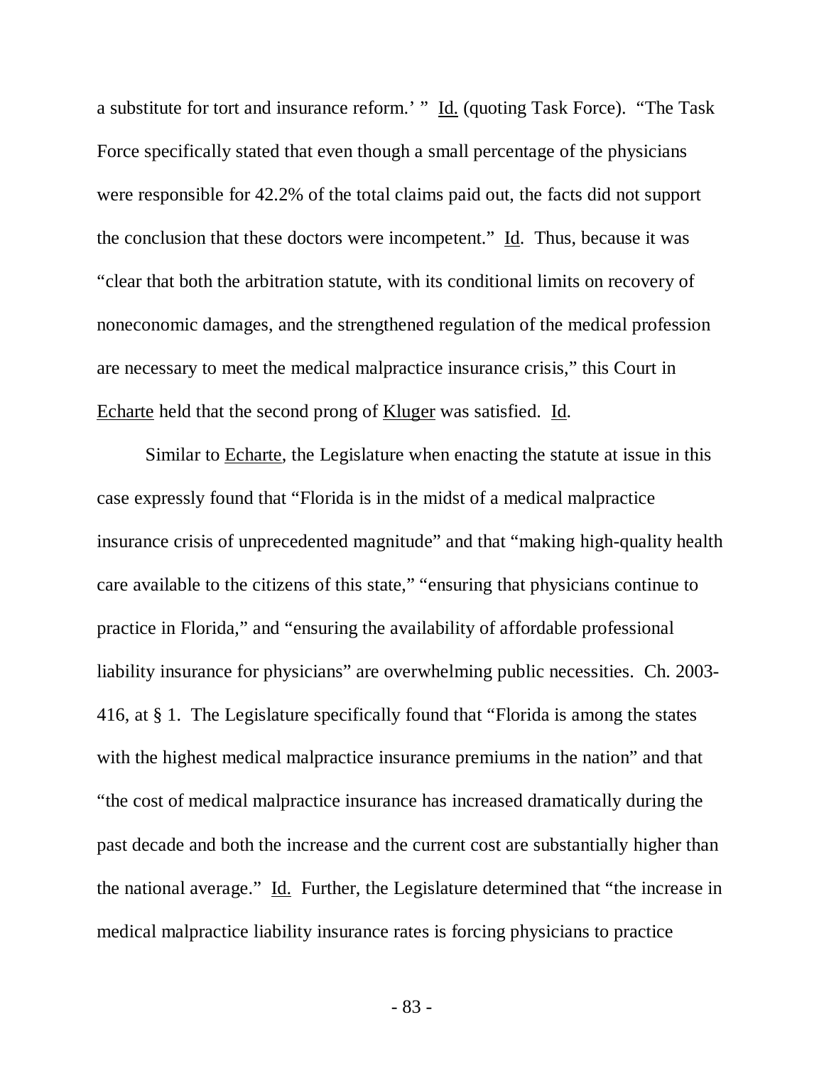a substitute for tort and insurance reform.' " Id. (quoting Task Force). "The Task Force specifically stated that even though a small percentage of the physicians were responsible for 42.2% of the total claims paid out, the facts did not support the conclusion that these doctors were incompetent." Id. Thus, because it was "clear that both the arbitration statute, with its conditional limits on recovery of noneconomic damages, and the strengthened regulation of the medical profession are necessary to meet the medical malpractice insurance crisis," this Court in Echarte held that the second prong of Kluger was satisfied. Id.

Similar to Echarte, the Legislature when enacting the statute at issue in this case expressly found that "Florida is in the midst of a medical malpractice insurance crisis of unprecedented magnitude" and that "making high-quality health care available to the citizens of this state," "ensuring that physicians continue to practice in Florida," and "ensuring the availability of affordable professional liability insurance for physicians" are overwhelming public necessities. Ch. 2003-416, at § 1. The Legislature specifically found that "Florida is among the states with the highest medical malpractice insurance premiums in the nation" and that "the cost of medical malpractice insurance has increased dramatically during the past decade and both the increase and the current cost are substantially higher than the national average." Id. Further, the Legislature determined that "the increase in medical malpractice liability insurance rates is forcing physicians to practice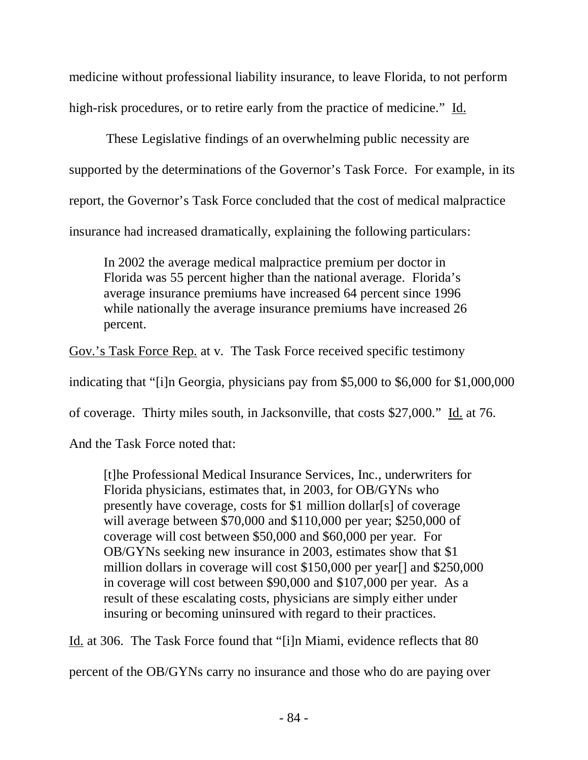medicine without professional liability insurance, to leave Florida, to not perform high-risk procedures, or to retire early from the practice of medicine." Id.

These Legislative findings of an overwhelming public necessity are supported by the determinations of the Governor's Task Force. For example, in its report, the Governor's Task Force concluded that the cost of medical malpractice insurance had increased dramatically, explaining the following particulars:

> In 2002 the average medical malpractice premium per doctor in Florida was 55 percent higher than the national average. Florida's average insurance premiums have increased 64 percent since 1996 while nationally the average insurance premiums have increased 26 percent.

Gov.'s Task Force Rep. at v. The Task Force received specific testimony indicating that "[i]n Georgia, physicians pay from $5,000 to $6,000 for $1,000,000 of coverage. Thirty miles south, in Jacksonville, that costs $27,000." Id. at 76. And the Task Force noted that:

> [t]he Professional Medical Insurance Services, Inc., underwriters for Florida physicians, estimates that, in 2003, for OB/GYNs who presently have coverage, costs for $1 million dollar[s] of coverage will average between $70,000 and $110,000 per year; $250,000 of coverage will cost between $50,000 and $60,000 per year. For OB/GYNs seeking new insurance in 2003, estimates show that $1 million dollars in coverage will cost $150,000 per year[] and $250,000 in coverage will cost between $90,000 and $107,000 per year. As a result of these escalating costs, physicians are simply either under insuring or becoming uninsured with regard to their practices.

Id. at 306. The Task Force found that "[i]n Miami, evidence reflects that 80 percent of the OB/GYNs carry no insurance and those who do are paying over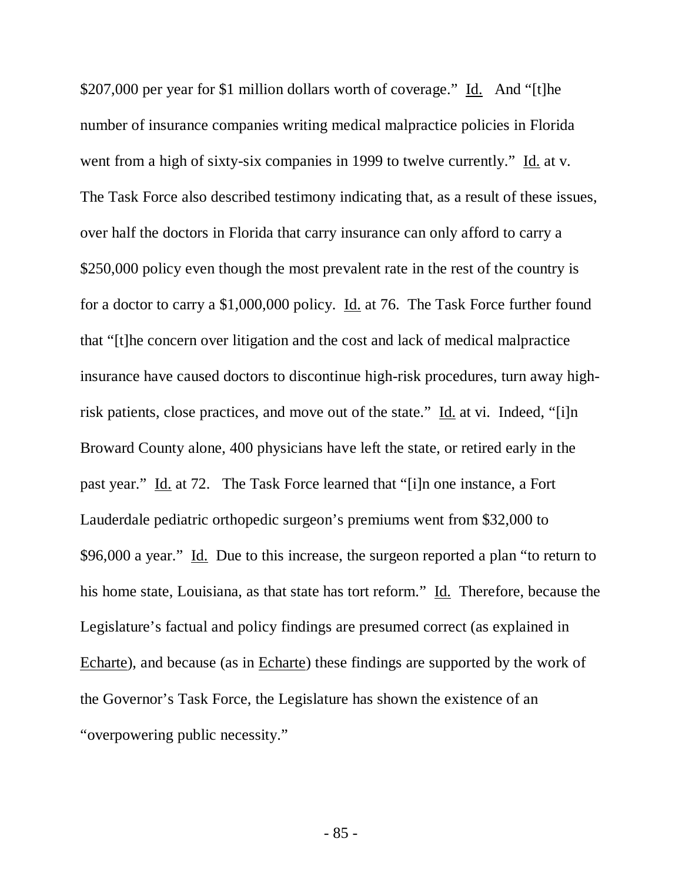$207,000 per year for $1 million dollars worth of coverage." Id. And "[t]he number of insurance companies writing medical malpractice policies in Florida went from a high of sixty-six companies in 1999 to twelve currently." Id. at v. The Task Force also described testimony indicating that, as a result of these issues, over half the doctors in Florida that carry insurance can only afford to carry a $250,000 policy even though the most prevalent rate in the rest of the country is for a doctor to carry a $1,000,000 policy. Id. at 76. The Task Force further found that "[t]he concern over litigation and the cost and lack of medical malpractice insurance have caused doctors to discontinue high-risk procedures, turn away high-risk patients, close practices, and move out of the state." Id. at vi. Indeed, "[i]n Broward County alone, 400 physicians have left the state, or retired early in the past year." Id. at 72. The Task Force learned that "[i]n one instance, a Fort Lauderdale pediatric orthopedic surgeon's premiums went from $32,000 to $96,000 a year." Id. Due to this increase, the surgeon reported a plan "to return to his home state, Louisiana, as that state has tort reform." Id. Therefore, because the Legislature's factual and policy findings are presumed correct (as explained in Echarte), and because (as in Echarte) these findings are supported by the work of the Governor's Task Force, the Legislature has shown the existence of an "overpowering public necessity."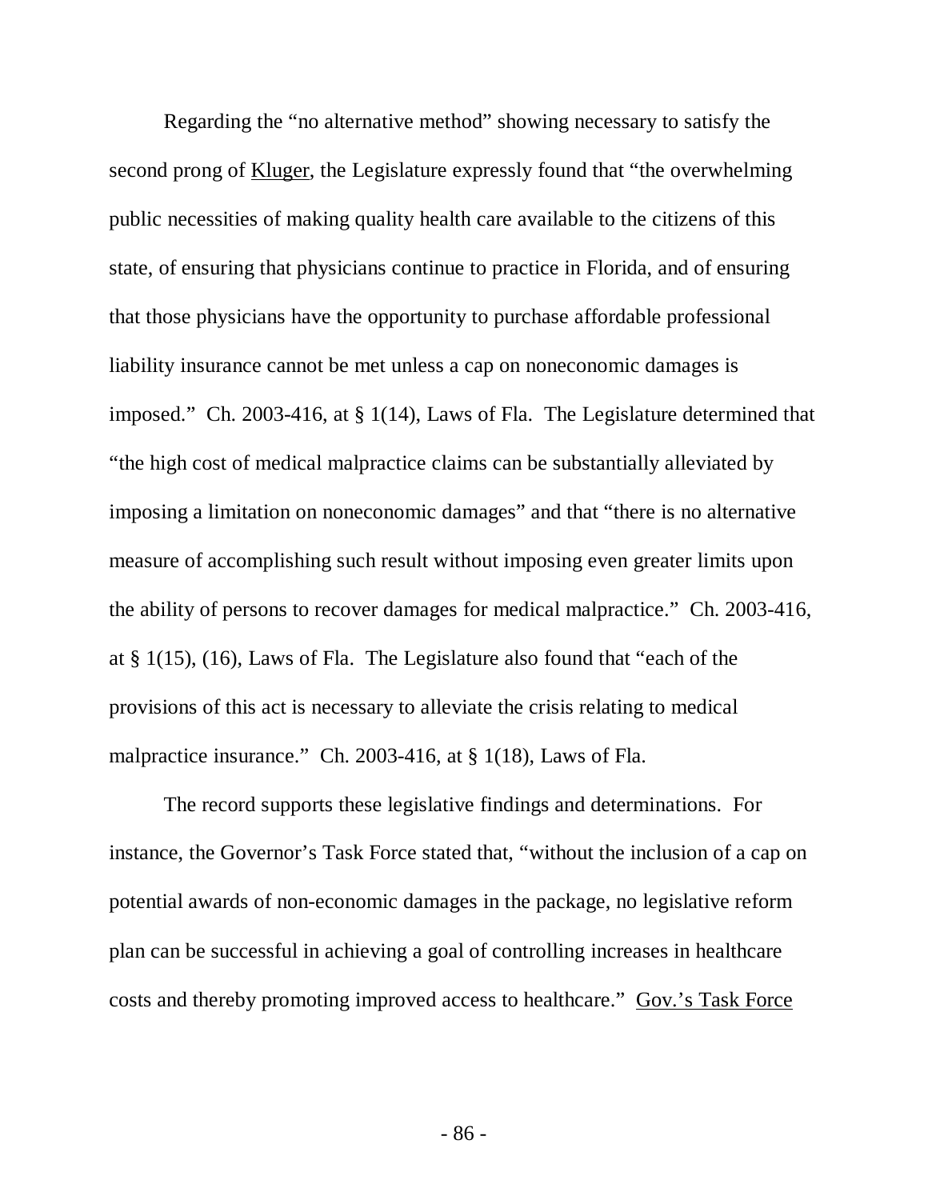Regarding the "no alternative method" showing necessary to satisfy the second prong of Kluger, the Legislature expressly found that "the overwhelming public necessities of making quality health care available to the citizens of this state, of ensuring that physicians continue to practice in Florida, and of ensuring that those physicians have the opportunity to purchase affordable professional liability insurance cannot be met unless a cap on noneconomic damages is imposed." Ch. 2003-416, at § 1(14), Laws of Fla. The Legislature determined that "the high cost of medical malpractice claims can be substantially alleviated by imposing a limitation on noneconomic damages" and that "there is no alternative measure of accomplishing such result without imposing even greater limits upon the ability of persons to recover damages for medical malpractice." Ch. 2003-416, at § 1(15), (16), Laws of Fla. The Legislature also found that "each of the provisions of this act is necessary to alleviate the crisis relating to medical malpractice insurance." Ch. 2003-416, at § 1(18), Laws of Fla.

The record supports these legislative findings and determinations. For instance, the Governor's Task Force stated that, "without the inclusion of a cap on potential awards of non-economic damages in the package, no legislative reform plan can be successful in achieving a goal of controlling increases in healthcare costs and thereby promoting improved access to healthcare." Gov.'s Task Force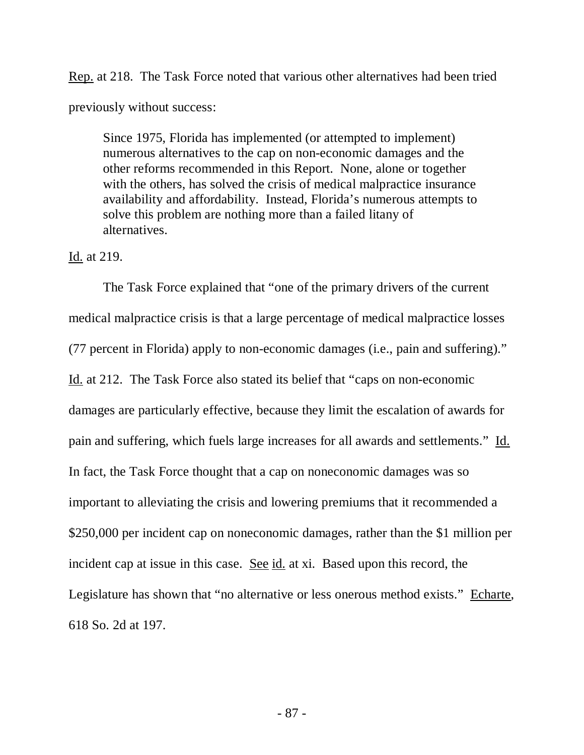Rep. at 218. The Task Force noted that various other alternatives had been tried previously without success:

> Since 1975, Florida has implemented (or attempted to implement) numerous alternatives to the cap on non-economic damages and the other reforms recommended in this Report. None, alone or together with the others, has solved the crisis of medical malpractice insurance availability and affordability. Instead, Florida's numerous attempts to solve this problem are nothing more than a failed litany of alternatives.

Id. at 219.

The Task Force explained that "one of the primary drivers of the current medical malpractice crisis is that a large percentage of medical malpractice losses (77 percent in Florida) apply to non-economic damages (i.e., pain and suffering)." Id. at 212. The Task Force also stated its belief that "caps on non-economic damages are particularly effective, because they limit the escalation of awards for pain and suffering, which fuels large increases for all awards and settlements." Id. In fact, the Task Force thought that a cap on noneconomic damages was so important to alleviating the crisis and lowering premiums that it recommended a $250,000 per incident cap on noneconomic damages, rather than the $1 million per incident cap at issue in this case. See id. at xi. Based upon this record, the Legislature has shown that "no alternative or less onerous method exists." Echarte, 618 So. 2d at 197.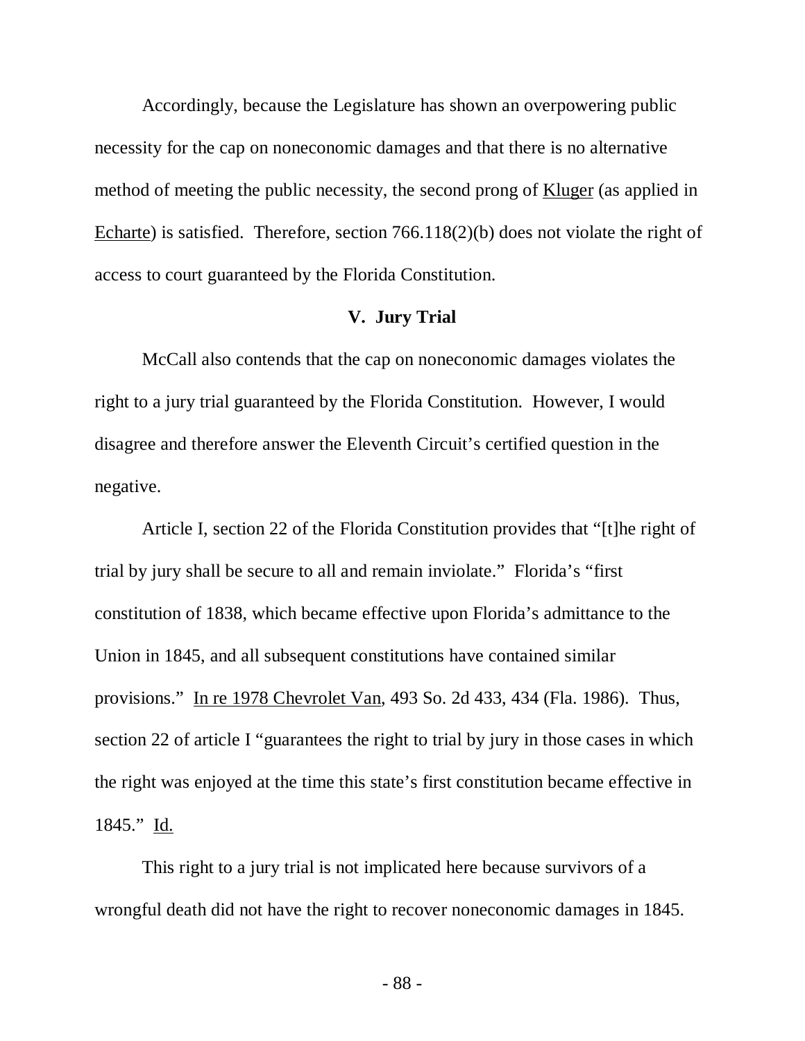Accordingly, because the Legislature has shown an overpowering public necessity for the cap on noneconomic damages and that there is no alternative method of meeting the public necessity, the second prong of Kluger (as applied in Echarte) is satisfied. Therefore, section 766.118(2)(b) does not violate the right of access to court guaranteed by the Florida Constitution.

## V. Jury Trial

McCall also contends that the cap on noneconomic damages violates the right to a jury trial guaranteed by the Florida Constitution. However, I would disagree and therefore answer the Eleventh Circuit's certified question in the negative.

Article I, section 22 of the Florida Constitution provides that "[t]he right of trial by jury shall be secure to all and remain inviolate." Florida's "first constitution of 1838, which became effective upon Florida's admittance to the Union in 1845, and all subsequent constitutions have contained similar provisions." In re 1978 Chevrolet Van, 493 So. 2d 433, 434 (Fla. 1986). Thus, section 22 of article I "guarantees the right to trial by jury in those cases in which the right was enjoyed at the time this state's first constitution became effective in 1845." Id.

This right to a jury trial is not implicated here because survivors of a wrongful death did not have the right to recover noneconomic damages in 1845.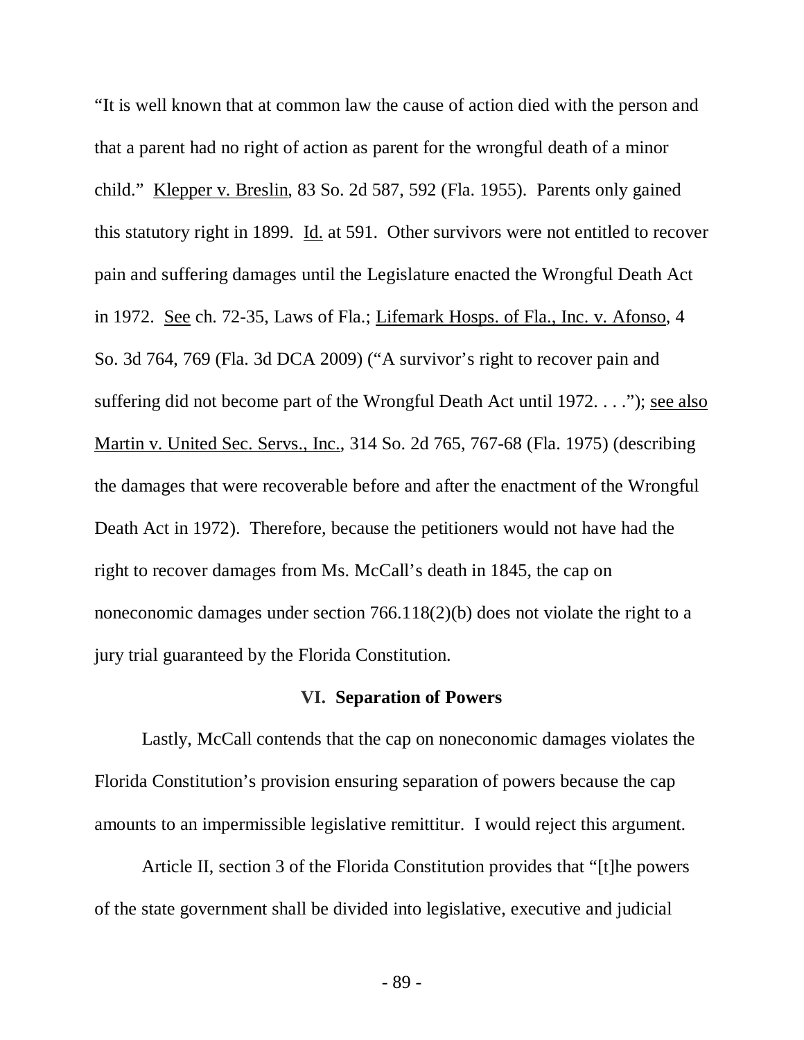"It is well known that at common law the cause of action died with the person and that a parent had no right of action as parent for the wrongful death of a minor child." Klepper v. Breslin, 83 So. 2d 587, 592 (Fla. 1955). Parents only gained this statutory right in 1899. Id. at 591. Other survivors were not entitled to recover pain and suffering damages until the Legislature enacted the Wrongful Death Act in 1972. See ch. 72-35, Laws of Fla.; Lifemark Hosps. of Fla., Inc. v. Afonso, 4 So. 3d 764, 769 (Fla. 3d DCA 2009) ("A survivor's right to recover pain and suffering did not become part of the Wrongful Death Act until 1972. . . ."); see also Martin v. United Sec. Servs., Inc., 314 So. 2d 765, 767-68 (Fla. 1975) (describing the damages that were recoverable before and after the enactment of the Wrongful Death Act in 1972). Therefore, because the petitioners would not have had the right to recover damages from Ms. McCall's death in 1845, the cap on noneconomic damages under section 766.118(2)(b) does not violate the right to a jury trial guaranteed by the Florida Constitution.

## VI. Separation of Powers

Lastly, McCall contends that the cap on noneconomic damages violates the Florida Constitution's provision ensuring separation of powers because the cap amounts to an impermissible legislative remittitur. I would reject this argument.

Article II, section 3 of the Florida Constitution provides that "[t]he powers of the state government shall be divided into legislative, executive and judicial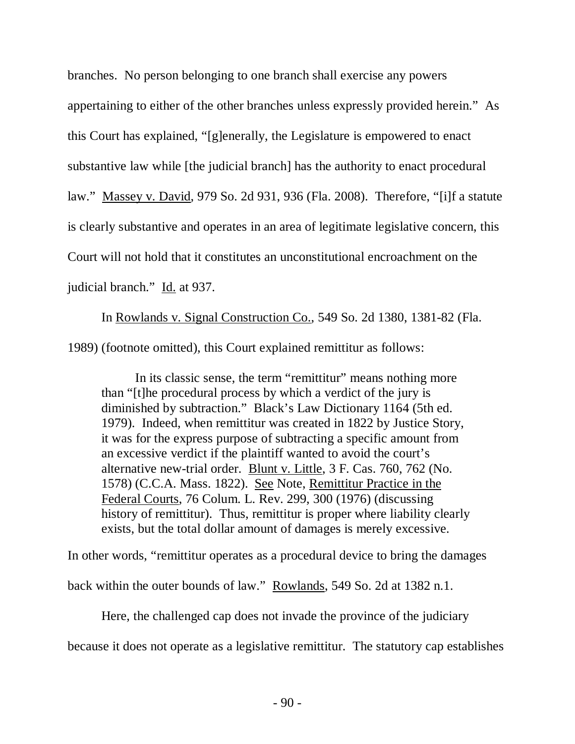branches. No person belonging to one branch shall exercise any powers appertaining to either of the other branches unless expressly provided herein." As this Court has explained, "[g]enerally, the Legislature is empowered to enact substantive law while [the judicial branch] has the authority to enact procedural law." Massey v. David, 979 So. 2d 931, 936 (Fla. 2008). Therefore, "[i]f a statute is clearly substantive and operates in an area of legitimate legislative concern, this Court will not hold that it constitutes an unconstitutional encroachment on the judicial branch." Id. at 937.

In Rowlands v. Signal Construction Co., 549 So. 2d 1380, 1381-82 (Fla. 1989) (footnote omitted), this Court explained remittitur as follows:

> In its classic sense, the term "remittitur" means nothing more than "[t]he procedural process by which a verdict of the jury is diminished by subtraction." Black's Law Dictionary 1164 (5th ed. 1979). Indeed, when remittitur was created in 1822 by Justice Story, it was for the express purpose of subtracting a specific amount from an excessive verdict if the plaintiff wanted to avoid the court's alternative new-trial order. Blunt v. Little, 3 F. Cas. 760, 762 (No. 1578) (C.C.A. Mass. 1822). See Note, Remittitur Practice in the Federal Courts, 76 Colum. L. Rev. 299, 300 (1976) (discussing history of remittitur). Thus, remittitur is proper where liability clearly exists, but the total dollar amount of damages is merely excessive.

In other words, "remittitur operates as a procedural device to bring the damages back within the outer bounds of law." Rowlands, 549 So. 2d at 1382 n.1.

Here, the challenged cap does not invade the province of the judiciary because it does not operate as a legislative remittitur. The statutory cap establishes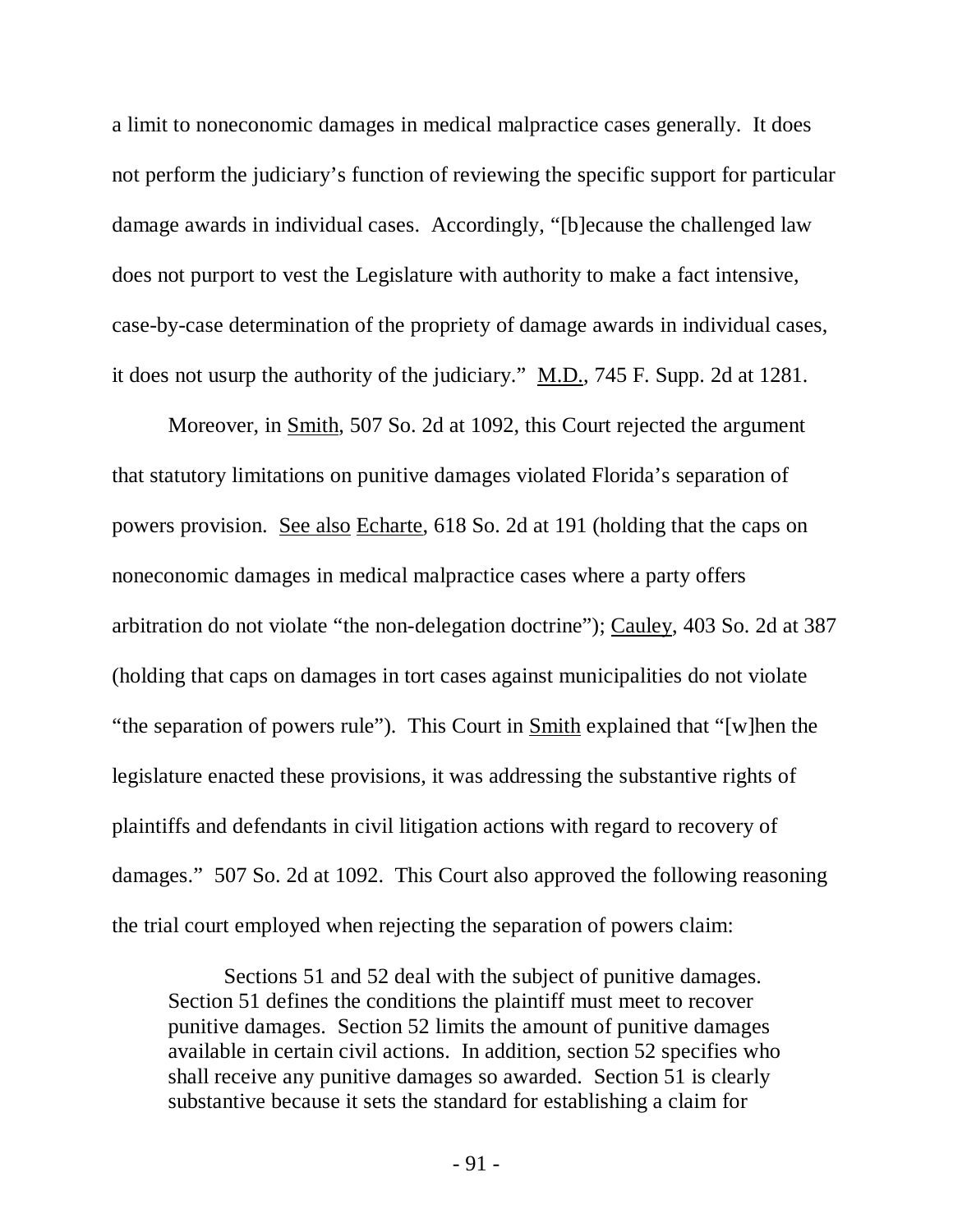a limit to noneconomic damages in medical malpractice cases generally. It does not perform the judiciary's function of reviewing the specific support for particular damage awards in individual cases. Accordingly, "[b]ecause the challenged law does not purport to vest the Legislature with authority to make a fact intensive, case-by-case determination of the propriety of damage awards in individual cases, it does not usurp the authority of the judiciary." M.D., 745 F. Supp. 2d at 1281.

Moreover, in Smith, 507 So. 2d at 1092, this Court rejected the argument that statutory limitations on punitive damages violated Florida's separation of powers provision. See also Echarte, 618 So. 2d at 191 (holding that the caps on noneconomic damages in medical malpractice cases where a party offers arbitration do not violate "the non-delegation doctrine"); Cauley, 403 So. 2d at 387 (holding that caps on damages in tort cases against municipalities do not violate "the separation of powers rule"). This Court in Smith explained that "[w]hen the legislature enacted these provisions, it was addressing the substantive rights of plaintiffs and defendants in civil litigation actions with regard to recovery of damages." 507 So. 2d at 1092. This Court also approved the following reasoning the trial court employed when rejecting the separation of powers claim:

> Sections 51 and 52 deal with the subject of punitive damages. Section 51 defines the conditions the plaintiff must meet to recover punitive damages. Section 52 limits the amount of punitive damages available in certain civil actions. In addition, section 52 specifies who shall receive any punitive damages so awarded. Section 51 is clearly substantive because it sets the standard for establishing a claim for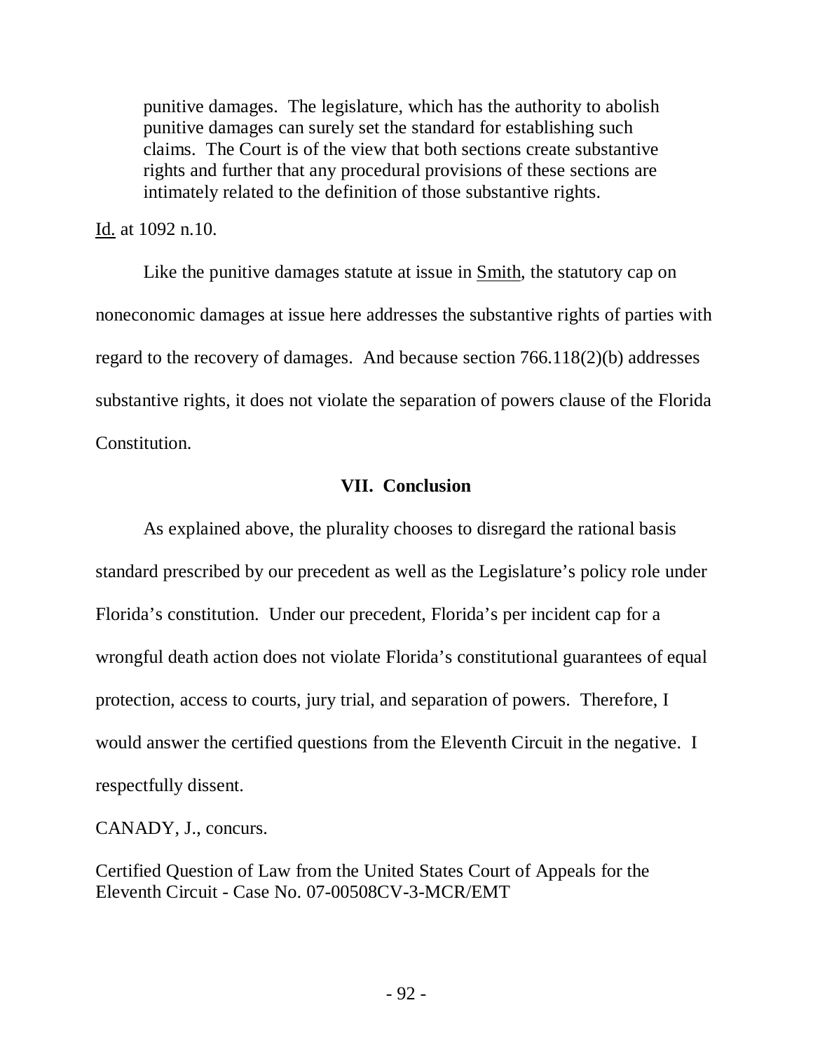> punitive damages. The legislature, which has the authority to abolish punitive damages can surely set the standard for establishing such claims. The Court is of the view that both sections create substantive rights and further that any procedural provisions of these sections are intimately related to the definition of those substantive rights.

Id. at 1092 n.10.

Like the punitive damages statute at issue in Smith, the statutory cap on noneconomic damages at issue here addresses the substantive rights of parties with regard to the recovery of damages. And because section 766.118(2)(b) addresses substantive rights, it does not violate the separation of powers clause of the Florida Constitution.

## VII. Conclusion

As explained above, the plurality chooses to disregard the rational basis standard prescribed by our precedent as well as the Legislature's policy role under Florida's constitution. Under our precedent, Florida's per incident cap for a wrongful death action does not violate Florida's constitutional guarantees of equal protection, access to courts, jury trial, and separation of powers. Therefore, I would answer the certified questions from the Eleventh Circuit in the negative. I respectfully dissent.

CANADY, J., concurs.

Certified Question of Law from the United States Court of Appeals for the Eleventh Circuit - Case No. 07-00508CV-3-MCR/EMT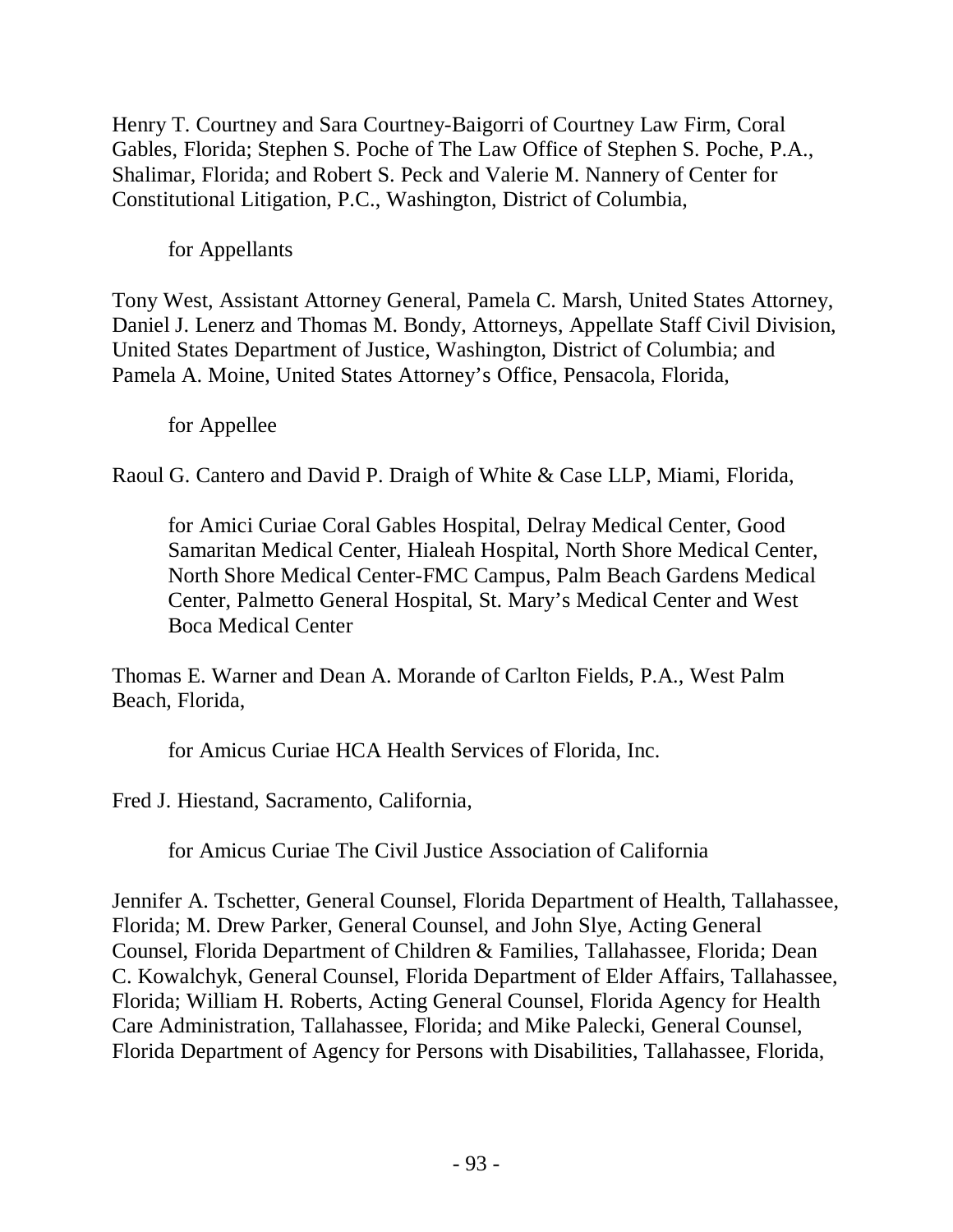Henry T. Courtney and Sara Courtney-Baigorri of Courtney Law Firm, Coral Gables, Florida; Stephen S. Poche of The Law Office of Stephen S. Poche, P.A., Shalimar, Florida; and Robert S. Peck and Valerie M. Nannery of Center for Constitutional Litigation, P.C., Washington, District of Columbia,

for Appellants

Tony West, Assistant Attorney General, Pamela C. Marsh, United States Attorney, Daniel J. Lenerz and Thomas M. Bondy, Attorneys, Appellate Staff Civil Division, United States Department of Justice, Washington, District of Columbia; and Pamela A. Moine, United States Attorney's Office, Pensacola, Florida,

for Appellee

Raoul G. Cantero and David P. Draigh of White & Case LLP, Miami, Florida,

for Amici Curiae Coral Gables Hospital, Delray Medical Center, Good Samaritan Medical Center, Hialeah Hospital, North Shore Medical Center, North Shore Medical Center-FMC Campus, Palm Beach Gardens Medical Center, Palmetto General Hospital, St. Mary's Medical Center and West Boca Medical Center

Thomas E. Warner and Dean A. Morande of Carlton Fields, P.A., West Palm Beach, Florida,

for Amicus Curiae HCA Health Services of Florida, Inc.

Fred J. Hiestand, Sacramento, California,

for Amicus Curiae The Civil Justice Association of California

Jennifer A. Tschetter, General Counsel, Florida Department of Health, Tallahassee, Florida; M. Drew Parker, General Counsel, and John Slye, Acting General Counsel, Florida Department of Children & Families, Tallahassee, Florida; Dean C. Kowalchyk, General Counsel, Florida Department of Elder Affairs, Tallahassee, Florida; William H. Roberts, Acting General Counsel, Florida Agency for Health Care Administration, Tallahassee, Florida; and Mike Palecki, General Counsel, Florida Department of Agency for Persons with Disabilities, Tallahassee, Florida,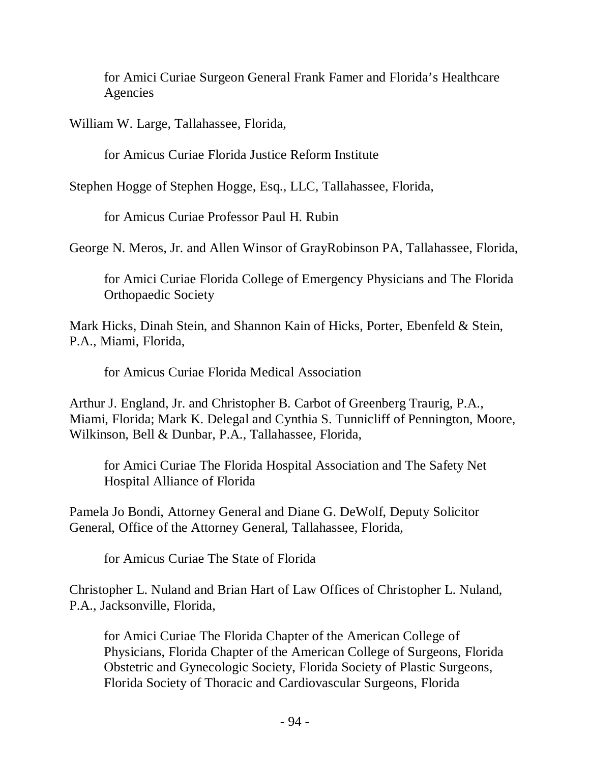for Amici Curiae Surgeon General Frank Famer and Florida's Healthcare Agencies

William W. Large, Tallahassee, Florida,

for Amicus Curiae Florida Justice Reform Institute

Stephen Hogge of Stephen Hogge, Esq., LLC, Tallahassee, Florida,

for Amicus Curiae Professor Paul H. Rubin

George N. Meros, Jr. and Allen Winsor of GrayRobinson PA, Tallahassee, Florida,

for Amici Curiae Florida College of Emergency Physicians and The Florida Orthopaedic Society

Mark Hicks, Dinah Stein, and Shannon Kain of Hicks, Porter, Ebenfeld & Stein, P.A., Miami, Florida,

for Amicus Curiae Florida Medical Association

Arthur J. England, Jr. and Christopher B. Carbot of Greenberg Traurig, P.A., Miami, Florida; Mark K. Delegal and Cynthia S. Tunnicliff of Pennington, Moore, Wilkinson, Bell & Dunbar, P.A., Tallahassee, Florida,

for Amici Curiae The Florida Hospital Association and The Safety Net Hospital Alliance of Florida

Pamela Jo Bondi, Attorney General and Diane G. DeWolf, Deputy Solicitor General, Office of the Attorney General, Tallahassee, Florida,

for Amicus Curiae The State of Florida

Christopher L. Nuland and Brian Hart of Law Offices of Christopher L. Nuland, P.A., Jacksonville, Florida,

for Amici Curiae The Florida Chapter of the American College of Physicians, Florida Chapter of the American College of Surgeons, Florida Obstetric and Gynecologic Society, Florida Society of Plastic Surgeons, Florida Society of Thoracic and Cardiovascular Surgeons, Florida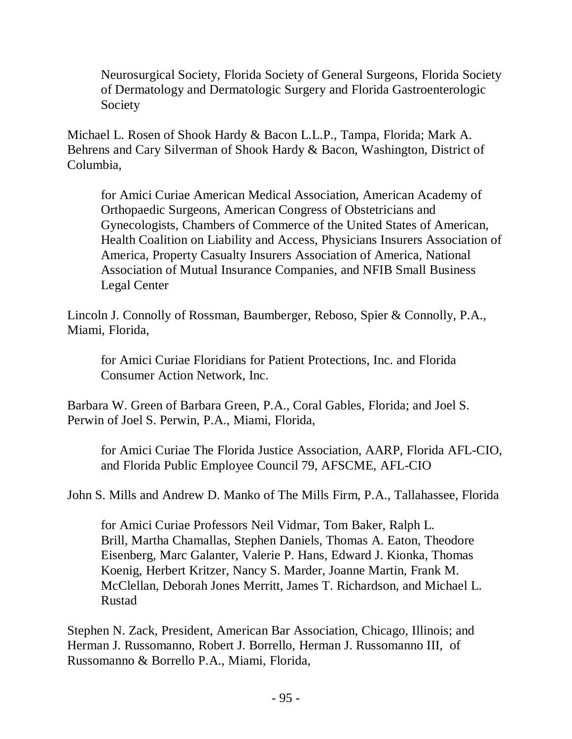Neurosurgical Society, Florida Society of General Surgeons, Florida Society of Dermatology and Dermatologic Surgery and Florida Gastroenterologic Society

Michael L. Rosen of Shook Hardy & Bacon L.L.P., Tampa, Florida; Mark A. Behrens and Cary Silverman of Shook Hardy & Bacon, Washington, District of Columbia,

for Amici Curiae American Medical Association, American Academy of Orthopaedic Surgeons, American Congress of Obstetricians and Gynecologists, Chambers of Commerce of the United States of American, Health Coalition on Liability and Access, Physicians Insurers Association of America, Property Casualty Insurers Association of America, National Association of Mutual Insurance Companies, and NFIB Small Business Legal Center

Lincoln J. Connolly of Rossman, Baumberger, Reboso, Spier & Connolly, P.A., Miami, Florida,

for Amici Curiae Floridians for Patient Protections, Inc. and Florida Consumer Action Network, Inc.

Barbara W. Green of Barbara Green, P.A., Coral Gables, Florida; and Joel S. Perwin of Joel S. Perwin, P.A., Miami, Florida,

for Amici Curiae The Florida Justice Association, AARP, Florida AFL-CIO, and Florida Public Employee Council 79, AFSCME, AFL-CIO

John S. Mills and Andrew D. Manko of The Mills Firm, P.A., Tallahassee, Florida

for Amici Curiae Professors Neil Vidmar, Tom Baker, Ralph L. Brill, Martha Chamallas, Stephen Daniels, Thomas A. Eaton, Theodore Eisenberg, Marc Galanter, Valerie P. Hans, Edward J. Kionka, Thomas Koenig, Herbert Kritzer, Nancy S. Marder, Joanne Martin, Frank M. McClellan, Deborah Jones Merritt, James T. Richardson, and Michael L. Rustad

Stephen N. Zack, President, American Bar Association, Chicago, Illinois; and Herman J. Russomanno, Robert J. Borrello, Herman J. Russomanno III, of Russomanno & Borrello P.A., Miami, Florida,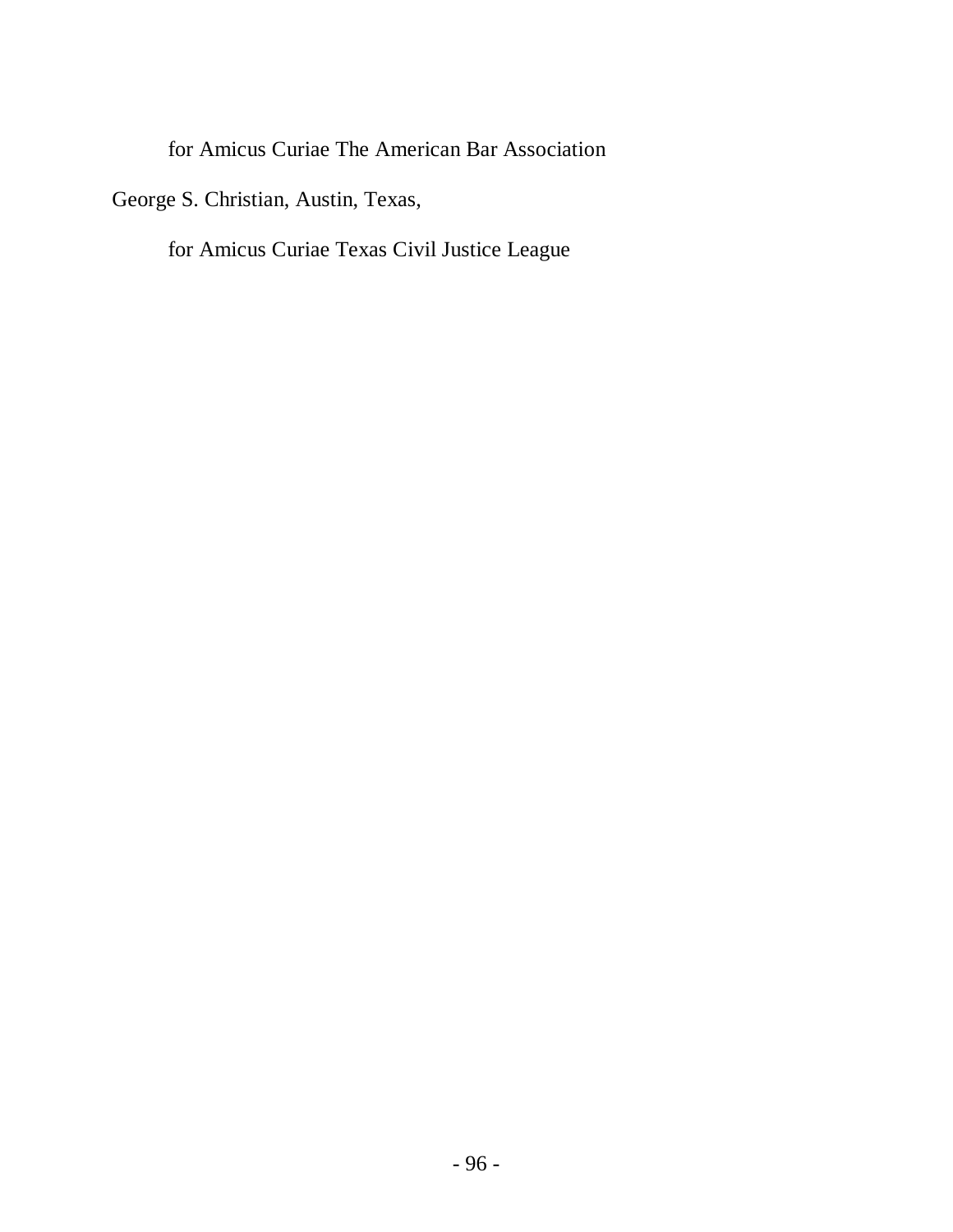for Amicus Curiae The American Bar Association

George S. Christian, Austin, Texas,

for Amicus Curiae Texas Civil Justice League